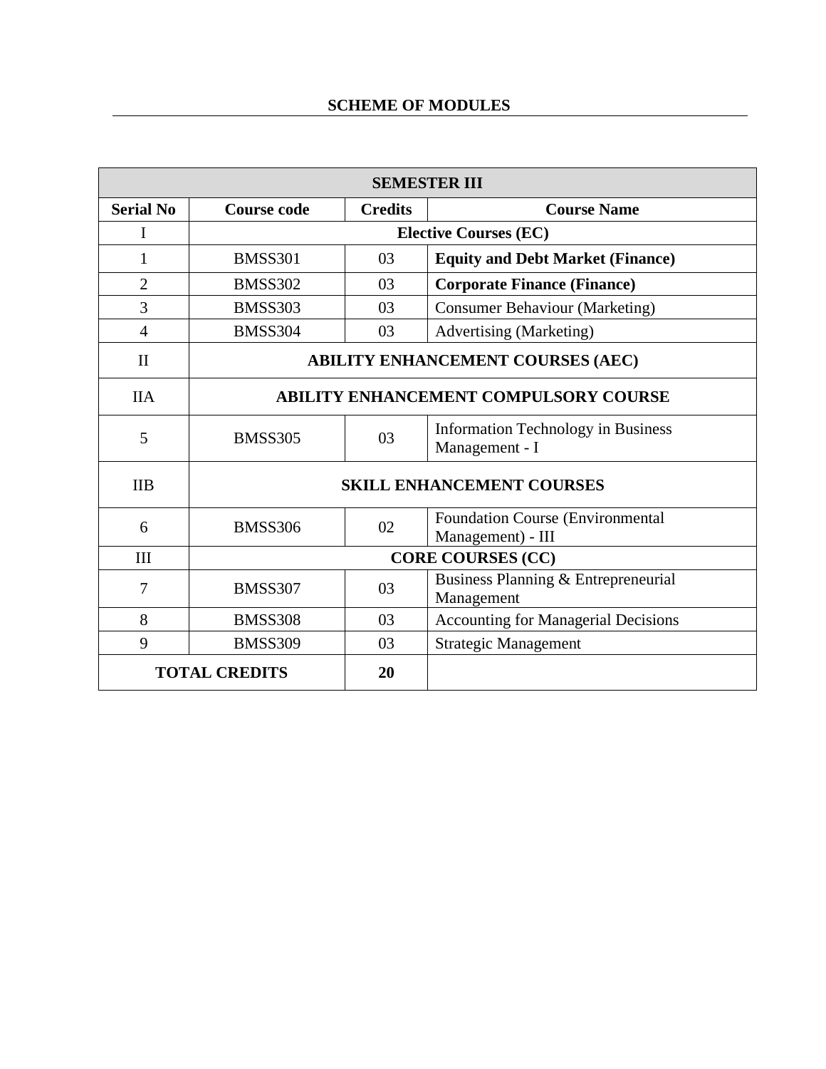## SCHEME OF MODULES

| SEMESTER III | | | |
|---|---|---|---|
| **Serial No** | **Course code** | **Credits** | **Course Name** |
| I | **Elective Courses (EC)** | | |
| 1 | BMSS301 | 03 | **Equity and Debt Market (Finance)** |
| 2 | BMSS302 | 03 | **Corporate Finance (Finance)** |
| 3 | BMSS303 | 03 | Consumer Behaviour (Marketing) |
| 4 | BMSS304 | 03 | Advertising (Marketing) |
| II | **ABILITY ENHANCEMENT COURSES (AEC)** | | |
| IIA | **ABILITY ENHANCEMENT COMPULSORY COURSE** | | |
| 5 | BMSS305 | 03 | Information Technology in Business Management - I |
| IIB | **SKILL ENHANCEMENT COURSES** | | |
| 6 | BMSS306 | 02 | Foundation Course (Environmental Management) - III |
| III | **CORE COURSES (CC)** | | |
| 7 | BMSS307 | 03 | Business Planning & Entrepreneurial Management |
| 8 | BMSS308 | 03 | Accounting for Managerial Decisions |
| 9 | BMSS309 | 03 | Strategic Management |
| **TOTAL CREDITS** | | **20** | |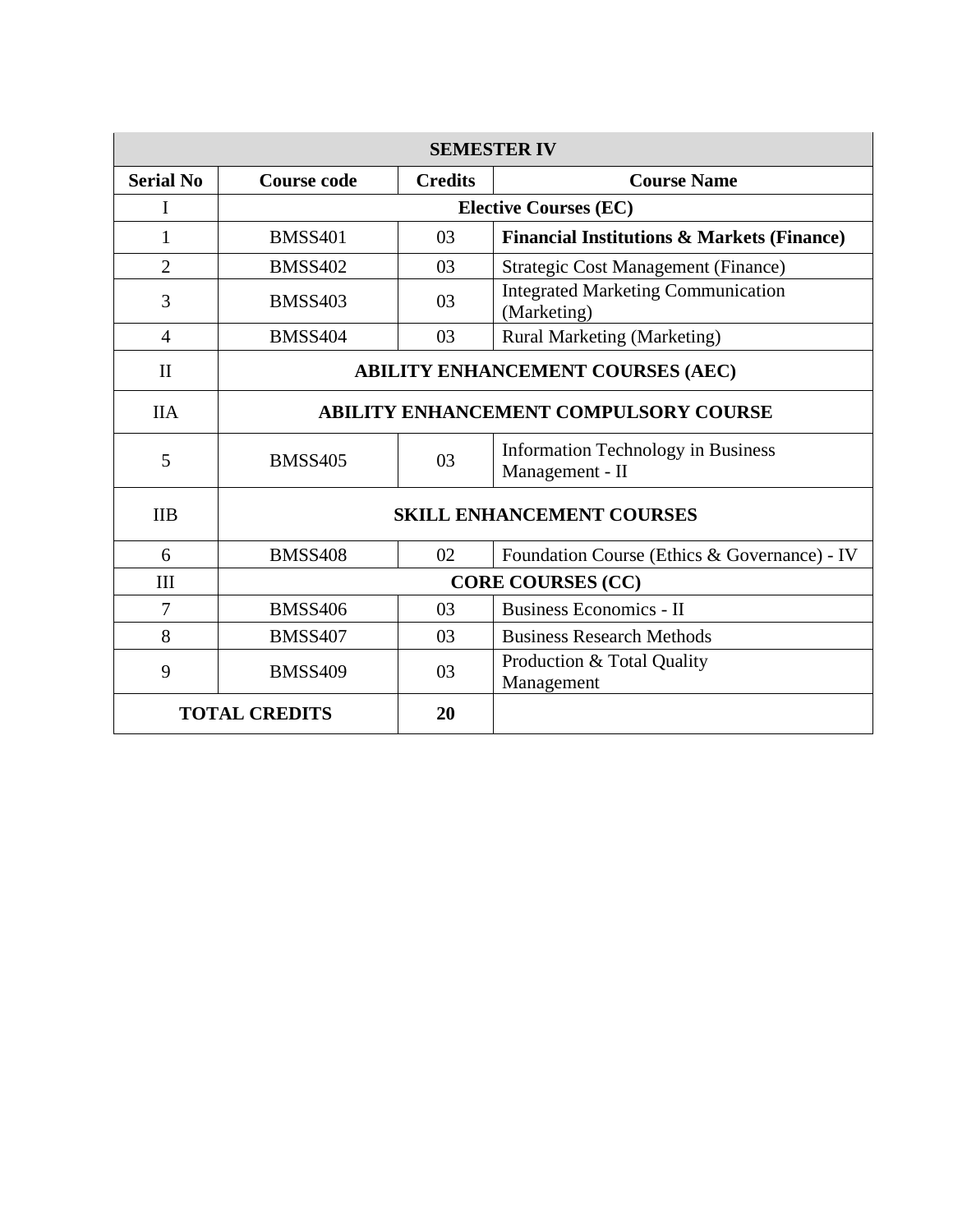| SEMESTER IV | | | |
|---|---|---|---|
| **Serial No** | **Course code** | **Credits** | **Course Name** |
| I | **Elective Courses (EC)** | | |
| 1 | BMSS401 | 03 | **Financial Institutions & Markets (Finance)** |
| 2 | BMSS402 | 03 | Strategic Cost Management (Finance) |
| 3 | BMSS403 | 03 | Integrated Marketing Communication (Marketing) |
| 4 | BMSS404 | 03 | Rural Marketing (Marketing) |
| II | **ABILITY ENHANCEMENT COURSES (AEC)** | | |
| IIA | **ABILITY ENHANCEMENT COMPULSORY COURSE** | | |
| 5 | BMSS405 | 03 | Information Technology in Business Management - II |
| IIB | **SKILL ENHANCEMENT COURSES** | | |
| 6 | BMSS408 | 02 | Foundation Course (Ethics & Governance) - IV |
| III | **CORE COURSES (CC)** | | |
| 7 | BMSS406 | 03 | Business Economics - II |
| 8 | BMSS407 | 03 | Business Research Methods |
| 9 | BMSS409 | 03 | Production & Total Quality Management |
| **TOTAL CREDITS** | | **20** | |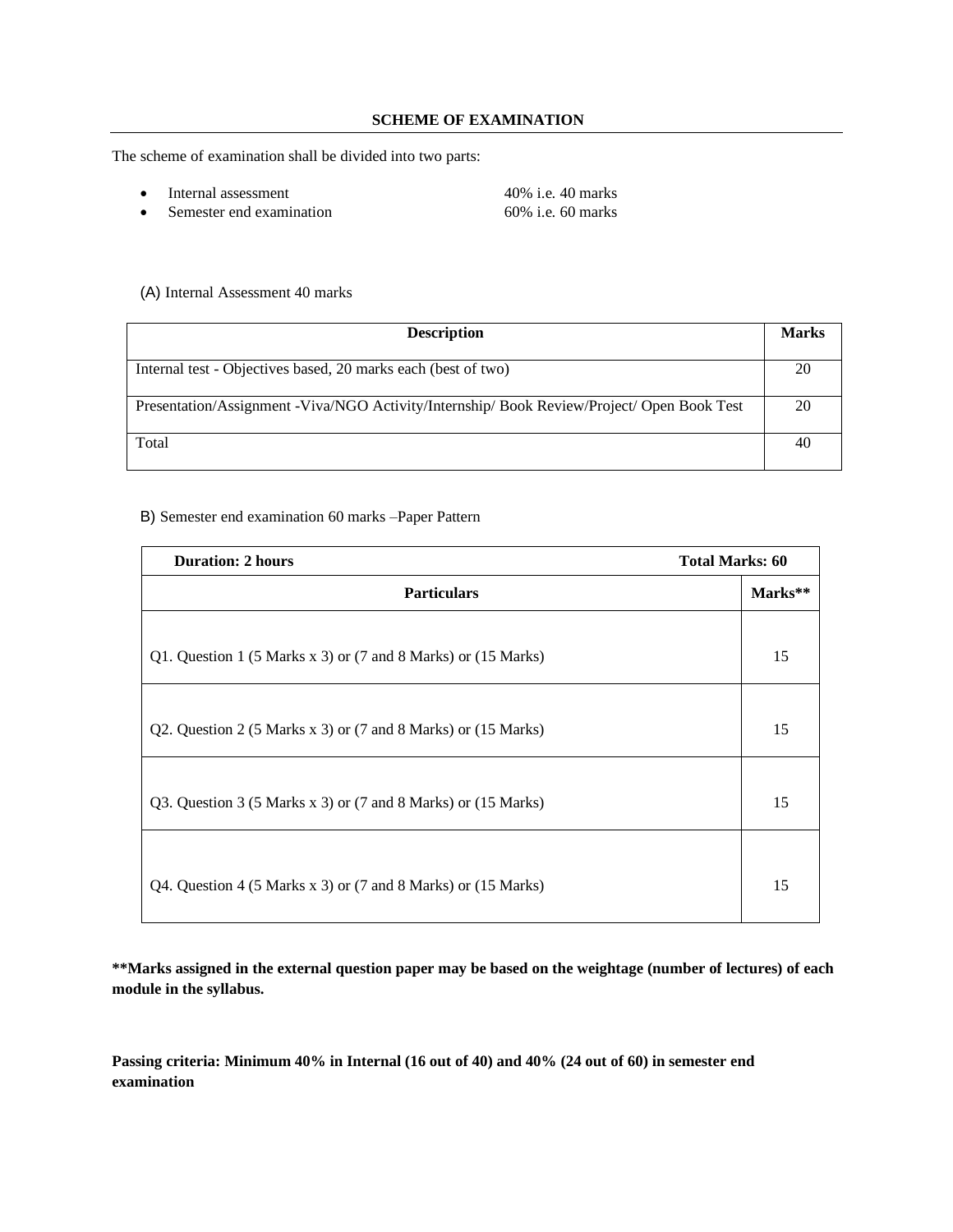## SCHEME OF EXAMINATION

The scheme of examination shall be divided into two parts:

- Internal assessment 40% i.e. 40 marks
- Semester end examination 60% i.e. 60 marks

(A) Internal Assessment 40 marks

| Description | Marks |
|---|---|
| Internal test - Objectives based, 20 marks each (best of two) | 20 |
| Presentation/Assignment -Viva/NGO Activity/Internship/ Book Review/Project/ Open Book Test | 20 |
| Total | 40 |

B) Semester end examination 60 marks –Paper Pattern

| **Duration: 2 hours** | **Total Marks: 60** |
|---|---|
| **Particulars** | **Marks**** |
| Q1. Question 1 (5 Marks x 3) or (7 and 8 Marks) or (15 Marks) | 15 |
| Q2. Question 2 (5 Marks x 3) or (7 and 8 Marks) or (15 Marks) | 15 |
| Q3. Question 3 (5 Marks x 3) or (7 and 8 Marks) or (15 Marks) | 15 |
| Q4. Question 4 (5 Marks x 3) or (7 and 8 Marks) or (15 Marks) | 15 |

****Marks assigned in the external question paper may be based on the weightage (number of lectures) of each module in the syllabus.**

**Passing criteria: Minimum 40% in Internal (16 out of 40) and 40% (24 out of 60) in semester end examination**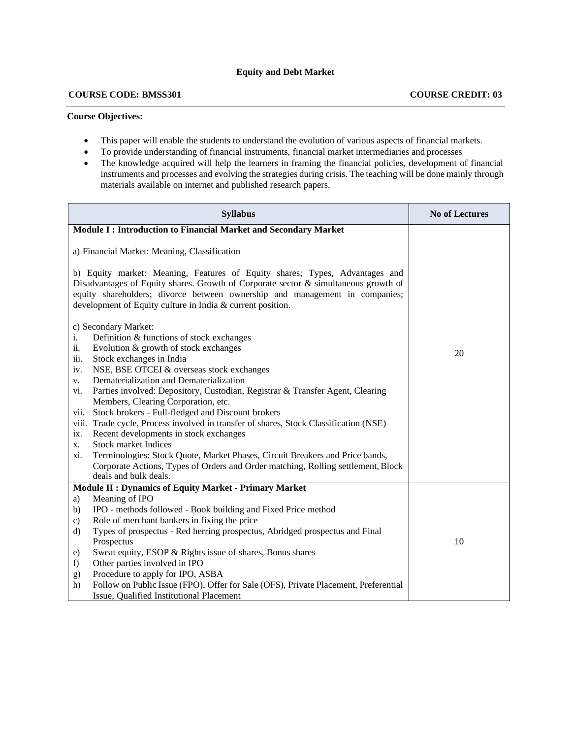## Equity and Debt Market

**COURSE CODE: BMSS301** **COURSE CREDIT: 03**

**Course Objectives:**

- This paper will enable the students to understand the evolution of various aspects of financial markets.
- To provide understanding of financial instruments, financial market intermediaries and processes
- The knowledge acquired will help the learners in framing the financial policies, development of financial instruments and processes and evolving the strategies during crisis. The teaching will be done mainly through materials available on internet and published research papers.

| Syllabus | No of Lectures |
|---|---|
| **Module I : Introduction to Financial Market and Secondary Market**<br><br>a) Financial Market: Meaning, Classification<br><br>b) Equity market: Meaning, Features of Equity shares; Types, Advantages and Disadvantages of Equity shares. Growth of Corporate sector & simultaneous growth of equity shareholders; divorce between ownership and management in companies; development of Equity culture in India & current position.<br><br>c) Secondary Market:<br>i. Definition & functions of stock exchanges<br>ii. Evolution & growth of stock exchanges<br>iii. Stock exchanges in India<br>iv. NSE, BSE OTCEI & overseas stock exchanges<br>v. Dematerialization and Dematerialization<br>vi. Parties involved: Depository, Custodian, Registrar & Transfer Agent, Clearing Members, Clearing Corporation, etc.<br>vii. Stock brokers - Full-fledged and Discount brokers<br>viii. Trade cycle, Process involved in transfer of shares, Stock Classification (NSE)<br>ix. Recent developments in stock exchanges<br>x. Stock market Indices<br>xi. Terminologies: Stock Quote, Market Phases, Circuit Breakers and Price bands, Corporate Actions, Types of Orders and Order matching, Rolling settlement, Block deals and bulk deals. | 20 |
| **Module II : Dynamics of Equity Market - Primary Market**<br>a) Meaning of IPO<br>b) IPO - methods followed - Book building and Fixed Price method<br>c) Role of merchant bankers in fixing the price<br>d) Types of prospectus - Red herring prospectus, Abridged prospectus and Final Prospectus<br>e) Sweat equity, ESOP & Rights issue of shares, Bonus shares<br>f) Other parties involved in IPO<br>g) Procedure to apply for IPO, ASBA<br>h) Follow on Public Issue (FPO), Offer for Sale (OFS), Private Placement, Preferential Issue, Qualified Institutional Placement | 10 |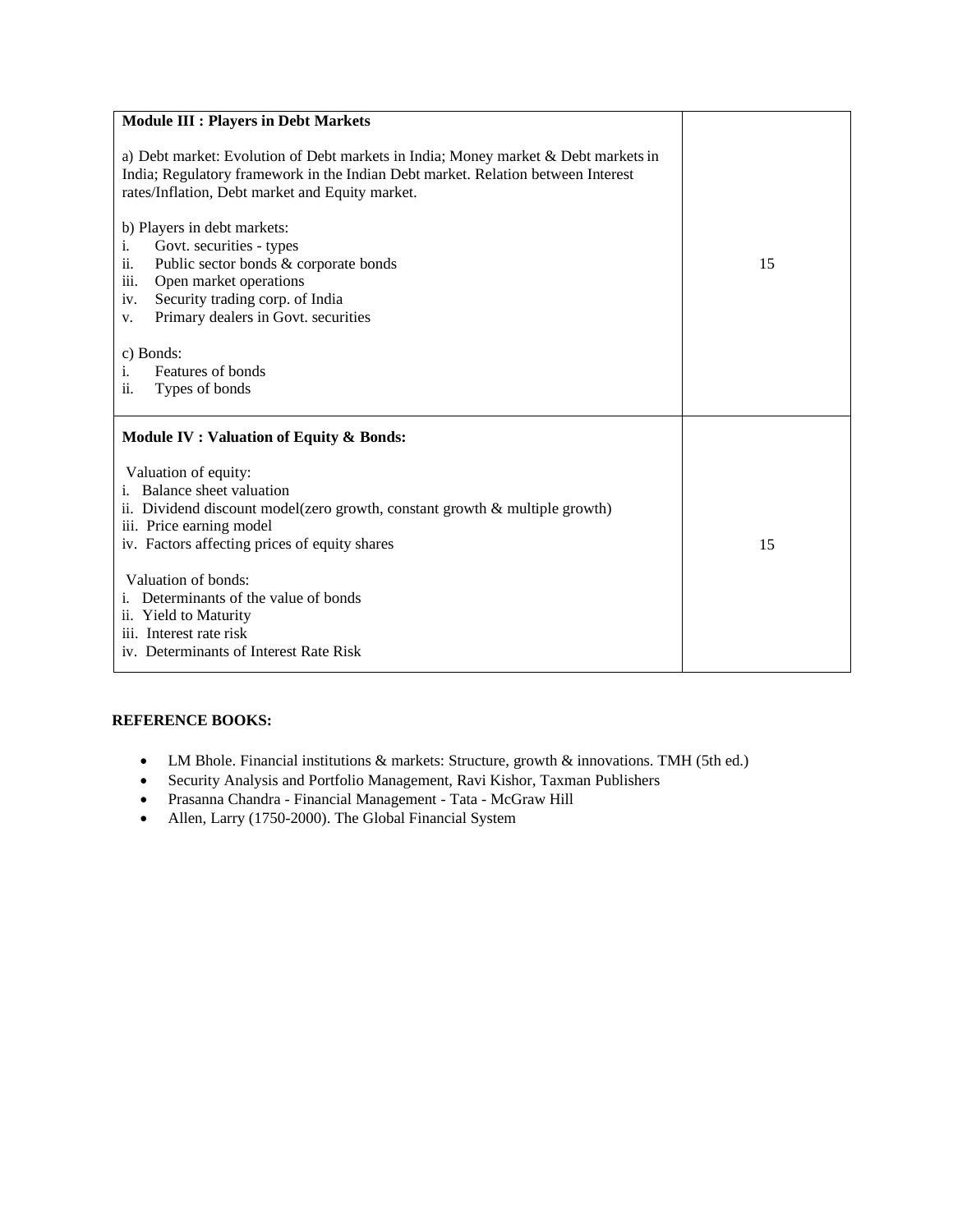| **Module III : Players in Debt Markets**<br><br>a) Debt market: Evolution of Debt markets in India; Money market & Debt markets in India; Regulatory framework in the Indian Debt market. Relation between Interest rates/Inflation, Debt market and Equity market.<br><br>b) Players in debt markets:<br>i. Govt. securities - types<br>ii. Public sector bonds & corporate bonds<br>iii. Open market operations<br>iv. Security trading corp. of India<br>v. Primary dealers in Govt. securities<br><br>c) Bonds:<br>i. Features of bonds<br>ii. Types of bonds | 15 |
|---|---|
| **Module IV : Valuation of Equity & Bonds:**<br><br>Valuation of equity:<br>i. Balance sheet valuation<br>ii. Dividend discount model(zero growth, constant growth & multiple growth)<br>iii. Price earning model<br>iv. Factors affecting prices of equity shares<br><br>Valuation of bonds:<br>i. Determinants of the value of bonds<br>ii. Yield to Maturity<br>iii. Interest rate risk<br>iv. Determinants of Interest Rate Risk | 15 |

**REFERENCE BOOKS:**

- LM Bhole. Financial institutions & markets: Structure, growth & innovations. TMH (5th ed.)
- Security Analysis and Portfolio Management, Ravi Kishor, Taxman Publishers
- Prasanna Chandra - Financial Management - Tata - McGraw Hill
- Allen, Larry (1750-2000). The Global Financial System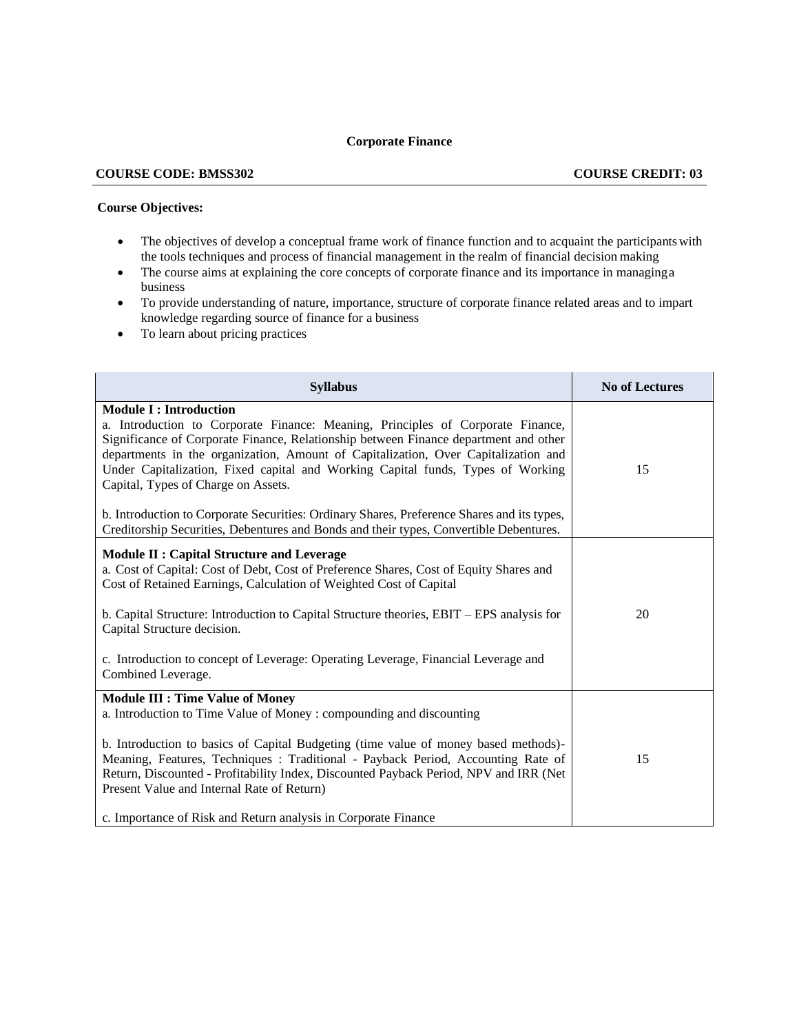## Corporate Finance

**COURSE CODE: BMSS302** **COURSE CREDIT: 03**

**Course Objectives:**

- The objectives of develop a conceptual frame work of finance function and to acquaint the participants with the tools techniques and process of financial management in the realm of financial decision making
- The course aims at explaining the core concepts of corporate finance and its importance in managing a business
- To provide understanding of nature, importance, structure of corporate finance related areas and to impart knowledge regarding source of finance for a business
- To learn about pricing practices

| Syllabus | No of Lectures |
|---|---|
| **Module I : Introduction**<br>a. Introduction to Corporate Finance: Meaning, Principles of Corporate Finance, Significance of Corporate Finance, Relationship between Finance department and other departments in the organization, Amount of Capitalization, Over Capitalization and Under Capitalization, Fixed capital and Working Capital funds, Types of Working Capital, Types of Charge on Assets.<br><br>b. Introduction to Corporate Securities: Ordinary Shares, Preference Shares and its types, Creditorship Securities, Debentures and Bonds and their types, Convertible Debentures. | 15 |
| **Module II : Capital Structure and Leverage**<br>a. Cost of Capital: Cost of Debt, Cost of Preference Shares, Cost of Equity Shares and Cost of Retained Earnings, Calculation of Weighted Cost of Capital<br><br>b. Capital Structure: Introduction to Capital Structure theories, EBIT – EPS analysis for Capital Structure decision.<br><br>c. Introduction to concept of Leverage: Operating Leverage, Financial Leverage and Combined Leverage. | 20 |
| **Module III : Time Value of Money**<br>a. Introduction to Time Value of Money : compounding and discounting<br><br>b. Introduction to basics of Capital Budgeting (time value of money based methods)- Meaning, Features, Techniques : Traditional - Payback Period, Accounting Rate of Return, Discounted - Profitability Index, Discounted Payback Period, NPV and IRR (Net Present Value and Internal Rate of Return)<br><br>c. Importance of Risk and Return analysis in Corporate Finance | 15 |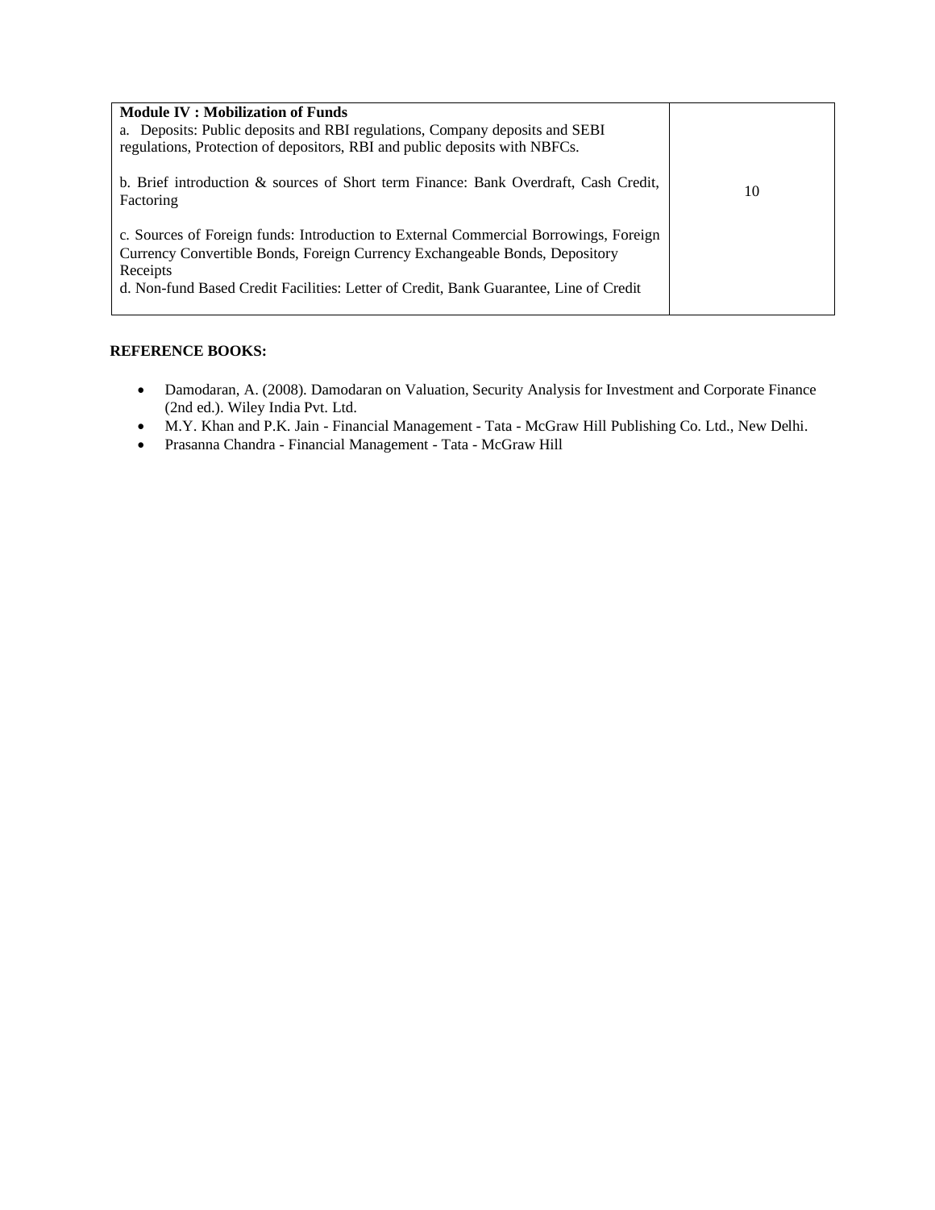| **Module IV : Mobilization of Funds**<br>a. Deposits: Public deposits and RBI regulations, Company deposits and SEBI regulations, Protection of depositors, RBI and public deposits with NBFCs.<br><br>b. Brief introduction & sources of Short term Finance: Bank Overdraft, Cash Credit, Factoring<br><br>c. Sources of Foreign funds: Introduction to External Commercial Borrowings, Foreign Currency Convertible Bonds, Foreign Currency Exchangeable Bonds, Depository Receipts<br>d. Non-fund Based Credit Facilities: Letter of Credit, Bank Guarantee, Line of Credit | 10 |
|---|---|

**REFERENCE BOOKS:**

- Damodaran, A. (2008). Damodaran on Valuation, Security Analysis for Investment and Corporate Finance (2nd ed.). Wiley India Pvt. Ltd.
- M.Y. Khan and P.K. Jain - Financial Management - Tata - McGraw Hill Publishing Co. Ltd., New Delhi.
- Prasanna Chandra - Financial Management - Tata - McGraw Hill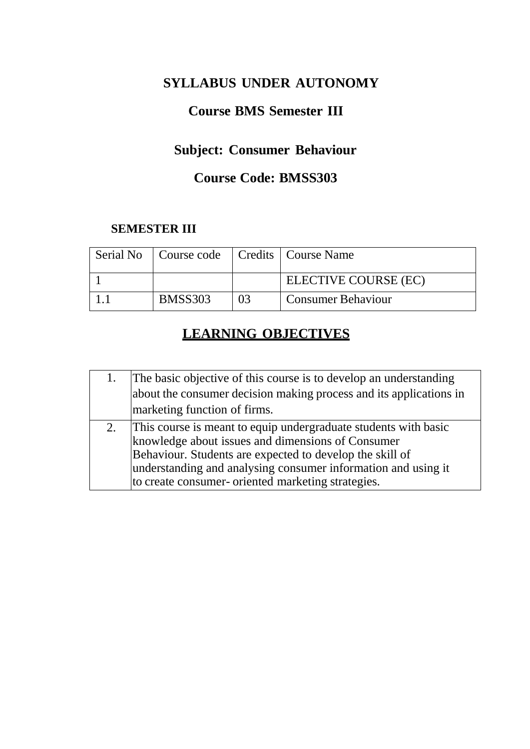# SYLLABUS UNDER AUTONOMY

## Course BMS Semester III

## Subject: Consumer Behaviour

## Course Code: BMSS303

**SEMESTER III**

| Serial No | Course code | Credits | Course Name |
|---|---|---|---|
| 1 | | | ELECTIVE COURSE (EC) |
| 1.1 | BMSS303 | 03 | Consumer Behaviour |

## LEARNING OBJECTIVES

| | |
|---|---|
| 1. | The basic objective of this course is to develop an understanding about the consumer decision making process and its applications in marketing function of firms. |
| 2. | This course is meant to equip undergraduate students with basic knowledge about issues and dimensions of Consumer Behaviour. Students are expected to develop the skill of understanding and analysing consumer information and using it to create consumer- oriented marketing strategies. |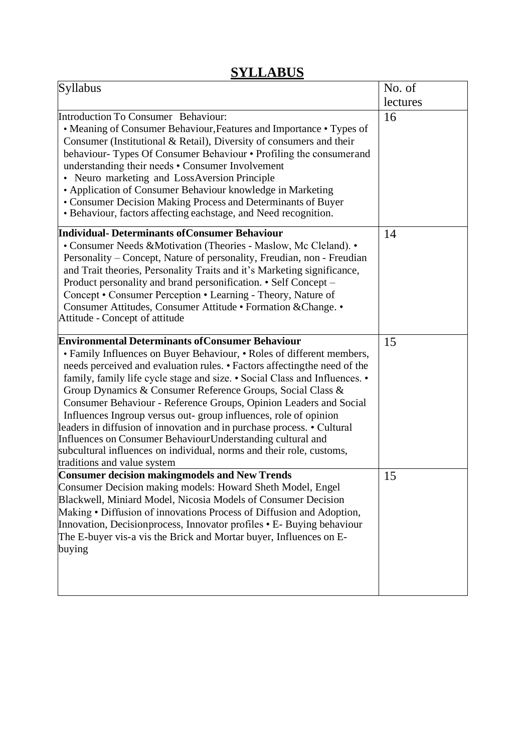# SYLLABUS

| Syllabus | No. of lectures |
|---|---|
| Introduction To Consumer Behaviour: • Meaning of Consumer Behaviour,Features and Importance • Types of Consumer (Institutional & Retail), Diversity of consumers and their behaviour- Types Of Consumer Behaviour • Profiling the consumerand understanding their needs • Consumer Involvement • Neuro marketing and LossAversion Principle • Application of Consumer Behaviour knowledge in Marketing • Consumer Decision Making Process and Determinants of Buyer • Behaviour, factors affecting eachstage, and Need recognition. | 16 |
| **Individual- Determinants ofConsumer Behaviour** • Consumer Needs &Motivation (Theories - Maslow, Mc Cleland). • Personality – Concept, Nature of personality, Freudian, non - Freudian and Trait theories, Personality Traits and it's Marketing significance, Product personality and brand personification. • Self Concept – Concept • Consumer Perception • Learning - Theory, Nature of Consumer Attitudes, Consumer Attitude • Formation &Change. • Attitude - Concept of attitude | 14 |
| **Environmental Determinants ofConsumer Behaviour** • Family Influences on Buyer Behaviour, • Roles of different members, needs perceived and evaluation rules. • Factors affectingthe need of the family, family life cycle stage and size. • Social Class and Influences. • Group Dynamics & Consumer Reference Groups, Social Class & Consumer Behaviour - Reference Groups, Opinion Leaders and Social Influences Ingroup versus out- group influences, role of opinion leaders in diffusion of innovation and in purchase process. • Cultural Influences on Consumer BehaviourUnderstanding cultural and subcultural influences on individual, norms and their role, customs, traditions and value system | 15 |
| **Consumer decision makingmodels and New Trends** Consumer Decision making models: Howard Sheth Model, Engel Blackwell, Miniard Model, Nicosia Models of Consumer Decision Making • Diffusion of innovations Process of Diffusion and Adoption, Innovation, Decisionprocess, Innovator profiles • E- Buying behaviour The E-buyer vis-a vis the Brick and Mortar buyer, Influences on E-buying | 15 |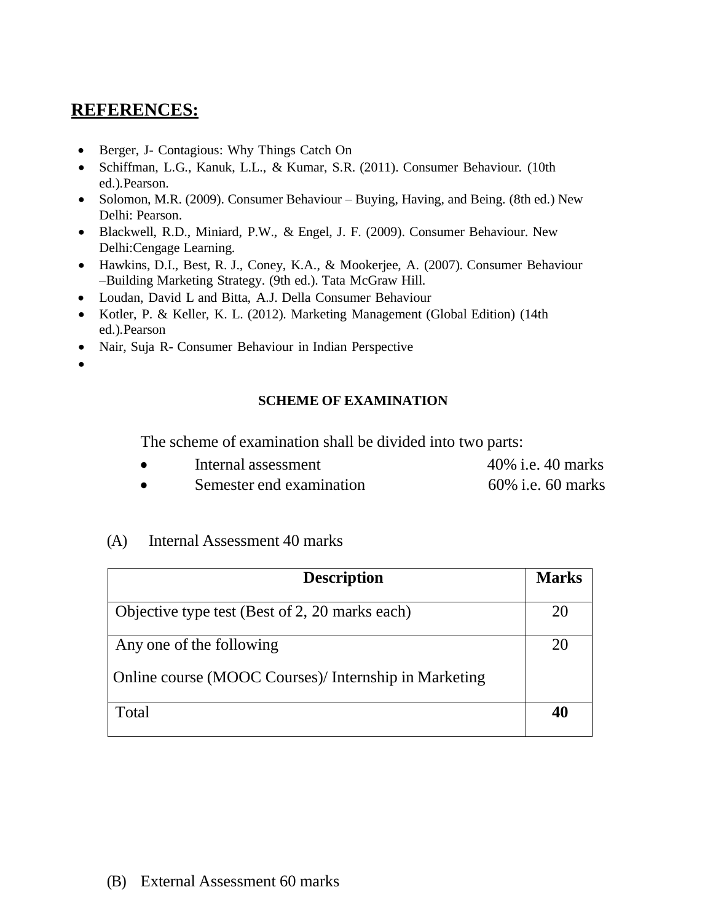## REFERENCES:

- Berger, J- Contagious: Why Things Catch On
- Schiffman, L.G., Kanuk, L.L., & Kumar, S.R. (2011). Consumer Behaviour. (10th ed.).Pearson.
- Solomon, M.R. (2009). Consumer Behaviour – Buying, Having, and Being. (8th ed.) New Delhi: Pearson.
- Blackwell, R.D., Miniard, P.W., & Engel, J. F. (2009). Consumer Behaviour. New Delhi:Cengage Learning.
- Hawkins, D.I., Best, R. J., Coney, K.A., & Mookerjee, A. (2007). Consumer Behaviour –Building Marketing Strategy. (9th ed.). Tata McGraw Hill.
- Loudan, David L and Bitta, A.J. Della Consumer Behaviour
- Kotler, P. & Keller, K. L. (2012). Marketing Management (Global Edition) (14th ed.).Pearson
- Nair, Suja R- Consumer Behaviour in Indian Perspective

**SCHEME OF EXAMINATION**

The scheme of examination shall be divided into two parts:

- Internal assessment 40% i.e. 40 marks
- Semester end examination 60% i.e. 60 marks

(A) Internal Assessment 40 marks

| Description | Marks |
|---|---|
| Objective type test (Best of 2, 20 marks each) | 20 |
| Any one of the following<br>Online course (MOOC Courses)/ Internship in Marketing | 20 |
| Total | **40** |

(B) External Assessment 60 marks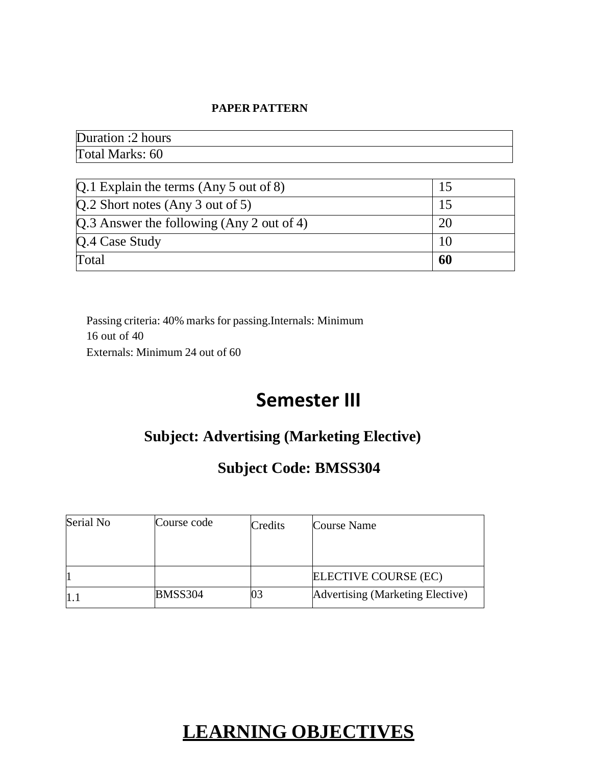**PAPER PATTERN**

| Duration :2 hours |
|---|
| Total Marks: 60 |

| Question | Marks |
|---|---|
| Q.1 Explain the terms (Any 5 out of 8) | 15 |
| Q.2 Short notes (Any 3 out of 5) | 15 |
| Q.3 Answer the following (Any 2 out of 4) | 20 |
| Q.4 Case Study | 10 |
| Total | **60** |

Passing criteria: 40% marks for passing.Internals: Minimum 16 out of 40
Externals: Minimum 24 out of 60

# Semester III

## Subject: Advertising (Marketing Elective)

## Subject Code: BMSS304

| Serial No | Course code | Credits | Course Name |
|---|---|---|---|
| 1 | | | ELECTIVE COURSE (EC) |
| 1.1 | BMSS304 | 03 | Advertising (Marketing Elective) |

# LEARNING OBJECTIVES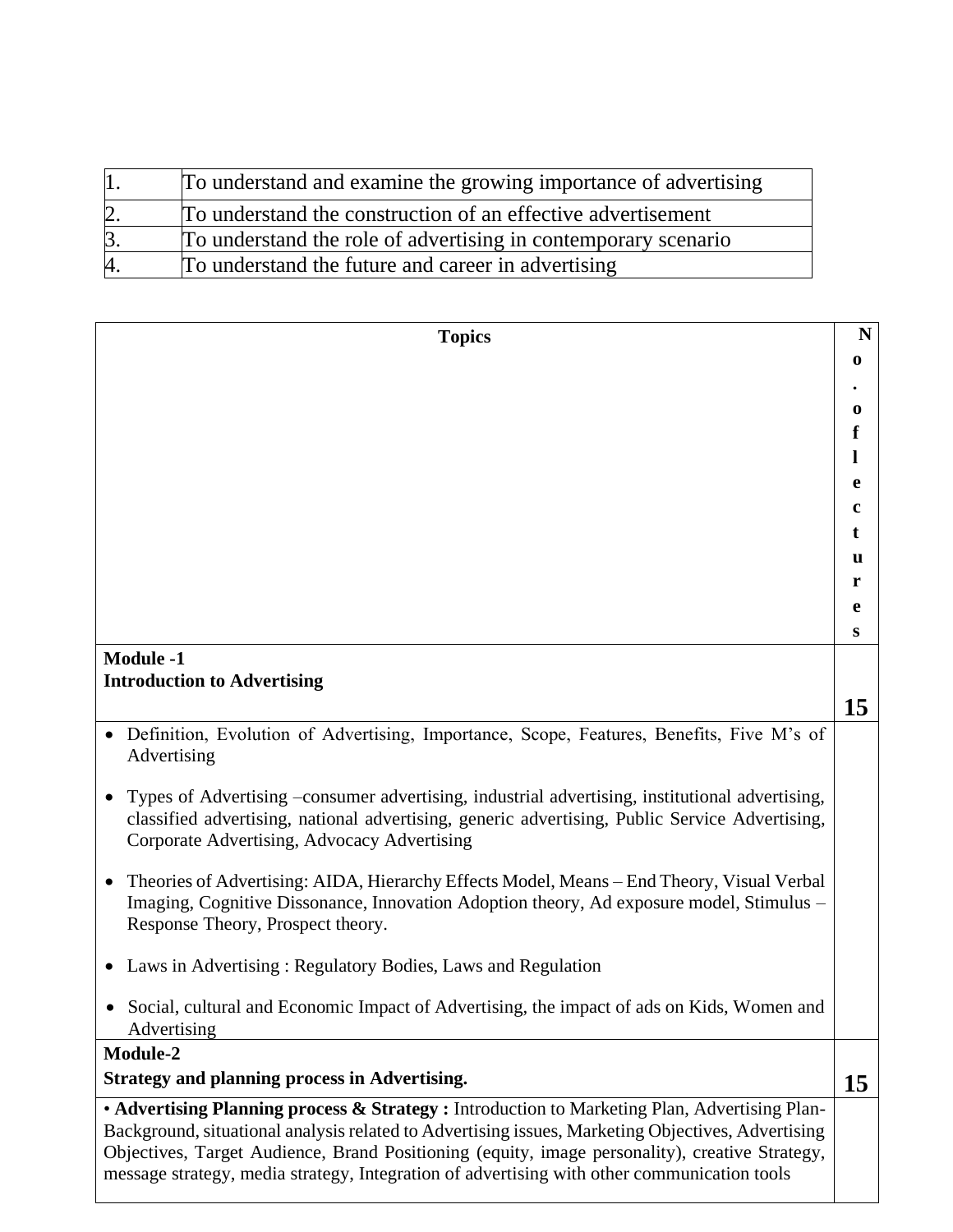| 1. | To understand and examine the growing importance of advertising |
|---|---|
| 2. | To understand the construction of an effective advertisement |
| 3. | To understand the role of advertising in contemporary scenario |
| 4. | To understand the future and career in advertising |

| **Topics** | **No. of lectures** |
|---|---|
| **Module -1**<br>**Introduction to Advertising** | **15** |
| • Definition, Evolution of Advertising, Importance, Scope, Features, Benefits, Five M's of Advertising<br><br>• Types of Advertising –consumer advertising, industrial advertising, institutional advertising, classified advertising, national advertising, generic advertising, Public Service Advertising, Corporate Advertising, Advocacy Advertising<br><br>• Theories of Advertising: AIDA, Hierarchy Effects Model, Means – End Theory, Visual Verbal Imaging, Cognitive Dissonance, Innovation Adoption theory, Ad exposure model, Stimulus – Response Theory, Prospect theory.<br><br>• Laws in Advertising : Regulatory Bodies, Laws and Regulation<br><br>• Social, cultural and Economic Impact of Advertising, the impact of ads on Kids, Women and Advertising | |
| **Module-2**<br>**Strategy and planning process in Advertising.** | **15** |
| • **Advertising Planning process & Strategy :** Introduction to Marketing Plan, Advertising Plan-Background, situational analysis related to Advertising issues, Marketing Objectives, Advertising Objectives, Target Audience, Brand Positioning (equity, image personality), creative Strategy, message strategy, media strategy, Integration of advertising with other communication tools | |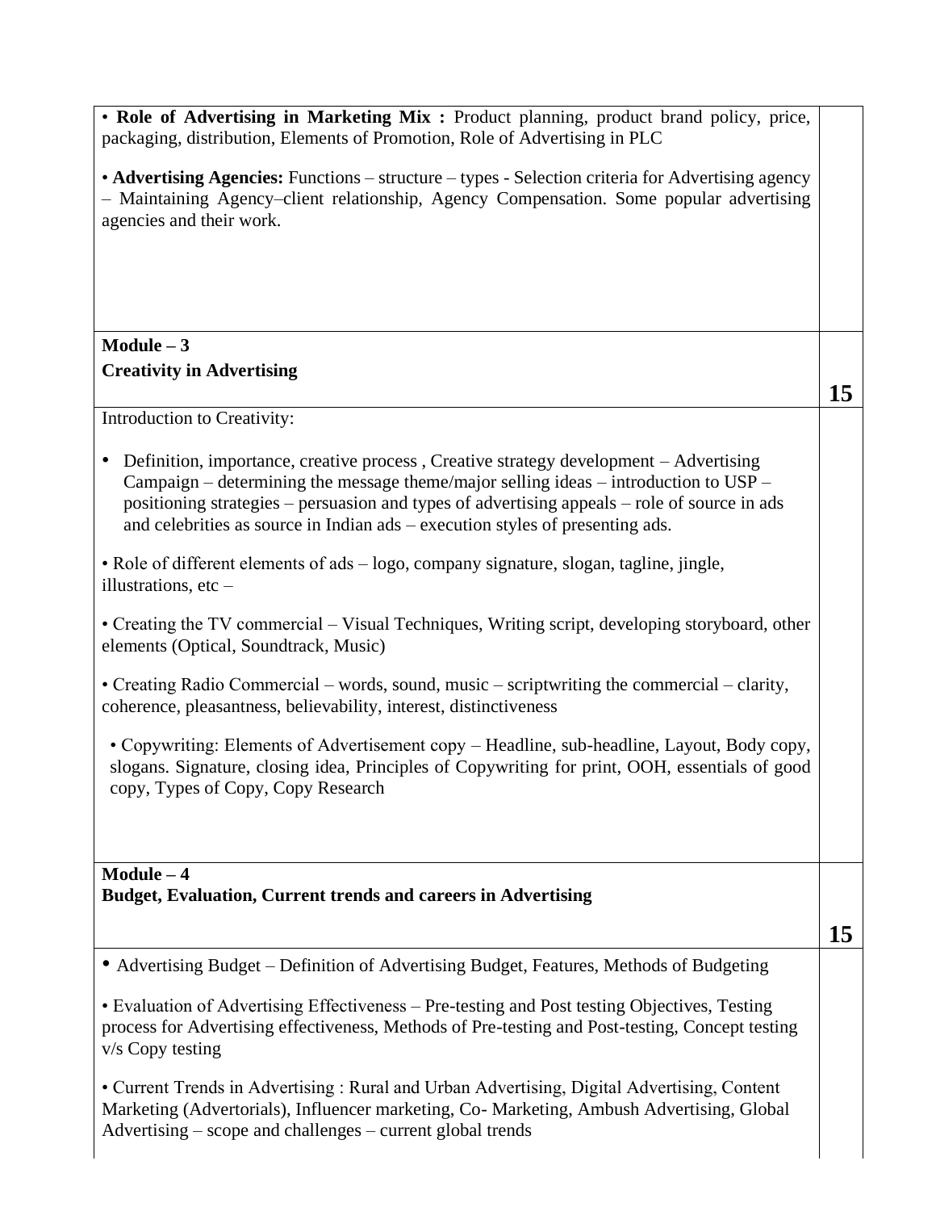| | |
|---|---|
| • **Role of Advertising in Marketing Mix :** Product planning, product brand policy, price, packaging, distribution, Elements of Promotion, Role of Advertising in PLC<br><br>• **Advertising Agencies:** Functions – structure – types - Selection criteria for Advertising agency – Maintaining Agency–client relationship, Agency Compensation. Some popular advertising agencies and their work. | |
| **Module – 3**<br>**Creativity in Advertising** | **15** |
| Introduction to Creativity:<br><br>• Definition, importance, creative process , Creative strategy development – Advertising Campaign – determining the message theme/major selling ideas – introduction to USP – positioning strategies – persuasion and types of advertising appeals – role of source in ads and celebrities as source in Indian ads – execution styles of presenting ads.<br><br>• Role of different elements of ads – logo, company signature, slogan, tagline, jingle, illustrations, etc –<br><br>• Creating the TV commercial – Visual Techniques, Writing script, developing storyboard, other elements (Optical, Soundtrack, Music)<br><br>• Creating Radio Commercial – words, sound, music – scriptwriting the commercial – clarity, coherence, pleasantness, believability, interest, distinctiveness<br><br>• Copywriting: Elements of Advertisement copy – Headline, sub-headline, Layout, Body copy, slogans. Signature, closing idea, Principles of Copywriting for print, OOH, essentials of good copy, Types of Copy, Copy Research | |
| **Module – 4**<br>**Budget, Evaluation, Current trends and careers in Advertising** | **15** |
| • Advertising Budget – Definition of Advertising Budget, Features, Methods of Budgeting<br><br>• Evaluation of Advertising Effectiveness – Pre-testing and Post testing Objectives, Testing process for Advertising effectiveness, Methods of Pre-testing and Post-testing, Concept testing v/s Copy testing<br><br>• Current Trends in Advertising : Rural and Urban Advertising, Digital Advertising, Content Marketing (Advertorials), Influencer marketing, Co- Marketing, Ambush Advertising, Global Advertising – scope and challenges – current global trends | |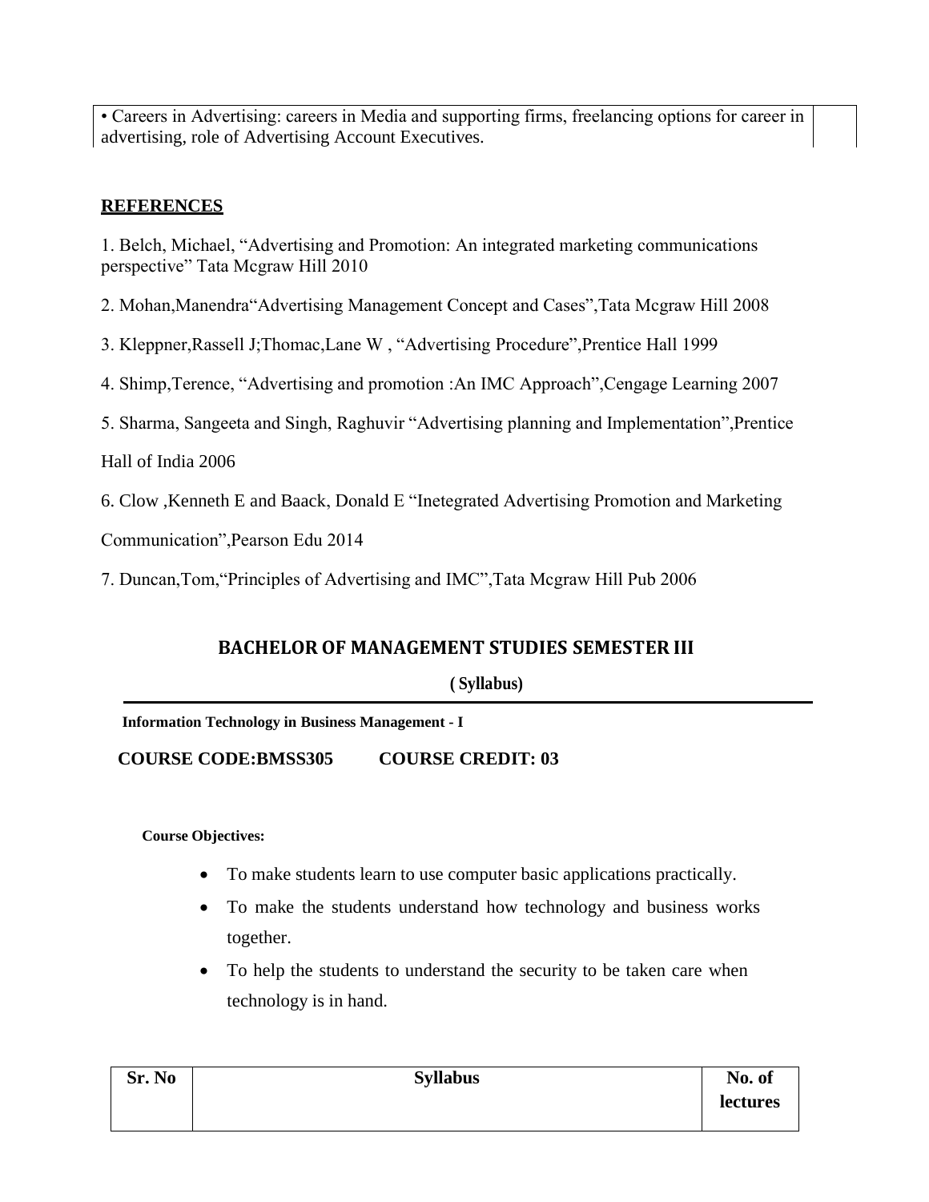| | |
|---|---|
| • Careers in Advertising: careers in Media and supporting firms, freelancing options for career in advertising, role of Advertising Account Executives. | |

**REFERENCES**

1. Belch, Michael, "Advertising and Promotion: An integrated marketing communications perspective" Tata Mcgraw Hill 2010

2. Mohan,Manendra"Advertising Management Concept and Cases",Tata Mcgraw Hill 2008

3. Kleppner,Rassell J;Thomac,Lane W , "Advertising Procedure",Prentice Hall 1999

4. Shimp,Terence, "Advertising and promotion :An IMC Approach",Cengage Learning 2007

5. Sharma, Sangeeta and Singh, Raghuvir "Advertising planning and Implementation",Prentice Hall of India 2006

6. Clow ,Kenneth E and Baack, Donald E "Inetegrated Advertising Promotion and Marketing Communication",Pearson Edu 2014

7. Duncan,Tom,"Principles of Advertising and IMC",Tata Mcgraw Hill Pub 2006

## BACHELOR OF MANAGEMENT STUDIES SEMESTER III

**( Syllabus)**

**Information Technology in Business Management - I**

**COURSE CODE:BMSS305 COURSE CREDIT: 03**

**Course Objectives:**

- To make students learn to use computer basic applications practically.
- To make the students understand how technology and business works together.
- To help the students to understand the security to be taken care when technology is in hand.

| Sr. No | Syllabus | No. of lectures |
|---|---|---|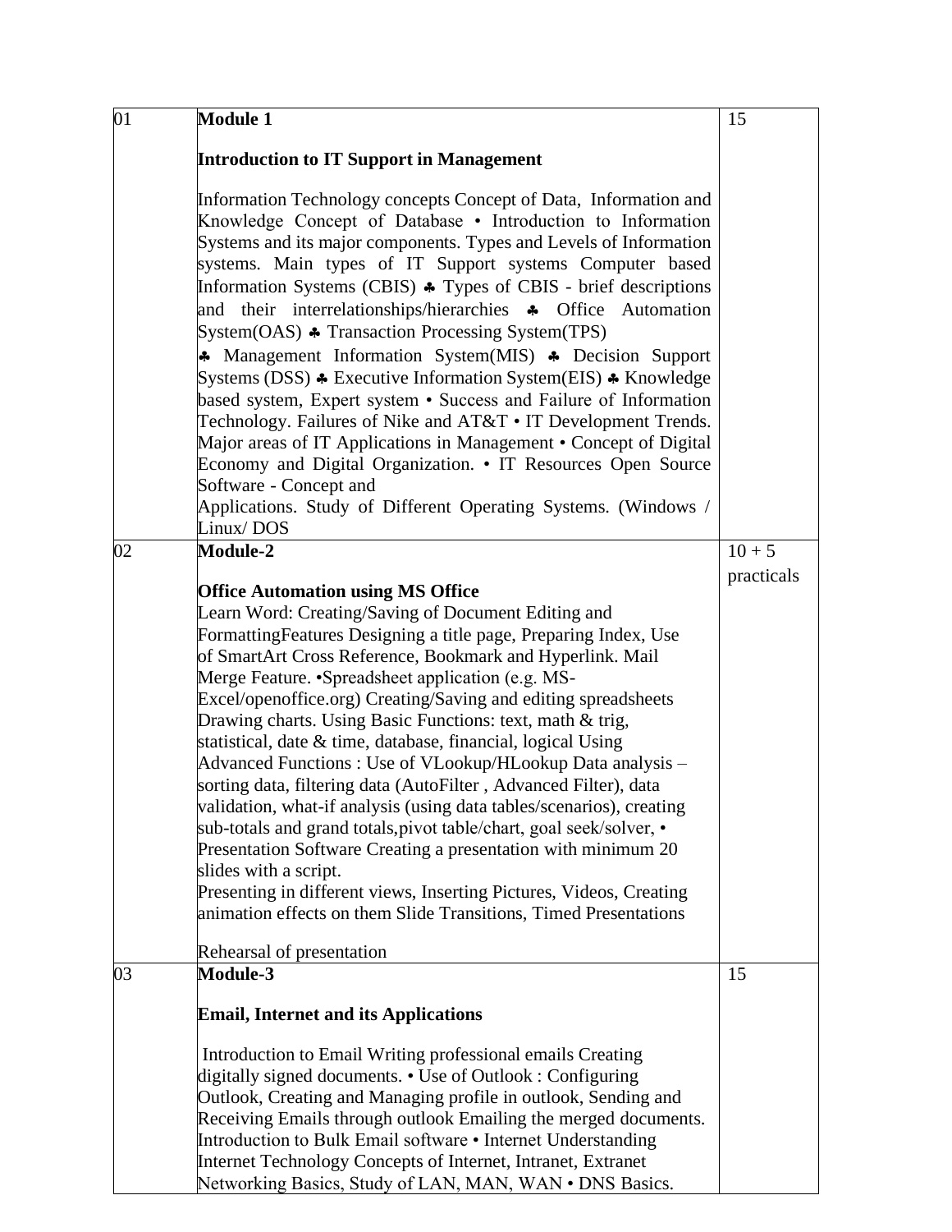| | | |
|---|---|---|
| 01 | **Module 1**<br><br>**Introduction to IT Support in Management**<br><br>Information Technology concepts Concept of Data, Information and Knowledge Concept of Database • Introduction to Information Systems and its major components. Types and Levels of Information systems. Main types of IT Support systems Computer based Information Systems (CBIS) ♣ Types of CBIS - brief descriptions and their interrelationships/hierarchies ♣ Office Automation System(OAS) ♣ Transaction Processing System(TPS)<br>♣ Management Information System(MIS) ♣ Decision Support Systems (DSS) ♣ Executive Information System(EIS) ♣ Knowledge based system, Expert system • Success and Failure of Information Technology. Failures of Nike and AT&T • IT Development Trends. Major areas of IT Applications in Management • Concept of Digital Economy and Digital Organization. • IT Resources Open Source Software - Concept and<br>Applications. Study of Different Operating Systems. (Windows / Linux/ DOS | 15 |
| 02 | **Module-2**<br><br>**Office Automation using MS Office**<br>Learn Word: Creating/Saving of Document Editing and FormattingFeatures Designing a title page, Preparing Index, Use of SmartArt Cross Reference, Bookmark and Hyperlink. Mail Merge Feature. •Spreadsheet application (e.g. MS-Excel/openoffice.org) Creating/Saving and editing spreadsheets Drawing charts. Using Basic Functions: text, math & trig, statistical, date & time, database, financial, logical Using Advanced Functions : Use of VLookup/HLookup Data analysis – sorting data, filtering data (AutoFilter , Advanced Filter), data validation, what-if analysis (using data tables/scenarios), creating sub-totals and grand totals,pivot table/chart, goal seek/solver, • Presentation Software Creating a presentation with minimum 20 slides with a script.<br>Presenting in different views, Inserting Pictures, Videos, Creating animation effects on them Slide Transitions, Timed Presentations<br><br>Rehearsal of presentation | 10 + 5 practicals |
| 03 | **Module-3**<br><br>**Email, Internet and its Applications**<br><br>Introduction to Email Writing professional emails Creating digitally signed documents. • Use of Outlook : Configuring Outlook, Creating and Managing profile in outlook, Sending and Receiving Emails through outlook Emailing the merged documents. Introduction to Bulk Email software • Internet Understanding Internet Technology Concepts of Internet, Intranet, Extranet Networking Basics, Study of LAN, MAN, WAN • DNS Basics. | 15 |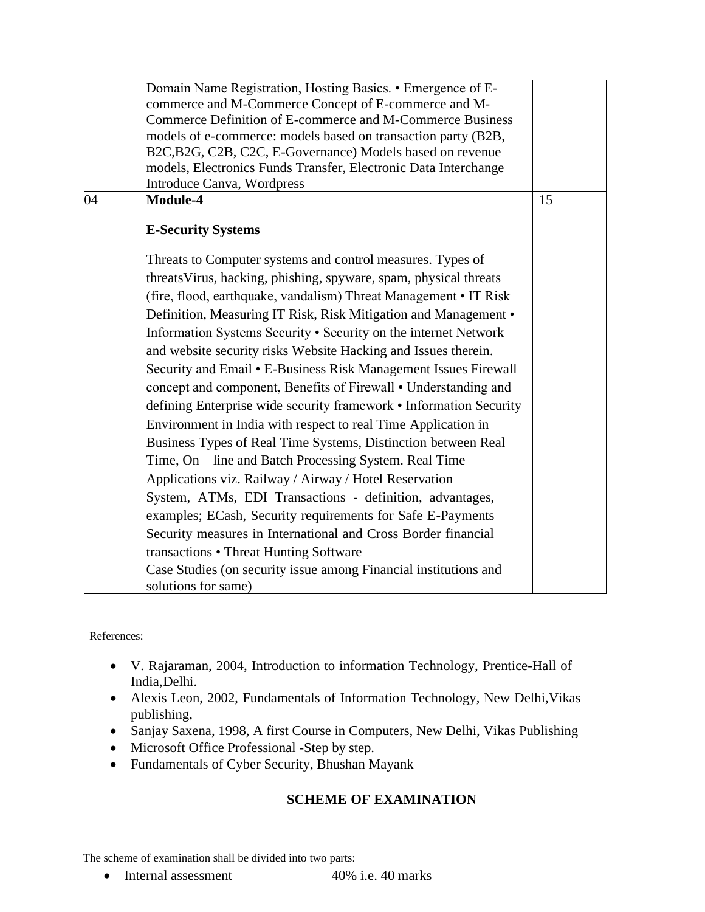| | | |
|---|---|---|
| | Domain Name Registration, Hosting Basics. • Emergence of E-commerce and M-Commerce Concept of E-commerce and M-Commerce Definition of E-commerce and M-Commerce Business models of e-commerce: models based on transaction party (B2B, B2C,B2G, C2B, C2C, E-Governance) Models based on revenue models, Electronics Funds Transfer, Electronic Data Interchange Introduce Canva, Wordpress | |
| 04 | **Module-4**<br><br>**E-Security Systems**<br><br>Threats to Computer systems and control measures. Types of threatsVirus, hacking, phishing, spyware, spam, physical threats (fire, flood, earthquake, vandalism) Threat Management • IT Risk Definition, Measuring IT Risk, Risk Mitigation and Management • Information Systems Security • Security on the internet Network and website security risks Website Hacking and Issues therein. Security and Email • E-Business Risk Management Issues Firewall concept and component, Benefits of Firewall • Understanding and defining Enterprise wide security framework • Information Security Environment in India with respect to real Time Application in Business Types of Real Time Systems, Distinction between Real Time, On – line and Batch Processing System. Real Time Applications viz. Railway / Airway / Hotel Reservation System, ATMs, EDI Transactions - definition, advantages, examples; ECash, Security requirements for Safe E-Payments Security measures in International and Cross Border financial transactions • Threat Hunting Software<br>Case Studies (on security issue among Financial institutions and solutions for same) | 15 |

References:

- V. Rajaraman, 2004, Introduction to information Technology, Prentice-Hall of India,Delhi.
- Alexis Leon, 2002, Fundamentals of Information Technology, New Delhi,Vikas publishing,
- Sanjay Saxena, 1998, A first Course in Computers, New Delhi, Vikas Publishing
- Microsoft Office Professional -Step by step.
- Fundamentals of Cyber Security, Bhushan Mayank

## SCHEME OF EXAMINATION

The scheme of examination shall be divided into two parts:

- Internal assessment 40% i.e. 40 marks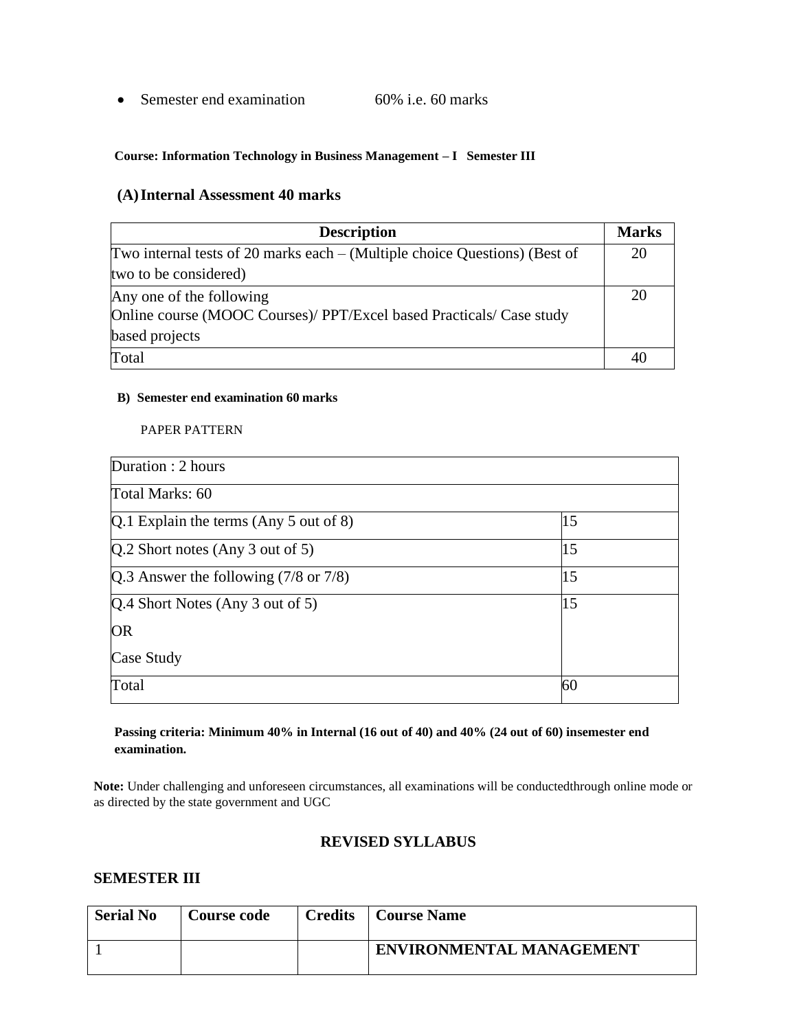- Semester end examination 60% i.e. 60 marks

**Course: Information Technology in Business Management – I Semester III**

### (A) Internal Assessment 40 marks

| Description | Marks |
|---|---|
| Two internal tests of 20 marks each – (Multiple choice Questions) (Best of two to be considered) | 20 |
| Any one of the following<br>Online course (MOOC Courses)/ PPT/Excel based Practicals/ Case study based projects | 20 |
| Total | 40 |

**B) Semester end examination 60 marks**

PAPER PATTERN

| Duration : 2 hours | |
|---|---|
| Total Marks: 60 | |
| Q.1 Explain the terms (Any 5 out of 8) | 15 |
| Q.2 Short notes (Any 3 out of 5) | 15 |
| Q.3 Answer the following (7/8 or 7/8) | 15 |
| Q.4 Short Notes (Any 3 out of 5)<br>OR<br>Case Study | 15 |
| Total | 60 |

**Passing criteria: Minimum 40% in Internal (16 out of 40) and 40% (24 out of 60) insemester end examination.**

**Note:** Under challenging and unforeseen circumstances, all examinations will be conductedthrough online mode or as directed by the state government and UGC

## REVISED SYLLABUS

## SEMESTER III

| Serial No | Course code | Credits | Course Name |
|---|---|---|---|
| 1 | | | **ENVIRONMENTAL MANAGEMENT** |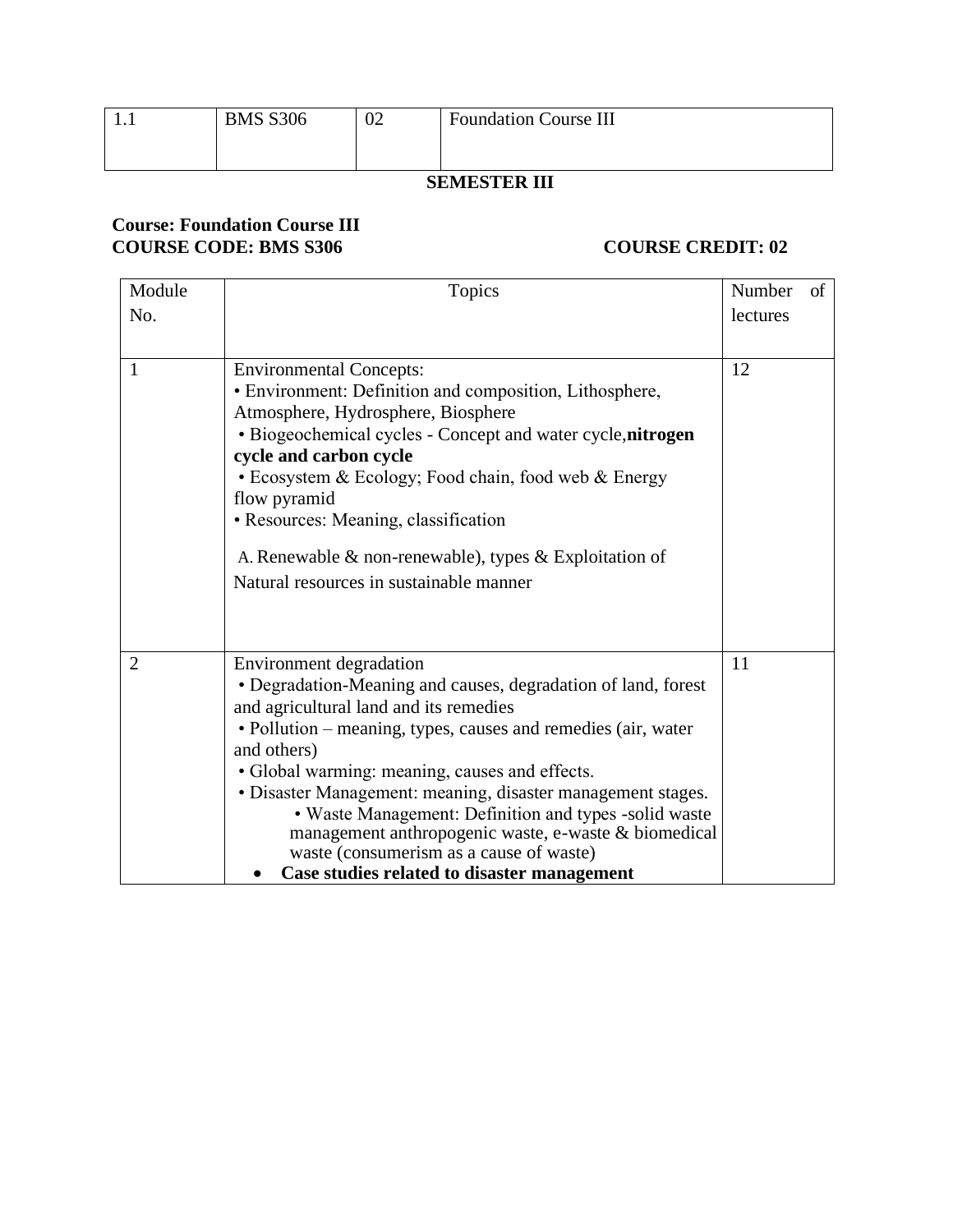| 1.1 | BMS S306 | 02 | Foundation Course III |
|---|---|---|---|

**SEMESTER III**

**Course: Foundation Course III**
**COURSE CODE: BMS S306** **COURSE CREDIT: 02**

| Module No. | Topics | Number of lectures |
|---|---|---|
| 1 | Environmental Concepts:<br>• Environment: Definition and composition, Lithosphere, Atmosphere, Hydrosphere, Biosphere<br>• Biogeochemical cycles - Concept and water cycle,**nitrogen cycle and carbon cycle**<br>• Ecosystem & Ecology; Food chain, food web & Energy flow pyramid<br>• Resources: Meaning, classification<br>A. Renewable & non-renewable), types & Exploitation of Natural resources in sustainable manner | 12 |
| 2 | Environment degradation<br>• Degradation-Meaning and causes, degradation of land, forest and agricultural land and its remedies<br>• Pollution – meaning, types, causes and remedies (air, water and others)<br>• Global warming: meaning, causes and effects.<br>• Disaster Management: meaning, disaster management stages.<br>• Waste Management: Definition and types -solid waste management anthropogenic waste, e-waste & biomedical waste (consumerism as a cause of waste)<br>• **Case studies related to disaster management** | 11 |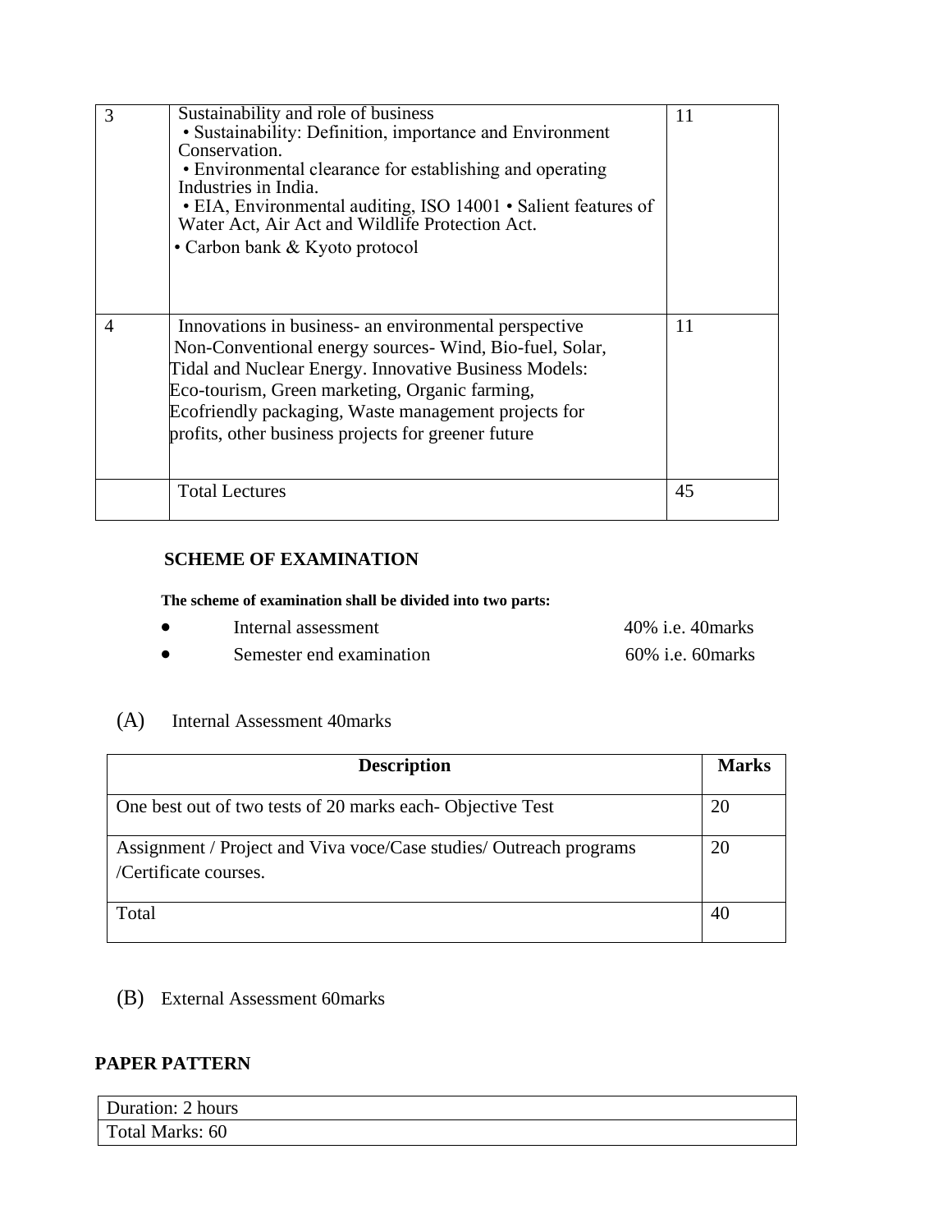| 3 | Sustainability and role of business<br>• Sustainability: Definition, importance and Environment Conservation.<br>• Environmental clearance for establishing and operating Industries in India.<br>• EIA, Environmental auditing, ISO 14001 • Salient features of Water Act, Air Act and Wildlife Protection Act.<br>• Carbon bank & Kyoto protocol | 11 |
|---|---|---|
| 4 | Innovations in business- an environmental perspective<br>Non-Conventional energy sources- Wind, Bio-fuel, Solar, Tidal and Nuclear Energy. Innovative Business Models: Eco-tourism, Green marketing, Organic farming, Ecofriendly packaging, Waste management projects for profits, other business projects for greener future | 11 |
| | Total Lectures | 45 |

**SCHEME OF EXAMINATION**

**The scheme of examination shall be divided into two parts:**

- Internal assessment 40% i.e. 40marks
- Semester end examination 60% i.e. 60marks

(A) Internal Assessment 40marks

| Description | Marks |
|---|---|
| One best out of two tests of 20 marks each- Objective Test | 20 |
| Assignment / Project and Viva voce/Case studies/ Outreach programs /Certificate courses. | 20 |
| Total | 40 |

(B) External Assessment 60marks

**PAPER PATTERN**

| Duration: 2 hours |
|---|
| Total Marks: 60 |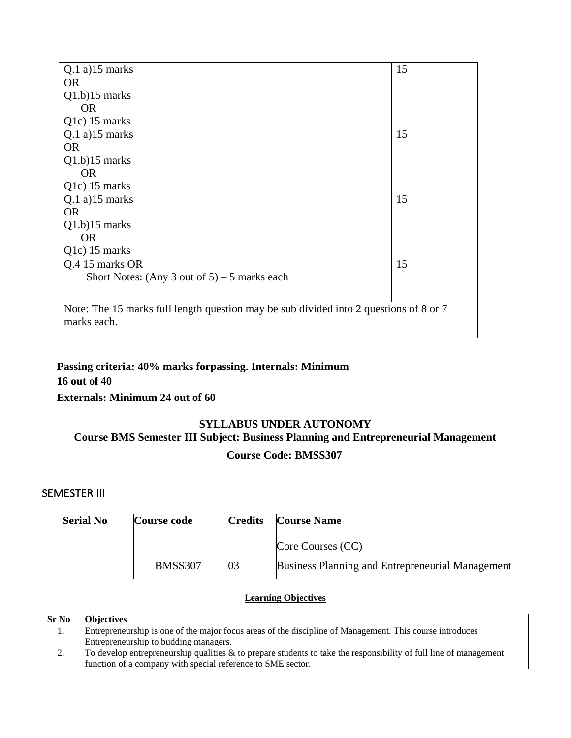| | |
|---|---|
| Q.1 a)15 marks<br>OR<br>Q1.b)15 marks<br>OR<br>Q1c) 15 marks | 15 |
| Q.1 a)15 marks<br>OR<br>Q1.b)15 marks<br>OR<br>Q1c) 15 marks | 15 |
| Q.1 a)15 marks<br>OR<br>Q1.b)15 marks<br>OR<br>Q1c) 15 marks | 15 |
| Q.4 15 marks OR<br>Short Notes: (Any 3 out of 5) – 5 marks each | 15 |
| Note: The 15 marks full length question may be sub divided into 2 questions of 8 or 7 marks each. | |

**Passing criteria: 40% marks forpassing. Internals: Minimum 16 out of 40**

**Externals: Minimum 24 out of 60**

**SYLLABUS UNDER AUTONOMY**

**Course BMS Semester III Subject: Business Planning and Entrepreneurial Management**

**Course Code: BMSS307**

## SEMESTER III

| Serial No | Course code | Credits | Course Name |
|---|---|---|---|
| | | | Core Courses (CC) |
| | BMSS307 | 03 | Business Planning and Entrepreneurial Management |

**Learning Objectives**

| Sr No | Objectives |
|---|---|
| 1. | Entrepreneurship is one of the major focus areas of the discipline of Management. This course introduces Entrepreneurship to budding managers. |
| 2. | To develop entrepreneurship qualities & to prepare students to take the responsibility of full line of management function of a company with special reference to SME sector. |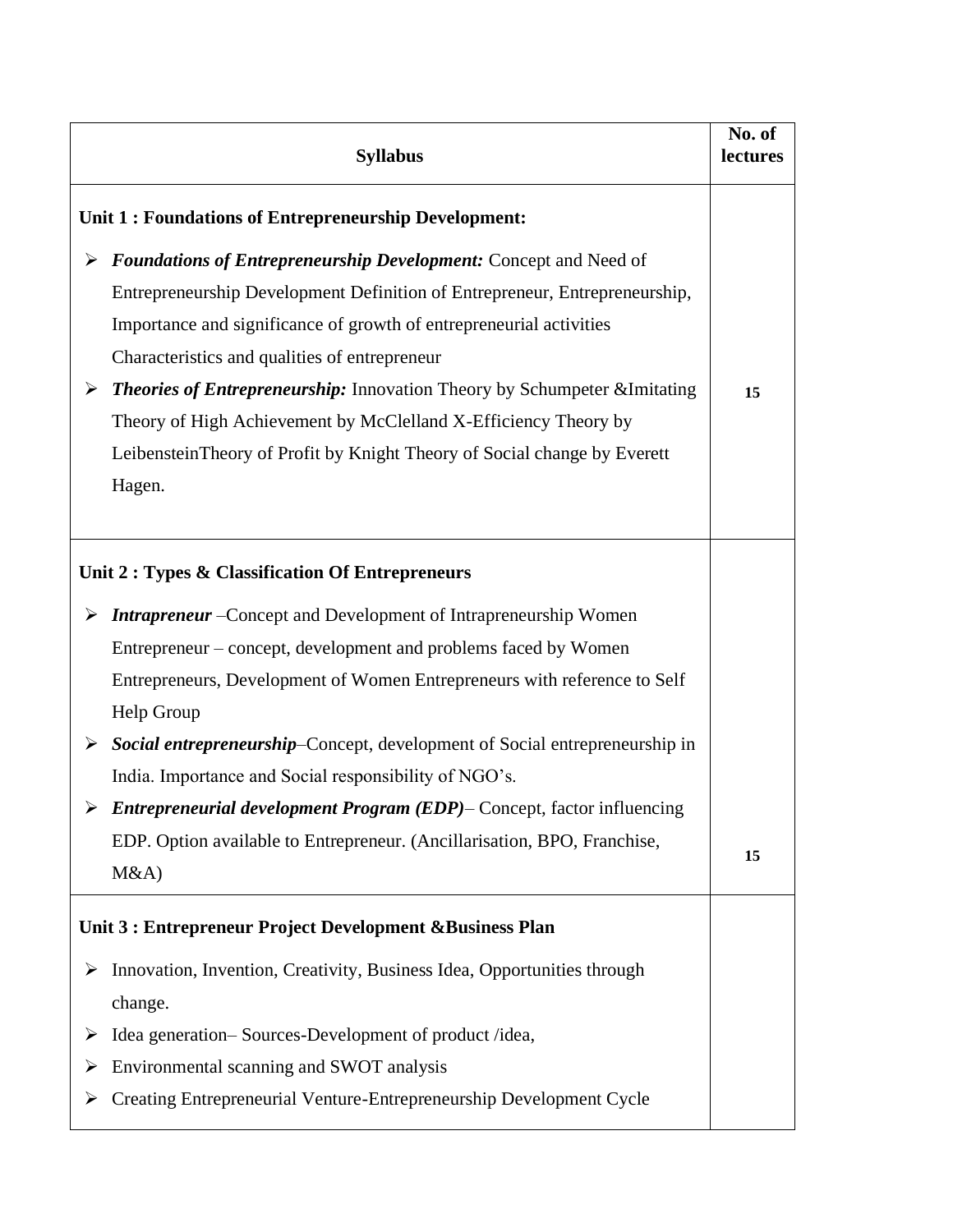| Syllabus | No. of lectures |
|---|---|
| **Unit 1 : Foundations of Entrepreneurship Development:**<br>➢ ***Foundations of Entrepreneurship Development:*** Concept and Need of Entrepreneurship Development Definition of Entrepreneur, Entrepreneurship, Importance and significance of growth of entrepreneurial activities Characteristics and qualities of entrepreneur<br>➢ ***Theories of Entrepreneurship:*** Innovation Theory by Schumpeter &Imitating Theory of High Achievement by McClelland X-Efficiency Theory by LeibensteinTheory of Profit by Knight Theory of Social change by Everett Hagen. | **15** |
| **Unit 2 : Types & Classification Of Entrepreneurs**<br>➢ ***Intrapreneur*** –Concept and Development of Intrapreneurship Women Entrepreneur – concept, development and problems faced by Women Entrepreneurs, Development of Women Entrepreneurs with reference to Self Help Group<br>➢ ***Social entrepreneurship***–Concept, development of Social entrepreneurship in India. Importance and Social responsibility of NGO's.<br>➢ ***Entrepreneurial development Program (EDP)***– Concept, factor influencing EDP. Option available to Entrepreneur. (Ancillarisation, BPO, Franchise, M&A) | **15** |
| **Unit 3 : Entrepreneur Project Development &Business Plan**<br>➢ Innovation, Invention, Creativity, Business Idea, Opportunities through change.<br>➢ Idea generation– Sources-Development of product /idea,<br>➢ Environmental scanning and SWOT analysis<br>➢ Creating Entrepreneurial Venture-Entrepreneurship Development Cycle | |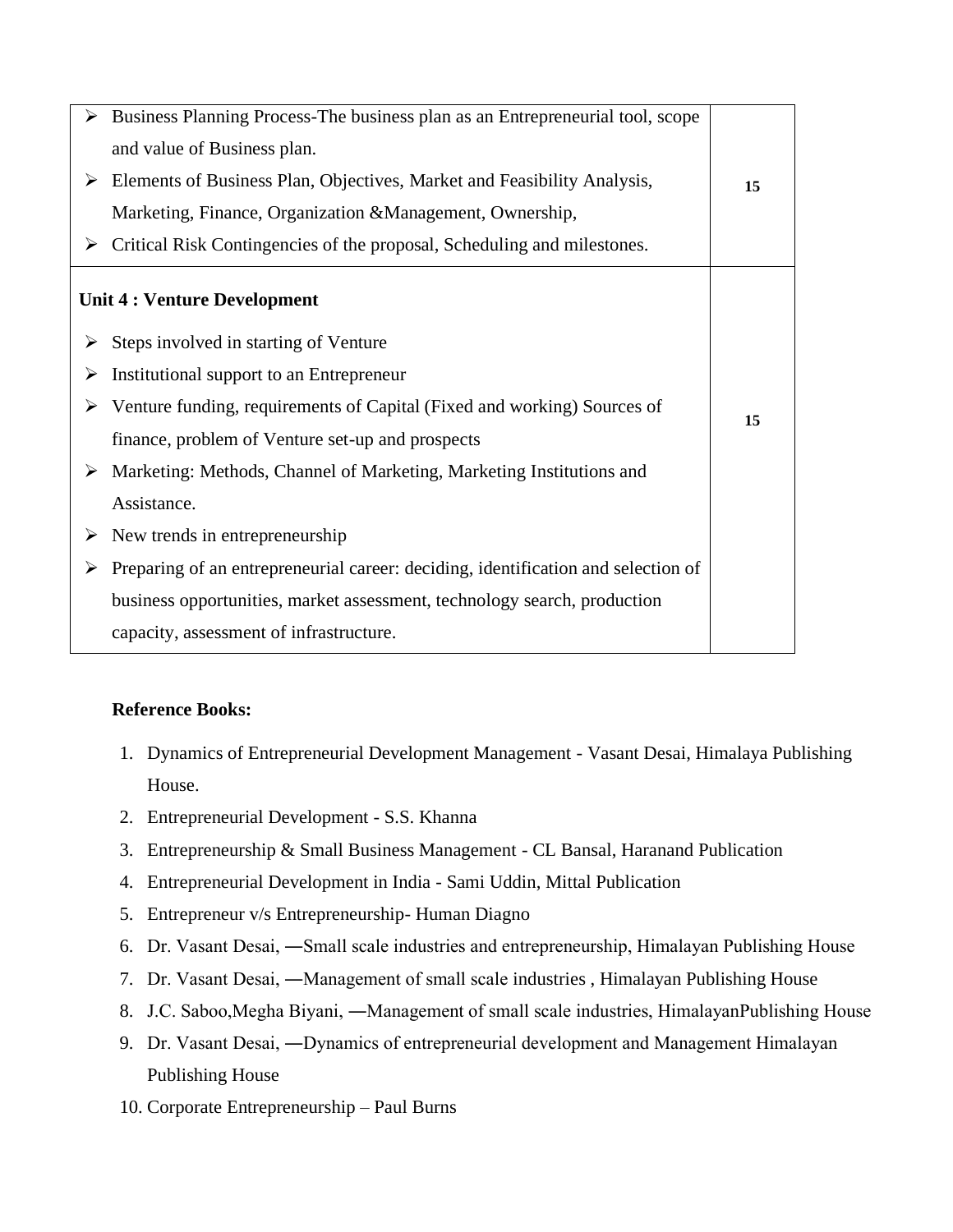| | |
|---|---|
| ➢ Business Planning Process-The business plan as an Entrepreneurial tool, scope and value of Business plan.<br>➢ Elements of Business Plan, Objectives, Market and Feasibility Analysis, Marketing, Finance, Organization &Management, Ownership,<br>➢ Critical Risk Contingencies of the proposal, Scheduling and milestones. | **15** |
| **Unit 4 : Venture Development**<br>➢ Steps involved in starting of Venture<br>➢ Institutional support to an Entrepreneur<br>➢ Venture funding, requirements of Capital (Fixed and working) Sources of finance, problem of Venture set-up and prospects<br>➢ Marketing: Methods, Channel of Marketing, Marketing Institutions and Assistance.<br>➢ New trends in entrepreneurship<br>➢ Preparing of an entrepreneurial career: deciding, identification and selection of business opportunities, market assessment, technology search, production capacity, assessment of infrastructure. | **15** |

**Reference Books:**

1. Dynamics of Entrepreneurial Development Management - Vasant Desai, Himalaya Publishing House.
2. Entrepreneurial Development - S.S. Khanna
3. Entrepreneurship & Small Business Management - CL Bansal, Haranand Publication
4. Entrepreneurial Development in India - Sami Uddin, Mittal Publication
5. Entrepreneur v/s Entrepreneurship- Human Diagno
6. Dr. Vasant Desai, ―Small scale industries and entrepreneurship, Himalayan Publishing House
7. Dr. Vasant Desai, ―Management of small scale industries , Himalayan Publishing House
8. J.C. Saboo,Megha Biyani, ―Management of small scale industries, HimalayanPublishing House
9. Dr. Vasant Desai, ―Dynamics of entrepreneurial development and Management Himalayan Publishing House
10. Corporate Entrepreneurship – Paul Burns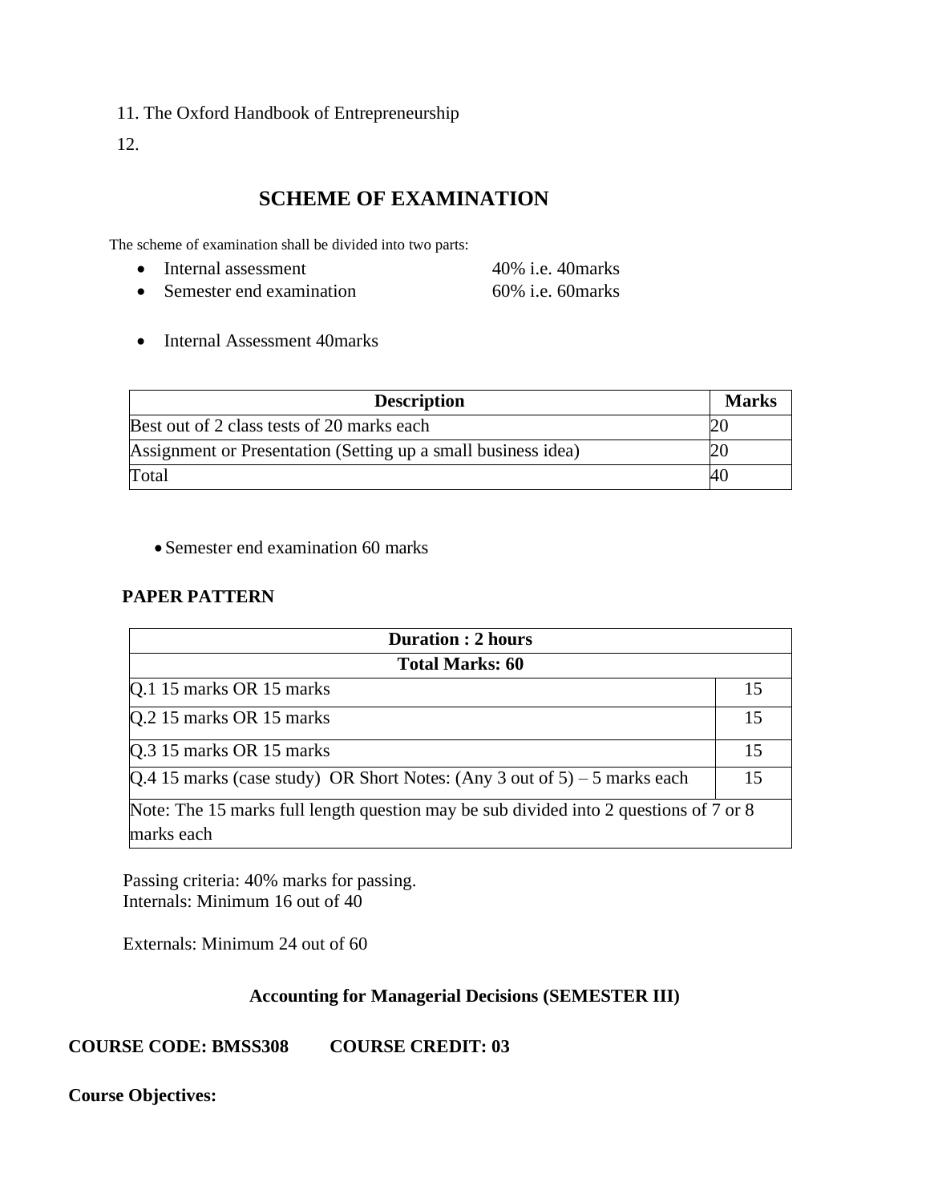11. The Oxford Handbook of Entrepreneurship

12.

## SCHEME OF EXAMINATION

The scheme of examination shall be divided into two parts:

- Internal assessment 40% i.e. 40marks
- Semester end examination 60% i.e. 60marks

- Internal Assessment 40marks

| Description | Marks |
|---|---|
| Best out of 2 class tests of 20 marks each | 20 |
| Assignment or Presentation (Setting up a small business idea) | 20 |
| Total | 40 |

- Semester end examination 60 marks

**PAPER PATTERN**

| Duration : 2 hours | |
|---|---|
| **Total Marks: 60** | |
| Q.1 15 marks OR 15 marks | 15 |
| Q.2 15 marks OR 15 marks | 15 |
| Q.3 15 marks OR 15 marks | 15 |
| Q.4 15 marks (case study) OR Short Notes: (Any 3 out of 5) – 5 marks each | 15 |
| Note: The 15 marks full length question may be sub divided into 2 questions of 7 or 8 marks each | |

Passing criteria: 40% marks for passing.
Internals: Minimum 16 out of 40

Externals: Minimum 24 out of 60

**Accounting for Managerial Decisions (SEMESTER III)**

**COURSE CODE: BMSS308 COURSE CREDIT: 03**

**Course Objectives:**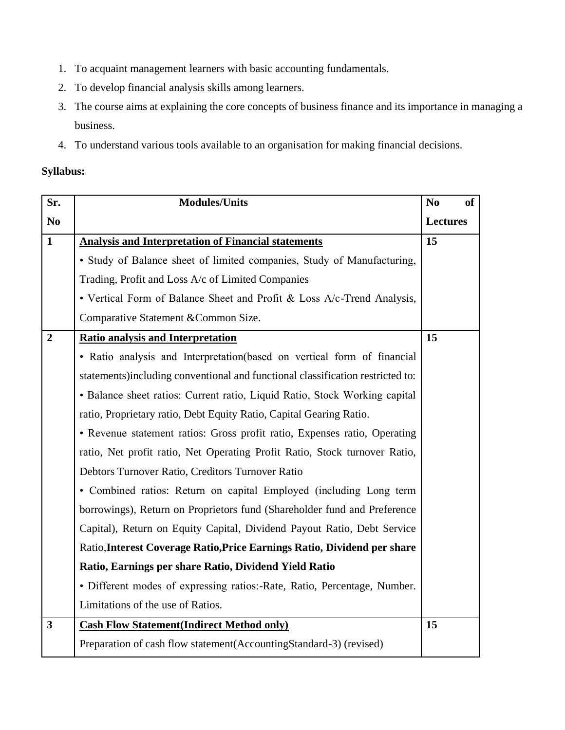1. To acquaint management learners with basic accounting fundamentals.
2. To develop financial analysis skills among learners.
3. The course aims at explaining the core concepts of business finance and its importance in managing a business.
4. To understand various tools available to an organisation for making financial decisions.

**Syllabus:**

| Sr. No | Modules/Units | No of Lectures |
|---|---|---|
| **1** | **Analysis and Interpretation of Financial statements**<br>• Study of Balance sheet of limited companies, Study of Manufacturing, Trading, Profit and Loss A/c of Limited Companies<br>• Vertical Form of Balance Sheet and Profit & Loss A/c-Trend Analysis, Comparative Statement &Common Size. | **15** |
| **2** | **Ratio analysis and Interpretation**<br>• Ratio analysis and Interpretation(based on vertical form of financial statements)including conventional and functional classification restricted to:<br>• Balance sheet ratios: Current ratio, Liquid Ratio, Stock Working capital ratio, Proprietary ratio, Debt Equity Ratio, Capital Gearing Ratio.<br>• Revenue statement ratios: Gross profit ratio, Expenses ratio, Operating ratio, Net profit ratio, Net Operating Profit Ratio, Stock turnover Ratio, Debtors Turnover Ratio, Creditors Turnover Ratio<br>• Combined ratios: Return on capital Employed (including Long term borrowings), Return on Proprietors fund (Shareholder fund and Preference Capital), Return on Equity Capital, Dividend Payout Ratio, Debt Service Ratio,**Interest Coverage Ratio,Price Earnings Ratio, Dividend per share Ratio, Earnings per share Ratio, Dividend Yield Ratio**<br>• Different modes of expressing ratios:-Rate, Ratio, Percentage, Number. Limitations of the use of Ratios. | **15** |
| **3** | **Cash Flow Statement(Indirect Method only)**<br>Preparation of cash flow statement(AccountingStandard-3) (revised) | **15** |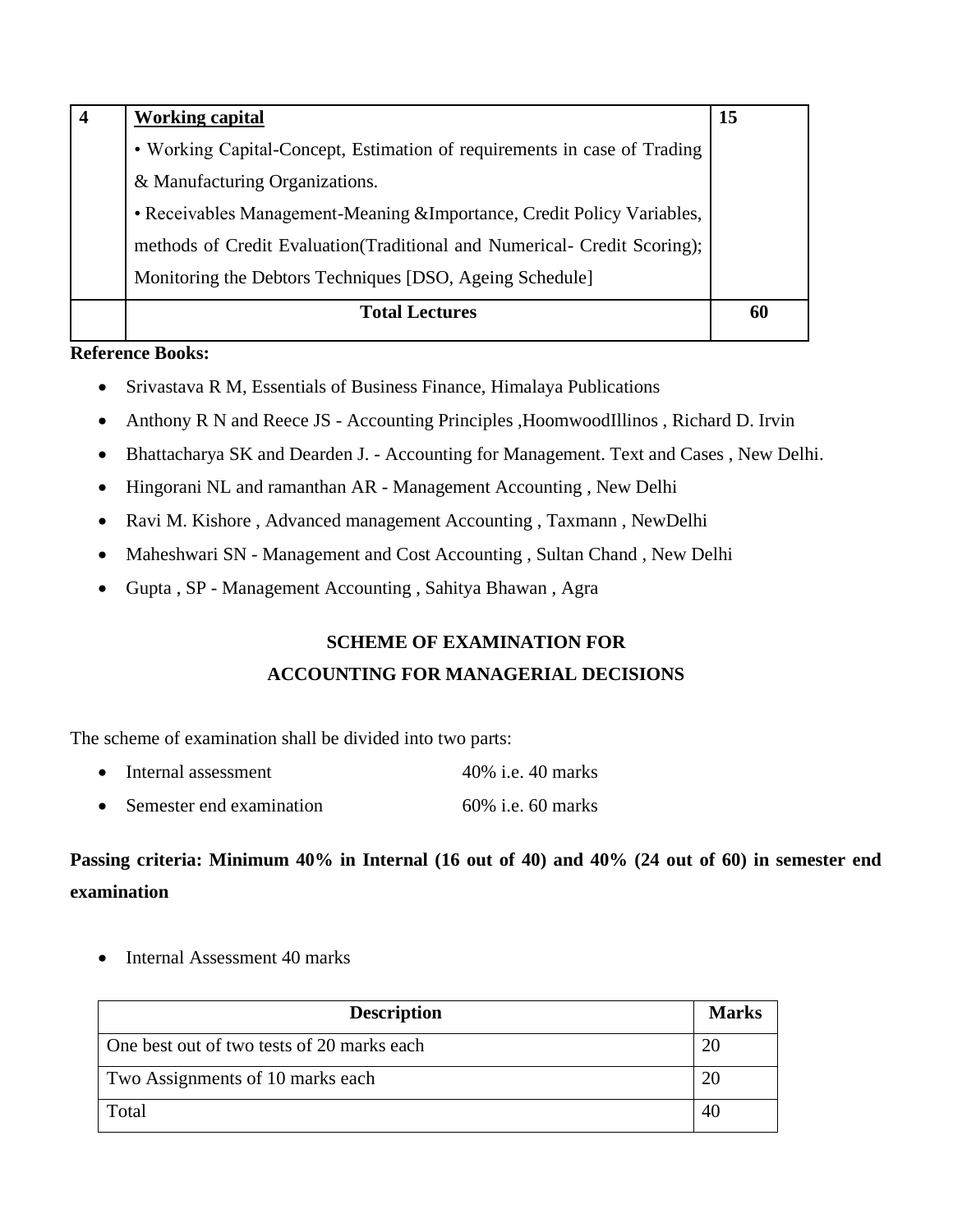| 4 | **Working capital**<br>• Working Capital-Concept, Estimation of requirements in case of Trading & Manufacturing Organizations.<br>• Receivables Management-Meaning &Importance, Credit Policy Variables, methods of Credit Evaluation(Traditional and Numerical- Credit Scoring); Monitoring the Debtors Techniques [DSO, Ageing Schedule] | 15 |
|---|---|---|
| | **Total Lectures** | **60** |

**Reference Books:**

- Srivastava R M, Essentials of Business Finance, Himalaya Publications
- Anthony R N and Reece JS - Accounting Principles ,HoomwoodIllinos , Richard D. Irvin
- Bhattacharya SK and Dearden J. - Accounting for Management. Text and Cases , New Delhi.
- Hingorani NL and ramanthan AR - Management Accounting , New Delhi
- Ravi M. Kishore , Advanced management Accounting , Taxmann , NewDelhi
- Maheshwari SN - Management and Cost Accounting , Sultan Chand , New Delhi
- Gupta , SP - Management Accounting , Sahitya Bhawan , Agra

## SCHEME OF EXAMINATION FOR ACCOUNTING FOR MANAGERIAL DECISIONS

The scheme of examination shall be divided into two parts:

- Internal assessment 40% i.e. 40 marks
- Semester end examination 60% i.e. 60 marks

**Passing criteria: Minimum 40% in Internal (16 out of 40) and 40% (24 out of 60) in semester end examination**

- Internal Assessment 40 marks

| Description | Marks |
|---|---|
| One best out of two tests of 20 marks each | 20 |
| Two Assignments of 10 marks each | 20 |
| Total | 40 |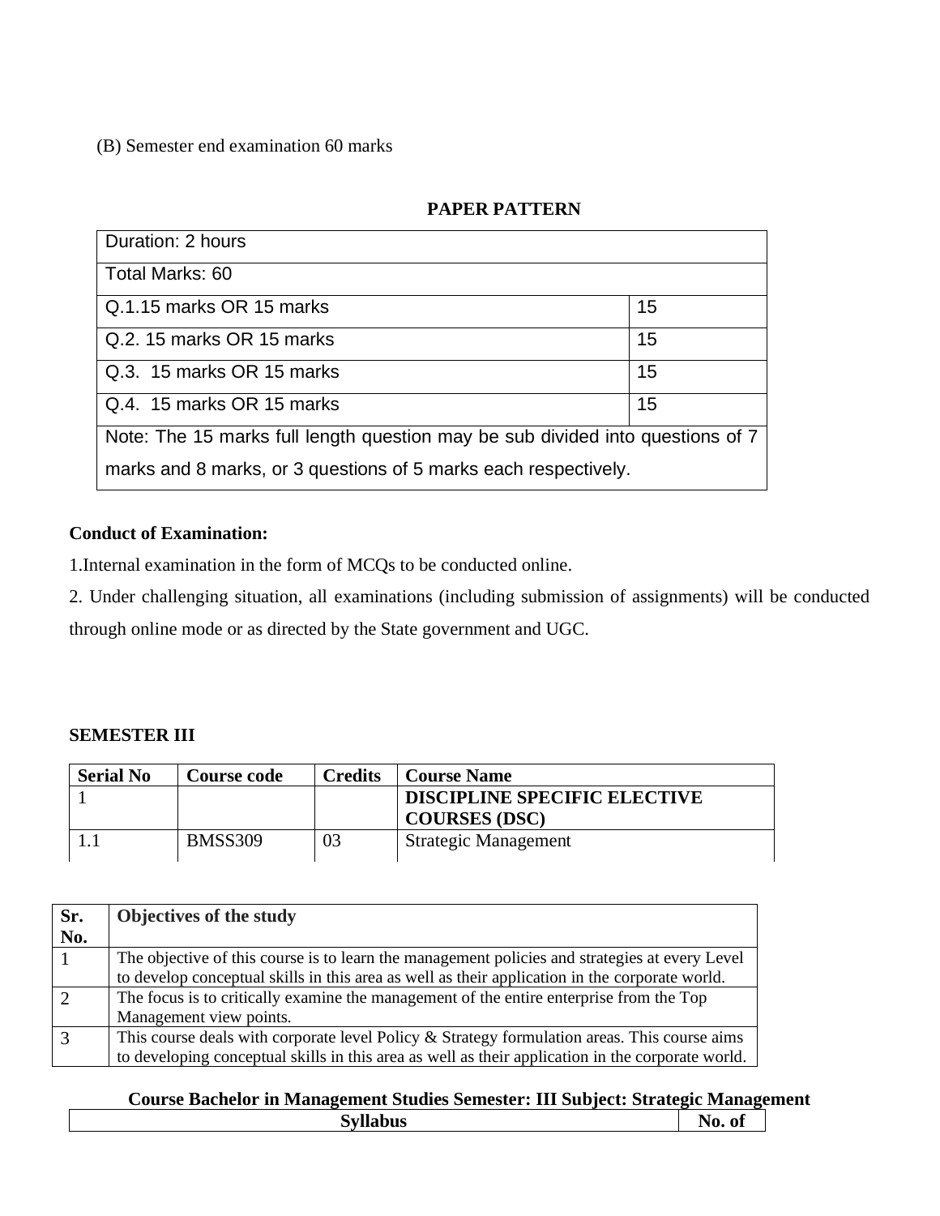(B) Semester end examination 60 marks

**PAPER PATTERN**

| Duration: 2 hours | |
|---|---|
| Total Marks: 60 | |
| Q.1.15 marks OR 15 marks | 15 |
| Q.2. 15 marks OR 15 marks | 15 |
| Q.3. 15 marks OR 15 marks | 15 |
| Q.4. 15 marks OR 15 marks | 15 |
| Note: The 15 marks full length question may be sub divided into questions of 7 marks and 8 marks, or 3 questions of 5 marks each respectively. | |

**Conduct of Examination:**

1.Internal examination in the form of MCQs to be conducted online.

2. Under challenging situation, all examinations (including submission of assignments) will be conducted through online mode or as directed by the State government and UGC.

**SEMESTER III**

| Serial No | Course code | Credits | Course Name |
|---|---|---|---|
| 1 | | | **DISCIPLINE SPECIFIC ELECTIVE COURSES (DSC)** |
| 1.1 | BMSS309 | 03 | Strategic Management |

| Sr. No. | Objectives of the study |
|---|---|
| 1 | The objective of this course is to learn the management policies and strategies at every Level to develop conceptual skills in this area as well as their application in the corporate world. |
| 2 | The focus is to critically examine the management of the entire enterprise from the Top Management view points. |
| 3 | This course deals with corporate level Policy & Strategy formulation areas. This course aims to developing conceptual skills in this area as well as their application in the corporate world. |

**Course Bachelor in Management Studies Semester: III Subject: Strategic Management**

| Syllabus | No. of |
|---|---|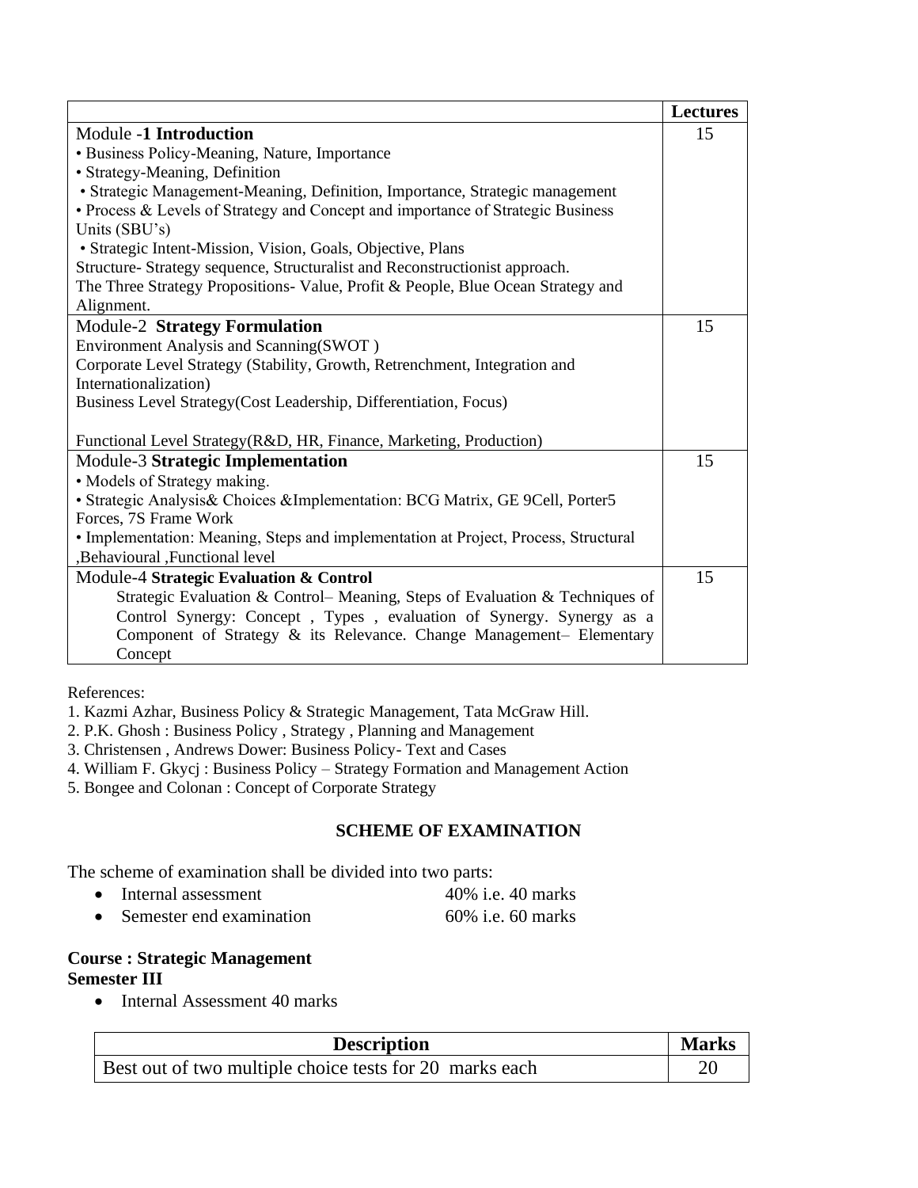| | Lectures |
|---|---|
| Module -**1 Introduction**<br>• Business Policy-Meaning, Nature, Importance<br>• Strategy-Meaning, Definition<br>• Strategic Management-Meaning, Definition, Importance, Strategic management<br>• Process & Levels of Strategy and Concept and importance of Strategic Business Units (SBU's)<br>• Strategic Intent-Mission, Vision, Goals, Objective, Plans<br>Structure- Strategy sequence, Structuralist and Reconstructionist approach.<br>The Three Strategy Propositions- Value, Profit & People, Blue Ocean Strategy and Alignment. | 15 |
| Module-2 **Strategy Formulation**<br>Environment Analysis and Scanning(SWOT )<br>Corporate Level Strategy (Stability, Growth, Retrenchment, Integration and Internationalization)<br>Business Level Strategy(Cost Leadership, Differentiation, Focus)<br><br>Functional Level Strategy(R&D, HR, Finance, Marketing, Production) | 15 |
| Module-3 **Strategic Implementation**<br>• Models of Strategy making.<br>• Strategic Analysis& Choices &Implementation: BCG Matrix, GE 9Cell, Porter5 Forces, 7S Frame Work<br>• Implementation: Meaning, Steps and implementation at Project, Process, Structural ,Behavioural ,Functional level | 15 |
| Module-4 **Strategic Evaluation & Control**<br>Strategic Evaluation & Control– Meaning, Steps of Evaluation & Techniques of Control Synergy: Concept , Types , evaluation of Synergy. Synergy as a Component of Strategy & its Relevance. Change Management– Elementary Concept | 15 |

References:

1. Kazmi Azhar, Business Policy & Strategic Management, Tata McGraw Hill.
2. P.K. Ghosh : Business Policy , Strategy , Planning and Management
3. Christensen , Andrews Dower: Business Policy- Text and Cases
4. William F. Gkycj : Business Policy – Strategy Formation and Management Action
5. Bongee and Colonan : Concept of Corporate Strategy

## SCHEME OF EXAMINATION

The scheme of examination shall be divided into two parts:

- Internal assessment 40% i.e. 40 marks
- Semester end examination 60% i.e. 60 marks

**Course : Strategic Management**
**Semester III**

- Internal Assessment 40 marks

| Description | Marks |
|---|---|
| Best out of two multiple choice tests for 20 marks each | 20 |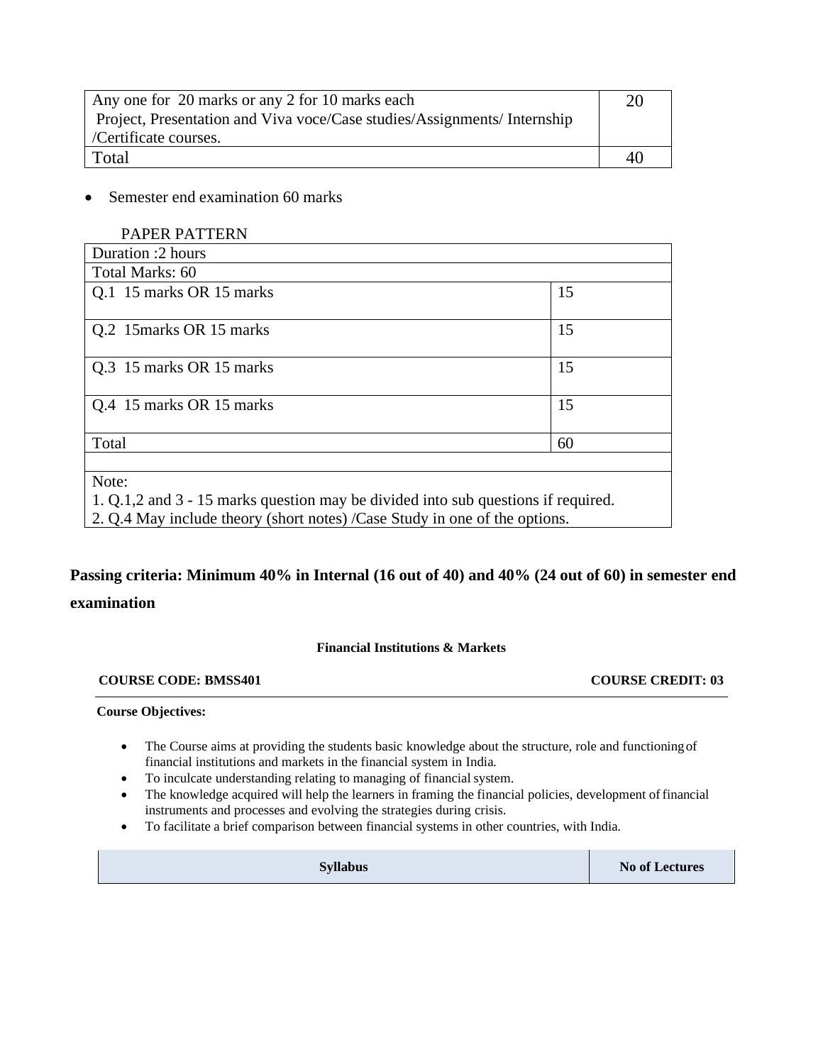| Any one for 20 marks or any 2 for 10 marks each<br>Project, Presentation and Viva voce/Case studies/Assignments/ Internship /Certificate courses. | 20 |
|---|---|
| Total | 40 |

- Semester end examination 60 marks

PAPER PATTERN

| Duration :2 hours | |
|---|---|
| Total Marks: 60 | |
| Q.1 15 marks OR 15 marks | 15 |
| Q.2 15marks OR 15 marks | 15 |
| Q.3 15 marks OR 15 marks | 15 |
| Q.4 15 marks OR 15 marks | 15 |
| Total | 60 |
| | |
| Note:<br>1. Q.1,2 and 3 - 15 marks question may be divided into sub questions if required.<br>2. Q.4 May include theory (short notes) /Case Study in one of the options. | |

**Passing criteria: Minimum 40% in Internal (16 out of 40) and 40% (24 out of 60) in semester end examination**

**Financial Institutions & Markets**

**COURSE CODE: BMSS401** **COURSE CREDIT: 03**

**Course Objectives:**

- The Course aims at providing the students basic knowledge about the structure, role and functioning of financial institutions and markets in the financial system in India.
- To inculcate understanding relating to managing of financial system.
- The knowledge acquired will help the learners in framing the financial policies, development of financial instruments and processes and evolving the strategies during crisis.
- To facilitate a brief comparison between financial systems in other countries, with India.

| Syllabus | No of Lectures |
|---|---|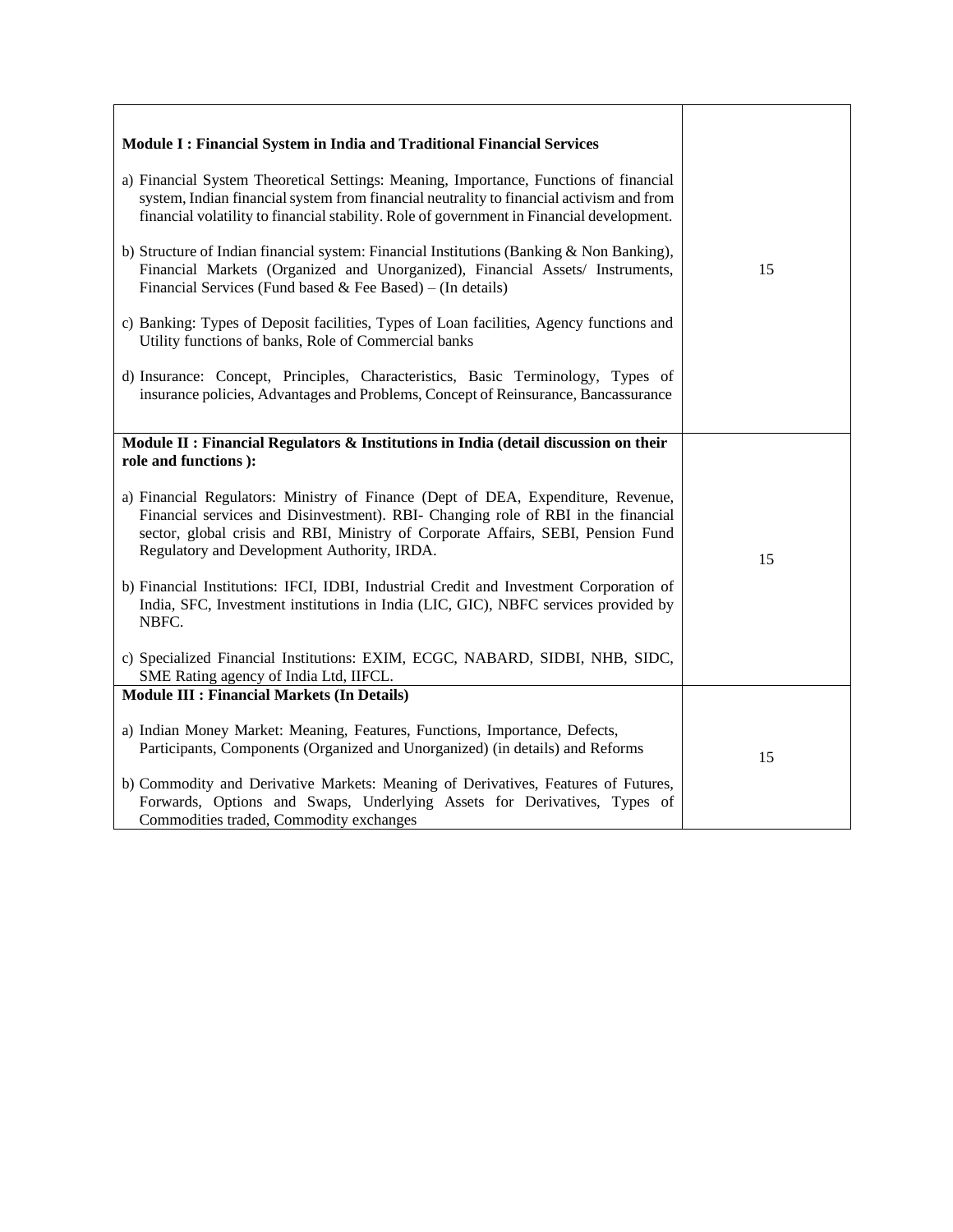| | |
|---|---|
| **Module I : Financial System in India and Traditional Financial Services**<br><br>a) Financial System Theoretical Settings: Meaning, Importance, Functions of financial system, Indian financial system from financial neutrality to financial activism and from financial volatility to financial stability. Role of government in Financial development.<br><br>b) Structure of Indian financial system: Financial Institutions (Banking & Non Banking), Financial Markets (Organized and Unorganized), Financial Assets/ Instruments, Financial Services (Fund based & Fee Based) – (In details)<br><br>c) Banking: Types of Deposit facilities, Types of Loan facilities, Agency functions and Utility functions of banks, Role of Commercial banks<br><br>d) Insurance: Concept, Principles, Characteristics, Basic Terminology, Types of insurance policies, Advantages and Problems, Concept of Reinsurance, Bancassurance | 15 |
| **Module II : Financial Regulators & Institutions in India (detail discussion on their role and functions ):**<br><br>a) Financial Regulators: Ministry of Finance (Dept of DEA, Expenditure, Revenue, Financial services and Disinvestment). RBI- Changing role of RBI in the financial sector, global crisis and RBI, Ministry of Corporate Affairs, SEBI, Pension Fund Regulatory and Development Authority, IRDA.<br><br>b) Financial Institutions: IFCI, IDBI, Industrial Credit and Investment Corporation of India, SFC, Investment institutions in India (LIC, GIC), NBFC services provided by NBFC.<br><br>c) Specialized Financial Institutions: EXIM, ECGC, NABARD, SIDBI, NHB, SIDC, SME Rating agency of India Ltd, IIFCL. | 15 |
| **Module III : Financial Markets (In Details)**<br><br>a) Indian Money Market: Meaning, Features, Functions, Importance, Defects, Participants, Components (Organized and Unorganized) (in details) and Reforms<br><br>b) Commodity and Derivative Markets: Meaning of Derivatives, Features of Futures, Forwards, Options and Swaps, Underlying Assets for Derivatives, Types of Commodities traded, Commodity exchanges | 15 |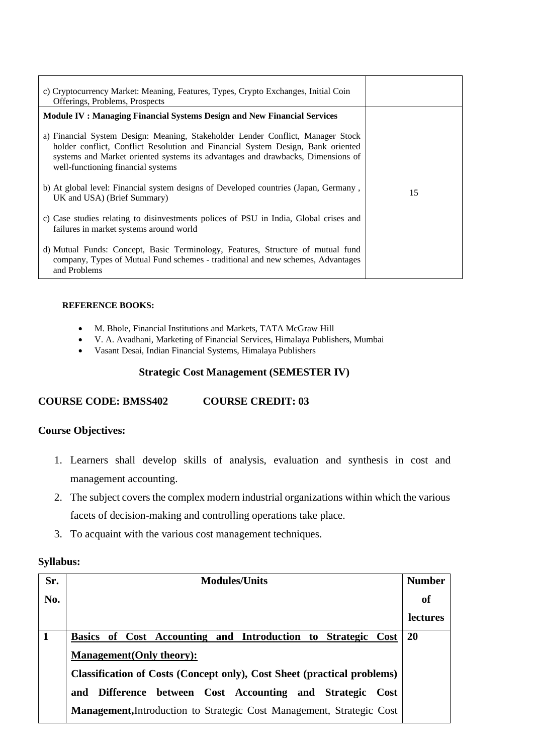| | |
|---|---|
| c) Cryptocurrency Market: Meaning, Features, Types, Crypto Exchanges, Initial Coin Offerings, Problems, Prospects | |
| **Module IV : Managing Financial Systems Design and New Financial Services**<br><br>a) Financial System Design: Meaning, Stakeholder Lender Conflict, Manager Stock holder conflict, Conflict Resolution and Financial System Design, Bank oriented systems and Market oriented systems its advantages and drawbacks, Dimensions of well-functioning financial systems<br><br>b) At global level: Financial system designs of Developed countries (Japan, Germany , UK and USA) (Brief Summary)<br><br>c) Case studies relating to disinvestments polices of PSU in India, Global crises and failures in market systems around world<br><br>d) Mutual Funds: Concept, Basic Terminology, Features, Structure of mutual fund company, Types of Mutual Fund schemes - traditional and new schemes, Advantages and Problems | 15 |

**REFERENCE BOOKS:**

- M. Bhole, Financial Institutions and Markets, TATA McGraw Hill
- V. A. Avadhani, Marketing of Financial Services, Himalaya Publishers, Mumbai
- Vasant Desai, Indian Financial Systems, Himalaya Publishers

## Strategic Cost Management (SEMESTER IV)

**COURSE CODE: BMSS402 COURSE CREDIT: 03**

**Course Objectives:**

1. Learners shall develop skills of analysis, evaluation and synthesis in cost and management accounting.
2. The subject covers the complex modern industrial organizations within which the various facets of decision-making and controlling operations take place.
3. To acquaint with the various cost management techniques.

**Syllabus:**

| Sr. No. | Modules/Units | Number of lectures |
|---|---|---|
| **1** | **Basics of Cost Accounting and Introduction to Strategic Cost Management(Only theory):**<br>**Classification of Costs (Concept only), Cost Sheet (practical problems) and Difference between Cost Accounting and Strategic Cost Management,** Introduction to Strategic Cost Management, Strategic Cost | **20** |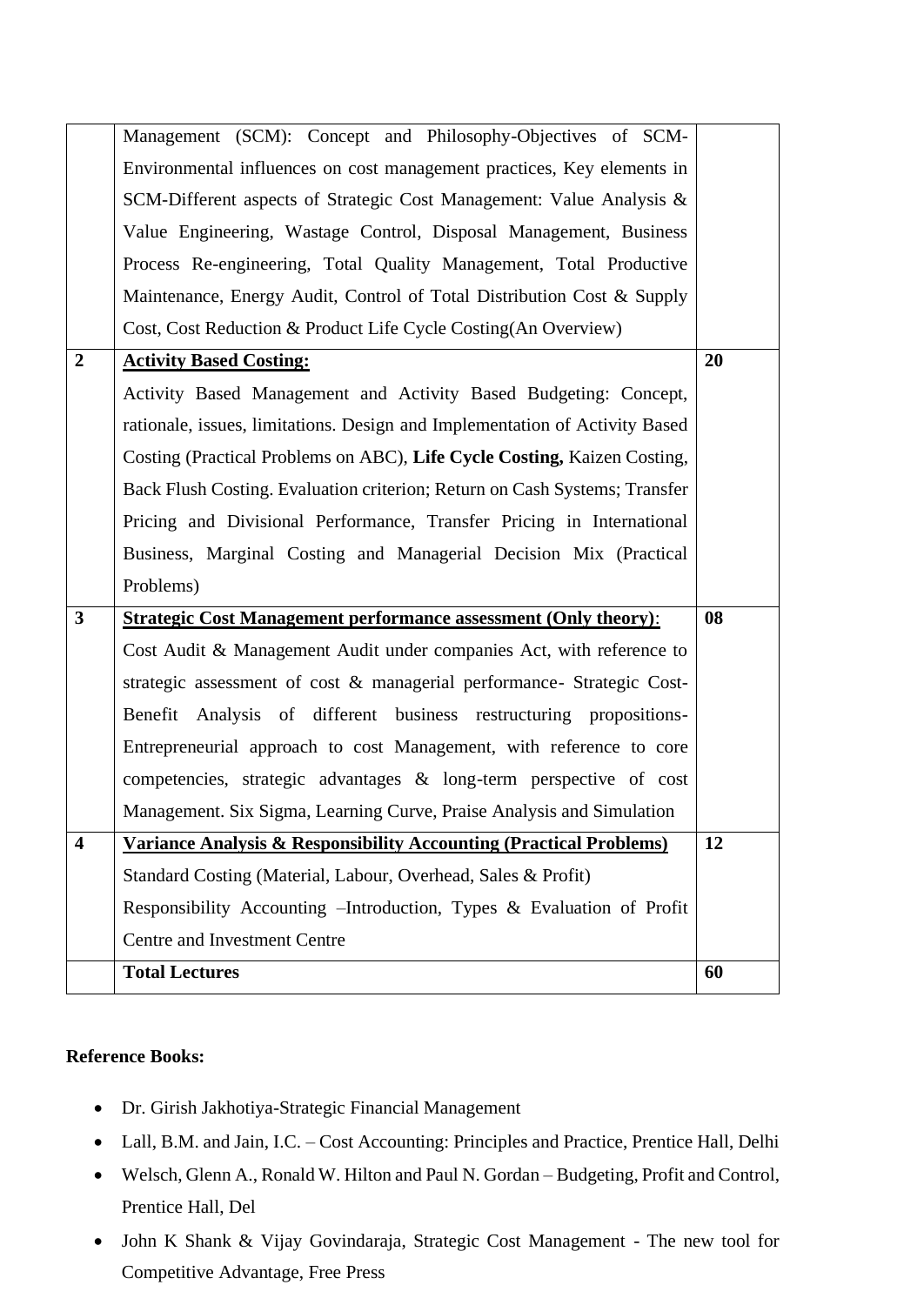| | | |
|---|---|---|
| | Management (SCM): Concept and Philosophy-Objectives of SCM-Environmental influences on cost management practices, Key elements in SCM-Different aspects of Strategic Cost Management: Value Analysis & Value Engineering, Wastage Control, Disposal Management, Business Process Re-engineering, Total Quality Management, Total Productive Maintenance, Energy Audit, Control of Total Distribution Cost & Supply Cost, Cost Reduction & Product Life Cycle Costing(An Overview) | |
| **2** | **Activity Based Costing:**<br>Activity Based Management and Activity Based Budgeting: Concept, rationale, issues, limitations. Design and Implementation of Activity Based Costing (Practical Problems on ABC), **Life Cycle Costing,** Kaizen Costing, Back Flush Costing. Evaluation criterion; Return on Cash Systems; Transfer Pricing and Divisional Performance, Transfer Pricing in International Business, Marginal Costing and Managerial Decision Mix (Practical Problems) | **20** |
| **3** | **Strategic Cost Management performance assessment (Only theory)**:<br>Cost Audit & Management Audit under companies Act, with reference to strategic assessment of cost & managerial performance- Strategic Cost-Benefit Analysis of different business restructuring propositions-Entrepreneurial approach to cost Management, with reference to core competencies, strategic advantages & long-term perspective of cost Management. Six Sigma, Learning Curve, Praise Analysis and Simulation | **08** |
| **4** | **Variance Analysis & Responsibility Accounting (Practical Problems)**<br>Standard Costing (Material, Labour, Overhead, Sales & Profit)<br>Responsibility Accounting –Introduction, Types & Evaluation of Profit Centre and Investment Centre | **12** |
| | **Total Lectures** | **60** |

**Reference Books:**

- Dr. Girish Jakhotiya-Strategic Financial Management
- Lall, B.M. and Jain, I.C. – Cost Accounting: Principles and Practice, Prentice Hall, Delhi
- Welsch, Glenn A., Ronald W. Hilton and Paul N. Gordan – Budgeting, Profit and Control, Prentice Hall, Del
- John K Shank & Vijay Govindaraja, Strategic Cost Management - The new tool for Competitive Advantage, Free Press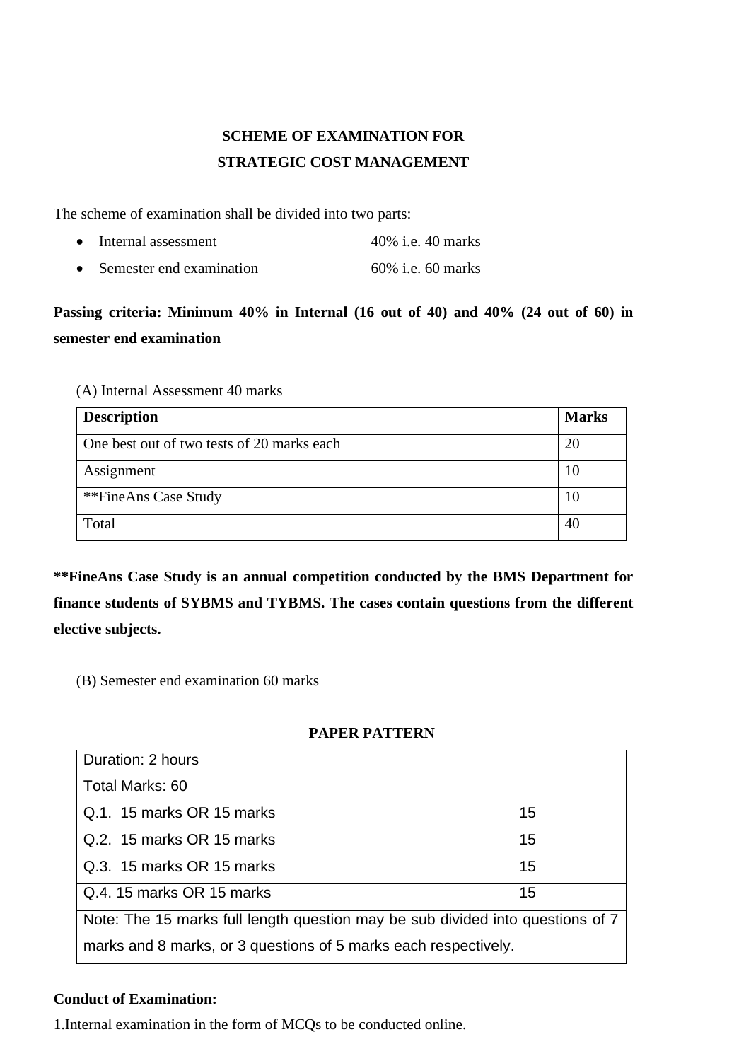## SCHEME OF EXAMINATION FOR STRATEGIC COST MANAGEMENT

The scheme of examination shall be divided into two parts:

- Internal assessment 40% i.e. 40 marks
- Semester end examination 60% i.e. 60 marks

**Passing criteria: Minimum 40% in Internal (16 out of 40) and 40% (24 out of 60) in semester end examination**

(A) Internal Assessment 40 marks

| Description | Marks |
|---|---|
| One best out of two tests of 20 marks each | 20 |
| Assignment | 10 |
| **FineAns Case Study | 10 |
| Total | 40 |

****FineAns Case Study is an annual competition conducted by the BMS Department for finance students of SYBMS and TYBMS. The cases contain questions from the different elective subjects.**

(B) Semester end examination 60 marks

**PAPER PATTERN**

| Duration: 2 hours | |
|---|---|
| Total Marks: 60 | |
| Q.1. 15 marks OR 15 marks | 15 |
| Q.2. 15 marks OR 15 marks | 15 |
| Q.3. 15 marks OR 15 marks | 15 |
| Q.4. 15 marks OR 15 marks | 15 |
| Note: The 15 marks full length question may be sub divided into questions of 7 marks and 8 marks, or 3 questions of 5 marks each respectively. | |

**Conduct of Examination:**

1.Internal examination in the form of MCQs to be conducted online.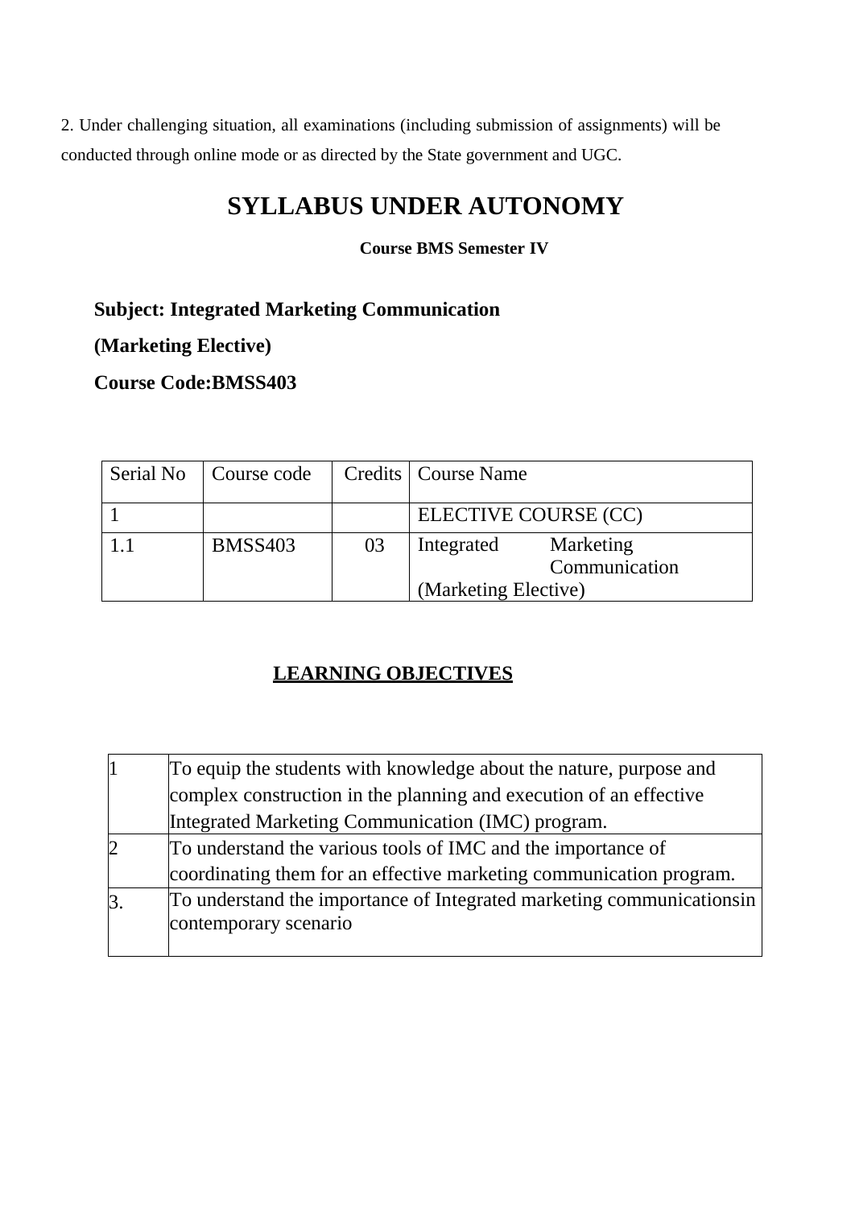2. Under challenging situation, all examinations (including submission of assignments) will be conducted through online mode or as directed by the State government and UGC.

# SYLLABUS UNDER AUTONOMY

**Course BMS Semester IV**

**Subject: Integrated Marketing Communication**

**(Marketing Elective)**

**Course Code:BMSS403**

| Serial No | Course code | Credits | Course Name |
|---|---|---|---|
| 1 | | | ELECTIVE COURSE (CC) |
| 1.1 | BMSS403 | 03 | Integrated Marketing Communication (Marketing Elective) |

## LEARNING OBJECTIVES

| | |
|---|---|
| 1 | To equip the students with knowledge about the nature, purpose and complex construction in the planning and execution of an effective Integrated Marketing Communication (IMC) program. |
| 2 | To understand the various tools of IMC and the importance of coordinating them for an effective marketing communication program. |
| 3. | To understand the importance of Integrated marketing communicationsin contemporary scenario |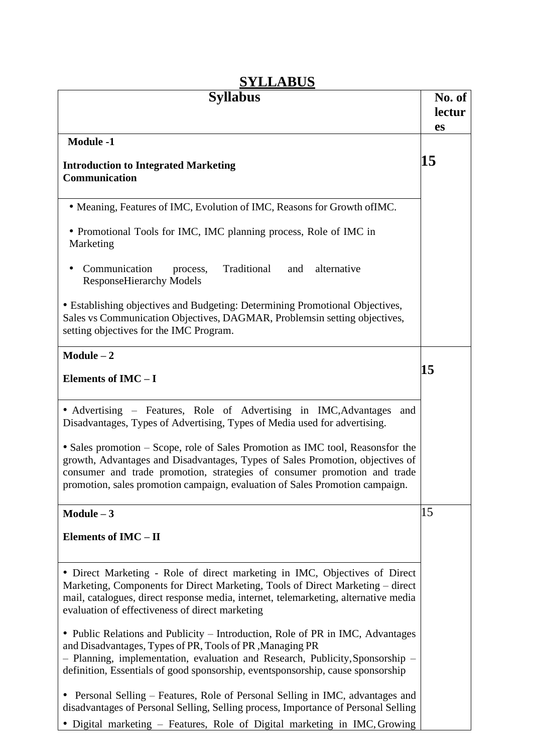# SYLLABUS

| Syllabus | No. of lectures |
|---|---|
| **Module -1**<br><br>**Introduction to Integrated Marketing Communication** | **15** |
| • Meaning, Features of IMC, Evolution of IMC, Reasons for Growth ofIMC.<br><br>• Promotional Tools for IMC, IMC planning process, Role of IMC in Marketing<br><br>• Communication process, Traditional and alternative ResponseHierarchy Models<br><br>• Establishing objectives and Budgeting: Determining Promotional Objectives, Sales vs Communication Objectives, DAGMAR, Problemsin setting objectives, setting objectives for the IMC Program. | |
| **Module – 2**<br><br>**Elements of IMC – I** | **15** |
| • Advertising – Features, Role of Advertising in IMC,Advantages and Disadvantages, Types of Advertising, Types of Media used for advertising.<br><br>• Sales promotion – Scope, role of Sales Promotion as IMC tool, Reasonsfor the growth, Advantages and Disadvantages, Types of Sales Promotion, objectives of consumer and trade promotion, strategies of consumer promotion and trade promotion, sales promotion campaign, evaluation of Sales Promotion campaign. | |
| **Module – 3**<br><br>**Elements of IMC – II** | 15 |
| • Direct Marketing - Role of direct marketing in IMC, Objectives of Direct Marketing, Components for Direct Marketing, Tools of Direct Marketing – direct mail, catalogues, direct response media, internet, telemarketing, alternative media evaluation of effectiveness of direct marketing<br><br>• Public Relations and Publicity – Introduction, Role of PR in IMC, Advantages and Disadvantages, Types of PR, Tools of PR ,Managing PR – Planning, implementation, evaluation and Research, Publicity,Sponsorship – definition, Essentials of good sponsorship, eventsponsorship, cause sponsorship<br><br>• Personal Selling – Features, Role of Personal Selling in IMC, advantages and disadvantages of Personal Selling, Selling process, Importance of Personal Selling<br><br>• Digital marketing – Features, Role of Digital marketing in IMC, Growing | |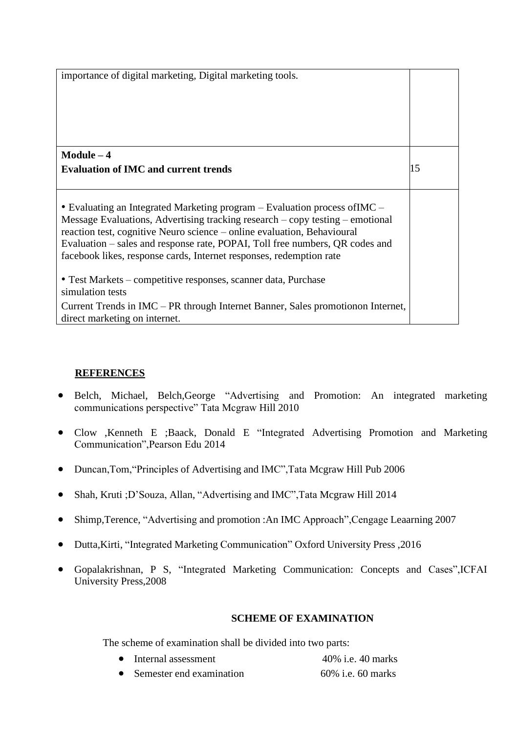| | |
|---|---|
| importance of digital marketing, Digital marketing tools. | |
| **Module – 4**<br>**Evaluation of IMC and current trends** | 15 |
| • Evaluating an Integrated Marketing program – Evaluation process ofIMC – Message Evaluations, Advertising tracking research – copy testing – emotional reaction test, cognitive Neuro science – online evaluation, Behavioural Evaluation – sales and response rate, POPAI, Toll free numbers, QR codes and facebook likes, response cards, Internet responses, redemption rate<br><br>• Test Markets – competitive responses, scanner data, Purchase simulation tests<br>Current Trends in IMC – PR through Internet Banner, Sales promotionon Internet, direct marketing on internet. | |

**REFERENCES**

- Belch, Michael, Belch,George "Advertising and Promotion: An integrated marketing communications perspective" Tata Mcgraw Hill 2010
- Clow ,Kenneth E ;Baack, Donald E "Integrated Advertising Promotion and Marketing Communication",Pearson Edu 2014
- Duncan,Tom,"Principles of Advertising and IMC",Tata Mcgraw Hill Pub 2006
- Shah, Kruti ;D'Souza, Allan, "Advertising and IMC",Tata Mcgraw Hill 2014
- Shimp,Terence, "Advertising and promotion :An IMC Approach",Cengage Leaarning 2007
- Dutta,Kirti, "Integrated Marketing Communication" Oxford University Press ,2016
- Gopalakrishnan, P S, "Integrated Marketing Communication: Concepts and Cases",ICFAI University Press,2008

**SCHEME OF EXAMINATION**

The scheme of examination shall be divided into two parts:

- Internal assessment 40% i.e. 40 marks
- Semester end examination 60% i.e. 60 marks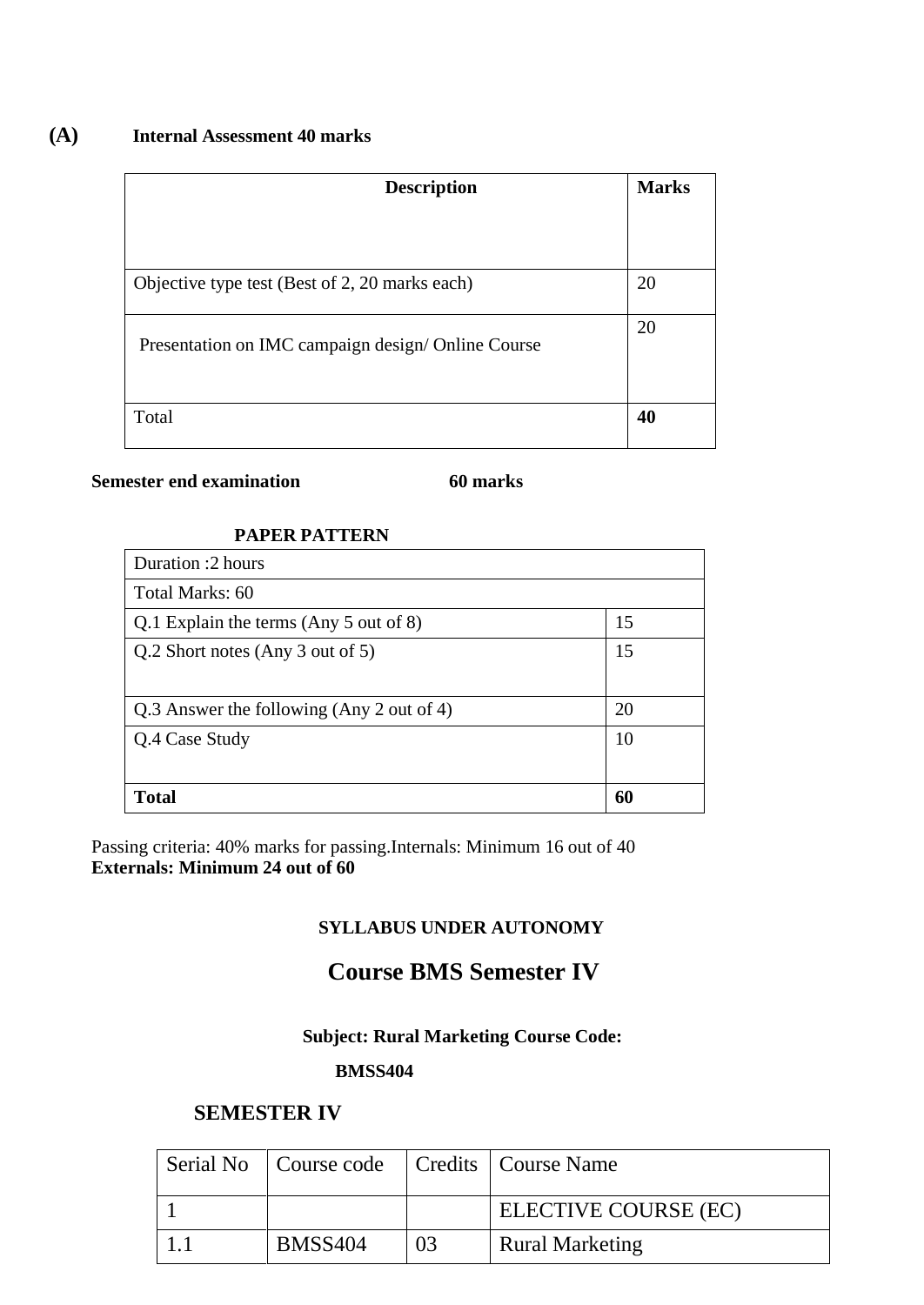**(A)** **Internal Assessment 40 marks**

| **Description** | **Marks** |
|---|---|
| Objective type test (Best of 2, 20 marks each) | 20 |
| Presentation on IMC campaign design/ Online Course | 20 |
| Total | **40** |

**Semester end examination 60 marks**

**PAPER PATTERN**

| Duration :2 hours | |
|---|---|
| Total Marks: 60 | |
| Q.1 Explain the terms (Any 5 out of 8) | 15 |
| Q.2 Short notes (Any 3 out of 5) | 15 |
| Q.3 Answer the following (Any 2 out of 4) | 20 |
| Q.4 Case Study | 10 |
| **Total** | **60** |

Passing criteria: 40% marks for passing.Internals: Minimum 16 out of 40
**Externals: Minimum 24 out of 60**

**SYLLABUS UNDER AUTONOMY**

## Course BMS Semester IV

**Subject: Rural Marketing Course Code:**

**BMSS404**

### SEMESTER IV

| Serial No | Course code | Credits | Course Name |
|---|---|---|---|
| 1 | | | ELECTIVE COURSE (EC) |
| 1.1 | BMSS404 | 03 | Rural Marketing |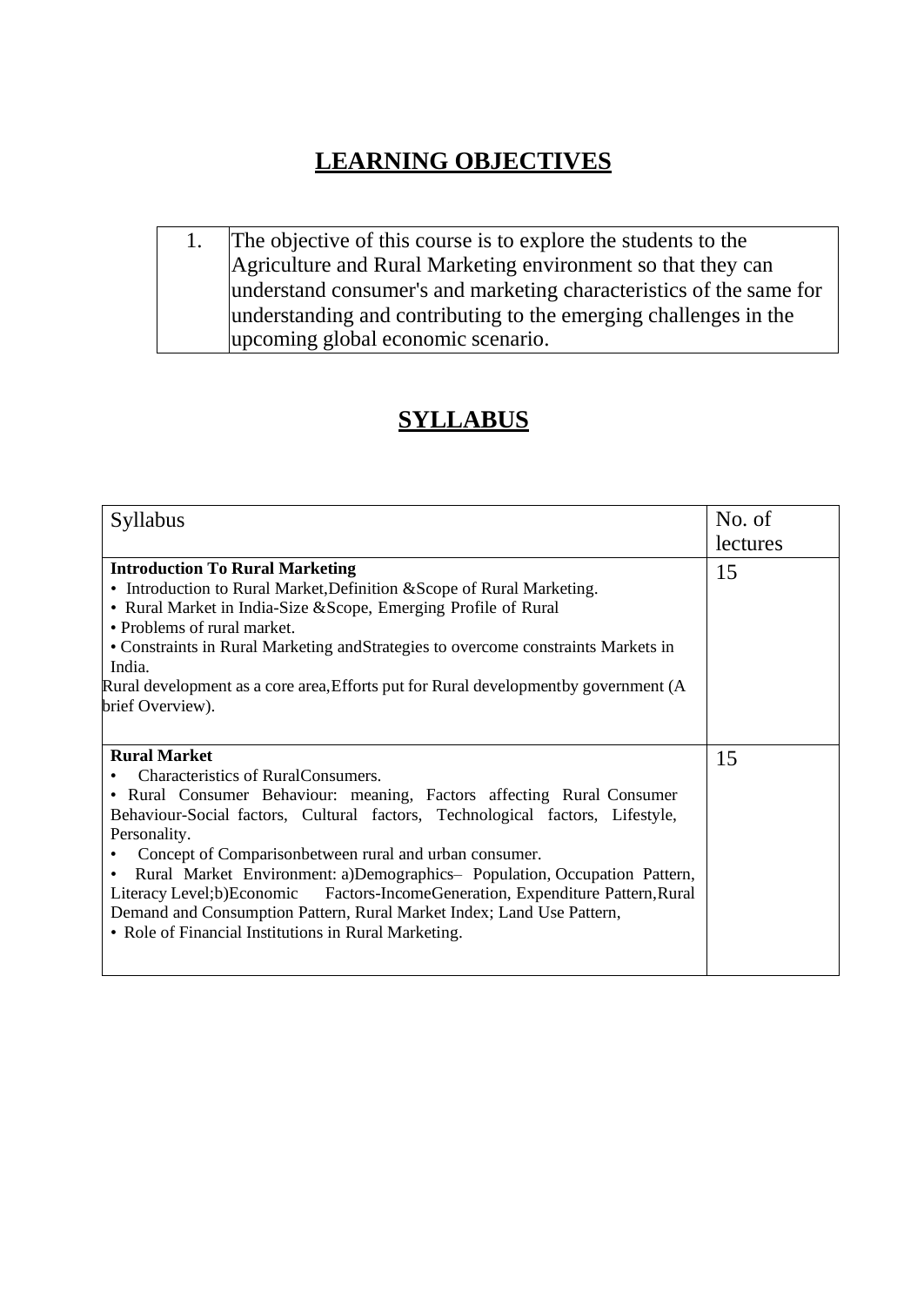## LEARNING OBJECTIVES

| 1. | The objective of this course is to explore the students to the Agriculture and Rural Marketing environment so that they can understand consumer's and marketing characteristics of the same for understanding and contributing to the emerging challenges in the upcoming global economic scenario. |
|---|---|

## SYLLABUS

| Syllabus | No. of lectures |
|---|---|
| **Introduction To Rural Marketing**<br>• Introduction to Rural Market,Definition &Scope of Rural Marketing.<br>• Rural Market in India-Size &Scope, Emerging Profile of Rural<br>• Problems of rural market.<br>• Constraints in Rural Marketing andStrategies to overcome constraints Markets in India.<br>Rural development as a core area,Efforts put for Rural developmentby government (A brief Overview). | 15 |
| **Rural Market**<br>• Characteristics of RuralConsumers.<br>• Rural Consumer Behaviour: meaning, Factors affecting Rural Consumer Behaviour-Social factors, Cultural factors, Technological factors, Lifestyle, Personality.<br>• Concept of Comparisonbetween rural and urban consumer.<br>• Rural Market Environment: a)Demographics– Population, Occupation Pattern, Literacy Level;b)Economic Factors-IncomeGeneration, Expenditure Pattern,Rural Demand and Consumption Pattern, Rural Market Index; Land Use Pattern,<br>• Role of Financial Institutions in Rural Marketing. | 15 |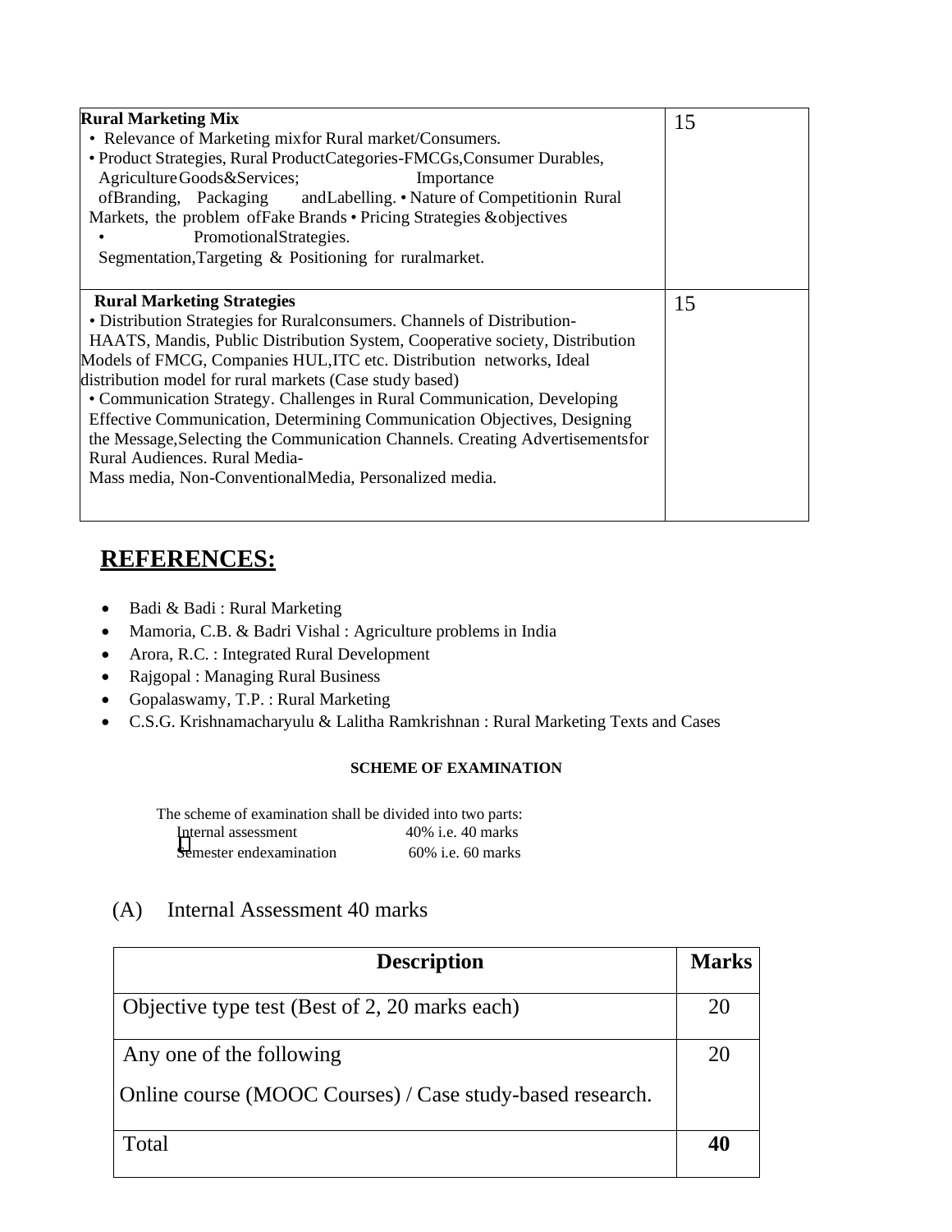| | |
|---|---|
| **Rural Marketing Mix**<br>• Relevance of Marketing mixfor Rural market/Consumers.<br>• Product Strategies, Rural ProductCategories-FMCGs,Consumer Durables, AgricultureGoods&Services; Importance ofBranding, Packaging andLabelling. • Nature of Competitionin Rural Markets, the problem ofFake Brands • Pricing Strategies &objectives<br>• PromotionalStrategies.<br>Segmentation,Targeting & Positioning for ruralmarket. | 15 |
| **Rural Marketing Strategies**<br>• Distribution Strategies for Ruralconsumers. Channels of Distribution-HAATS, Mandis, Public Distribution System, Cooperative society, Distribution Models of FMCG, Companies HUL,ITC etc. Distribution networks, Ideal distribution model for rural markets (Case study based)<br>• Communication Strategy. Challenges in Rural Communication, Developing Effective Communication, Determining Communication Objectives, Designing the Message,Selecting the Communication Channels. Creating Advertisementsfor Rural Audiences. Rural Media-<br>Mass media, Non-ConventionalMedia, Personalized media. | 15 |

## **REFERENCES:**

- Badi & Badi : Rural Marketing
- Mamoria, C.B. & Badri Vishal : Agriculture problems in India
- Arora, R.C. : Integrated Rural Development
- Rajgopal : Managing Rural Business
- Gopalaswamy, T.P. : Rural Marketing
- C.S.G. Krishnamacharyulu & Lalitha Ramkrishnan : Rural Marketing Texts and Cases

**SCHEME OF EXAMINATION**

The scheme of examination shall be divided into two parts:

- Internal assessment 40% i.e. 40 marks
- Semester endexamination 60% i.e. 60 marks

(A) Internal Assessment 40 marks

| **Description** | **Marks** |
|---|---|
| Objective type test (Best of 2, 20 marks each) | 20 |
| Any one of the following<br>Online course (MOOC Courses) / Case study-based research. | 20 |
| Total | **40** |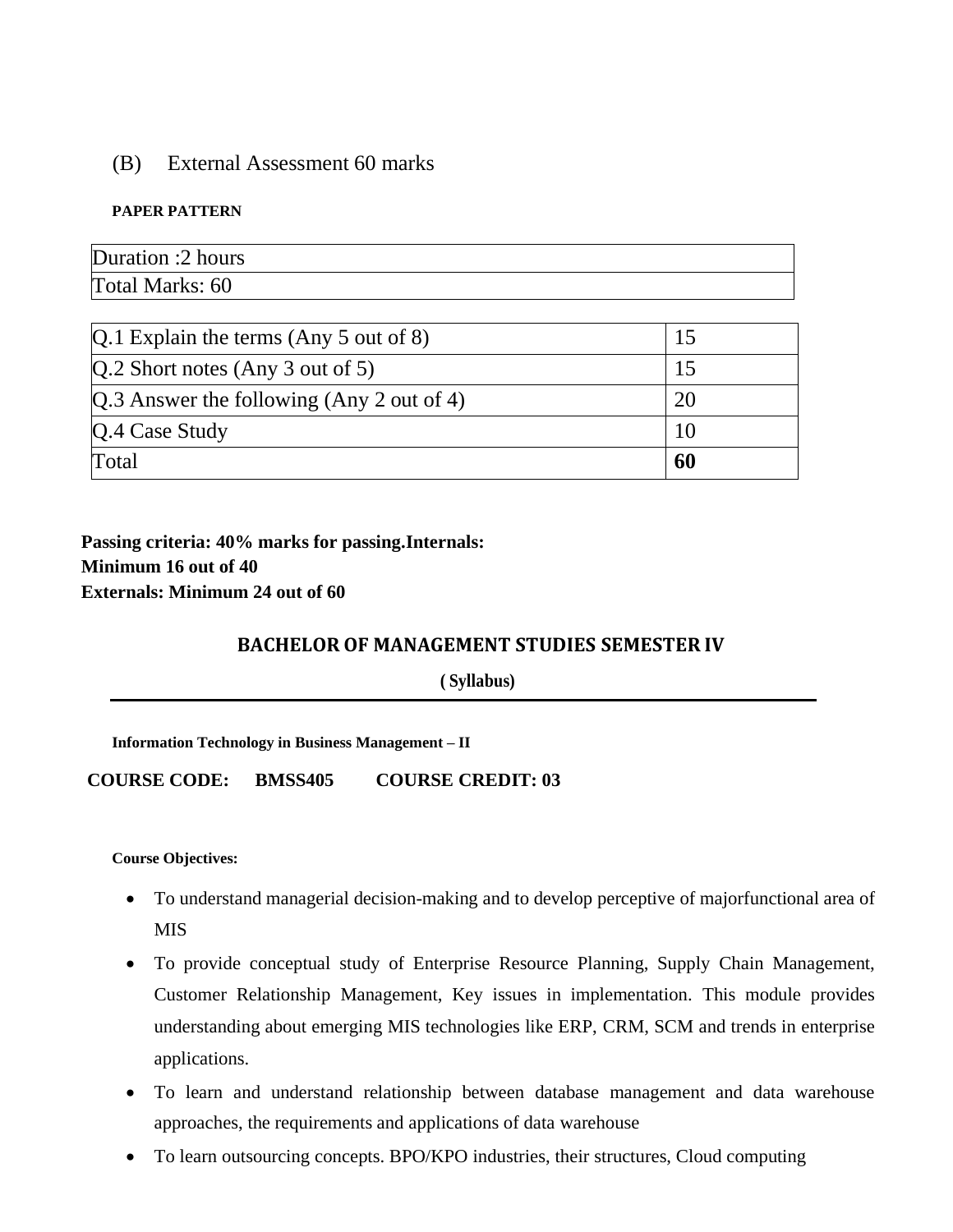(B) External Assessment 60 marks

**PAPER PATTERN**

| Duration :2 hours |
|---|
| Total Marks: 60 |

| | |
|---|---|
| Q.1 Explain the terms (Any 5 out of 8) | 15 |
| Q.2 Short notes (Any 3 out of 5) | 15 |
| Q.3 Answer the following (Any 2 out of 4) | 20 |
| Q.4 Case Study | 10 |
| Total | **60** |

**Passing criteria: 40% marks for passing.Internals:**
**Minimum 16 out of 40**
**Externals: Minimum 24 out of 60**

## BACHELOR OF MANAGEMENT STUDIES SEMESTER IV

**( Syllabus)**

**Information Technology in Business Management – II**

**COURSE CODE: BMSS405 COURSE CREDIT: 03**

**Course Objectives:**

- To understand managerial decision-making and to develop perceptive of majorfunctional area of MIS
- To provide conceptual study of Enterprise Resource Planning, Supply Chain Management, Customer Relationship Management, Key issues in implementation. This module provides understanding about emerging MIS technologies like ERP, CRM, SCM and trends in enterprise applications.
- To learn and understand relationship between database management and data warehouse approaches, the requirements and applications of data warehouse
- To learn outsourcing concepts. BPO/KPO industries, their structures, Cloud computing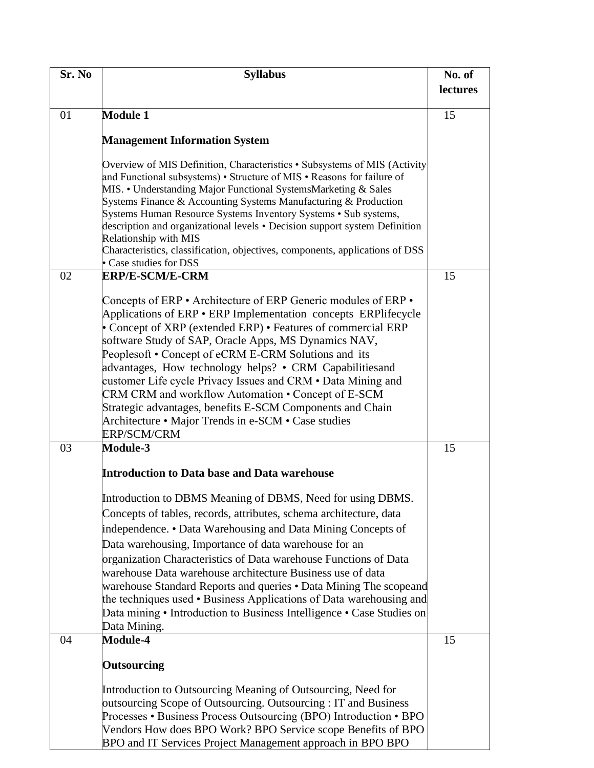| Sr. No | Syllabus | No. of lectures |
|---|---|---|
| 01 | **Module 1**<br><br>**Management Information System**<br><br>Overview of MIS Definition, Characteristics • Subsystems of MIS (Activity and Functional subsystems) • Structure of MIS • Reasons for failure of MIS. • Understanding Major Functional SystemsMarketing & Sales Systems Finance & Accounting Systems Manufacturing & Production Systems Human Resource Systems Inventory Systems • Sub systems, description and organizational levels • Decision support system Definition Relationship with MIS<br>Characteristics, classification, objectives, components, applications of DSS • Case studies for DSS | 15 |
| 02 | **ERP/E-SCM/E-CRM**<br><br>Concepts of ERP • Architecture of ERP Generic modules of ERP • Applications of ERP • ERP Implementation concepts ERPlifecycle • Concept of XRP (extended ERP) • Features of commercial ERP software Study of SAP, Oracle Apps, MS Dynamics NAV, Peoplesoft • Concept of eCRM E-CRM Solutions and its advantages, How technology helps? • CRM Capabilitiesand customer Life cycle Privacy Issues and CRM • Data Mining and CRM CRM and workflow Automation • Concept of E-SCM Strategic advantages, benefits E-SCM Components and Chain Architecture • Major Trends in e-SCM • Case studies ERP/SCM/CRM | 15 |
| 03 | **Module-3**<br><br>**Introduction to Data base and Data warehouse**<br><br>Introduction to DBMS Meaning of DBMS, Need for using DBMS. Concepts of tables, records, attributes, schema architecture, data independence. • Data Warehousing and Data Mining Concepts of Data warehousing, Importance of data warehouse for an organization Characteristics of Data warehouse Functions of Data warehouse Data warehouse architecture Business use of data warehouse Standard Reports and queries • Data Mining The scopeand the techniques used • Business Applications of Data warehousing and Data mining • Introduction to Business Intelligence • Case Studies on Data Mining. | 15 |
| 04 | **Module-4**<br><br>**Outsourcing**<br><br>Introduction to Outsourcing Meaning of Outsourcing, Need for outsourcing Scope of Outsourcing. Outsourcing : IT and Business Processes • Business Process Outsourcing (BPO) Introduction • BPO Vendors How does BPO Work? BPO Service scope Benefits of BPO BPO and IT Services Project Management approach in BPO BPO | 15 |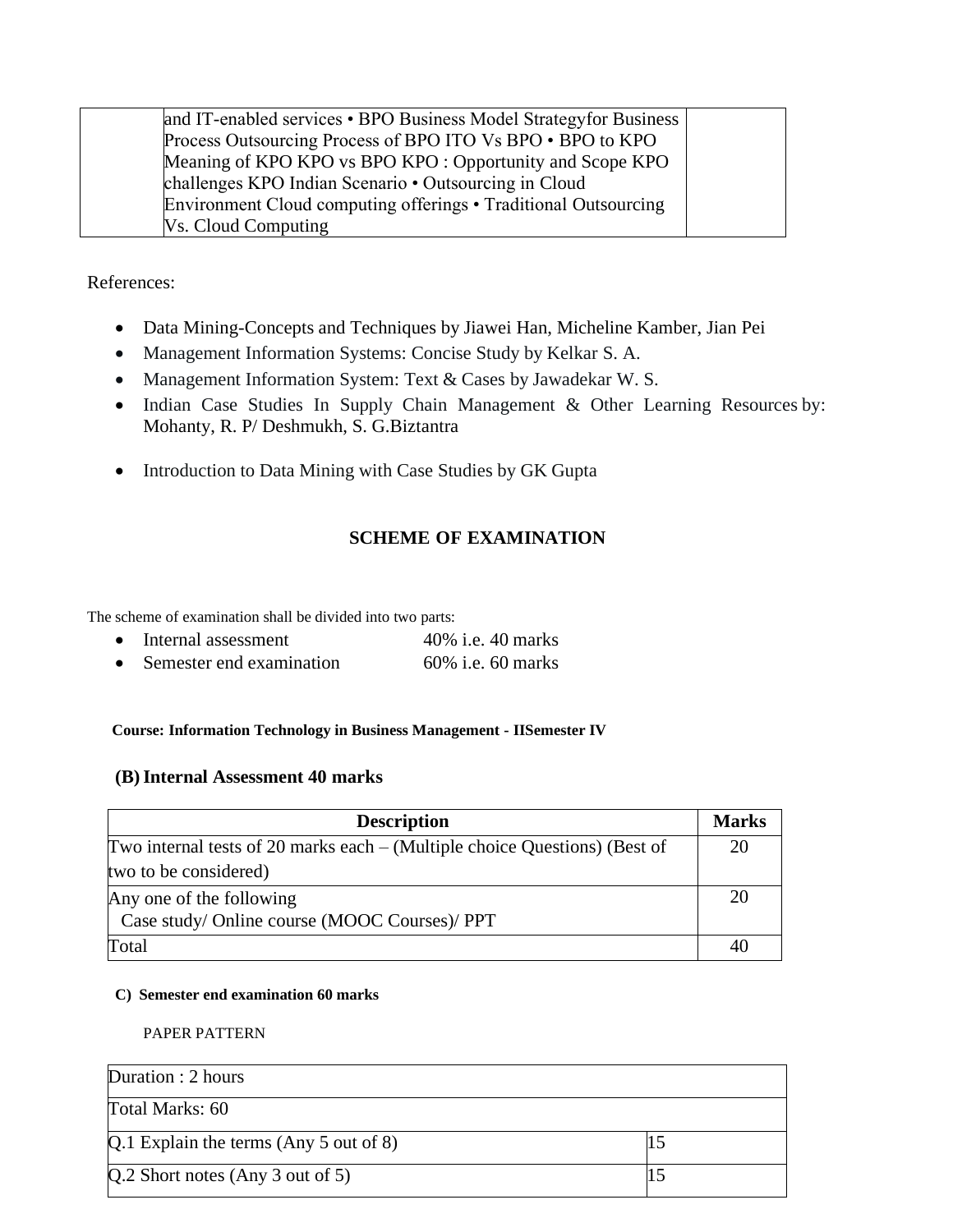| | and IT-enabled services • BPO Business Model Strategyfor Business Process Outsourcing Process of BPO ITO Vs BPO • BPO to KPO Meaning of KPO KPO vs BPO KPO : Opportunity and Scope KPO challenges KPO Indian Scenario • Outsourcing in Cloud Environment Cloud computing offerings • Traditional Outsourcing Vs. Cloud Computing | |
|---|---|---|

References:

- Data Mining-Concepts and Techniques by Jiawei Han, Micheline Kamber, Jian Pei
- Management Information Systems: Concise Study by Kelkar S. A.
- Management Information System: Text & Cases by Jawadekar W. S.
- Indian Case Studies In Supply Chain Management & Other Learning Resources by: Mohanty, R. P/ Deshmukh, S. G.Biztantra
- Introduction to Data Mining with Case Studies by GK Gupta

## SCHEME OF EXAMINATION

The scheme of examination shall be divided into two parts:

- Internal assessment 40% i.e. 40 marks
- Semester end examination 60% i.e. 60 marks

**Course: Information Technology in Business Management - IISemester IV**

### (B) Internal Assessment 40 marks

| Description | Marks |
|---|---|
| Two internal tests of 20 marks each – (Multiple choice Questions) (Best of two to be considered) | 20 |
| Any one of the following<br>Case study/ Online course (MOOC Courses)/ PPT | 20 |
| Total | 40 |

**C) Semester end examination 60 marks**

PAPER PATTERN

| Duration : 2 hours | |
|---|---|
| Total Marks: 60 | |
| Q.1 Explain the terms (Any 5 out of 8) | 15 |
| Q.2 Short notes (Any 3 out of 5) | 15 |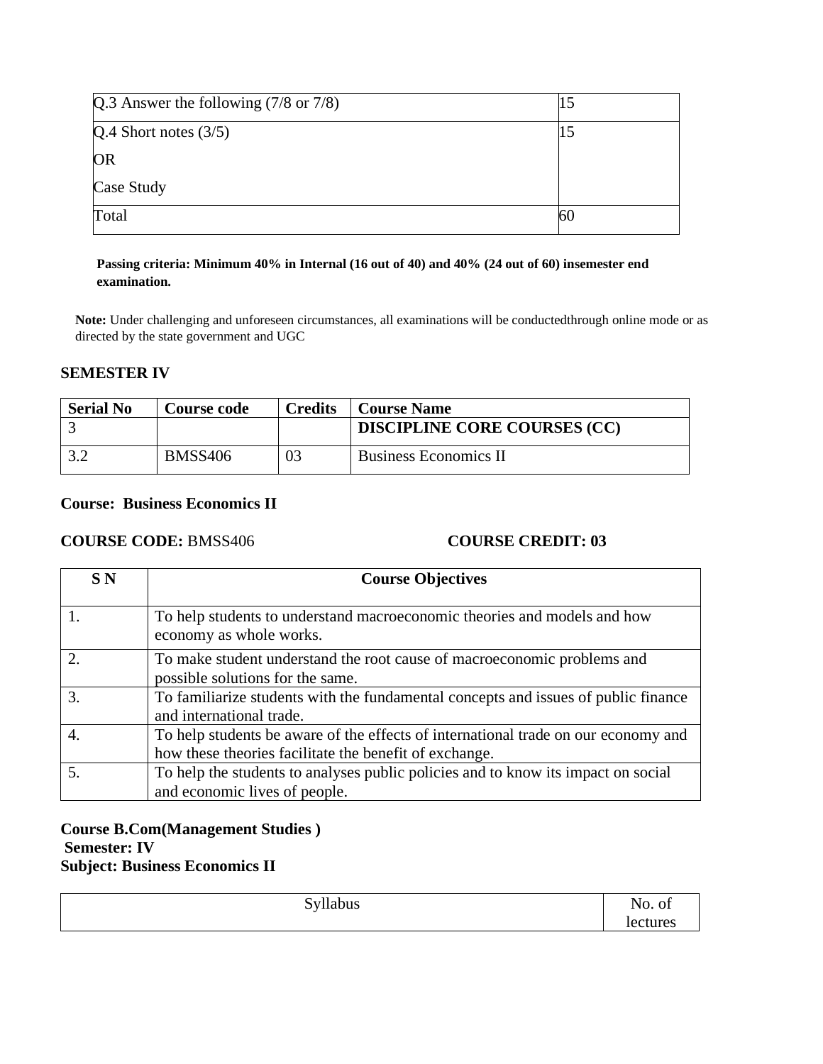| Q.3 Answer the following (7/8 or 7/8) | 15 |
|---|---|
| Q.4 Short notes (3/5)<br>OR<br>Case Study | 15 |
| Total | 60 |

**Passing criteria: Minimum 40% in Internal (16 out of 40) and 40% (24 out of 60) insemester end examination.**

**Note:** Under challenging and unforeseen circumstances, all examinations will be conductedthrough online mode or as directed by the state government and UGC

## SEMESTER IV

| Serial No | Course code | Credits | Course Name |
|---|---|---|---|
| 3 | | | **DISCIPLINE CORE COURSES (CC)** |
| 3.2 | BMSS406 | 03 | Business Economics II |

**Course: Business Economics II**

**COURSE CODE:** BMSS406 **COURSE CREDIT: 03**

| S N | Course Objectives |
|---|---|
| 1. | To help students to understand macroeconomic theories and models and how economy as whole works. |
| 2. | To make student understand the root cause of macroeconomic problems and possible solutions for the same. |
| 3. | To familiarize students with the fundamental concepts and issues of public finance and international trade. |
| 4. | To help students be aware of the effects of international trade on our economy and how these theories facilitate the benefit of exchange. |
| 5. | To help the students to analyses public policies and to know its impact on social and economic lives of people. |

**Course B.Com(Management Studies )**
**Semester: IV**
**Subject: Business Economics II**

| Syllabus | No. of lectures |
|---|---|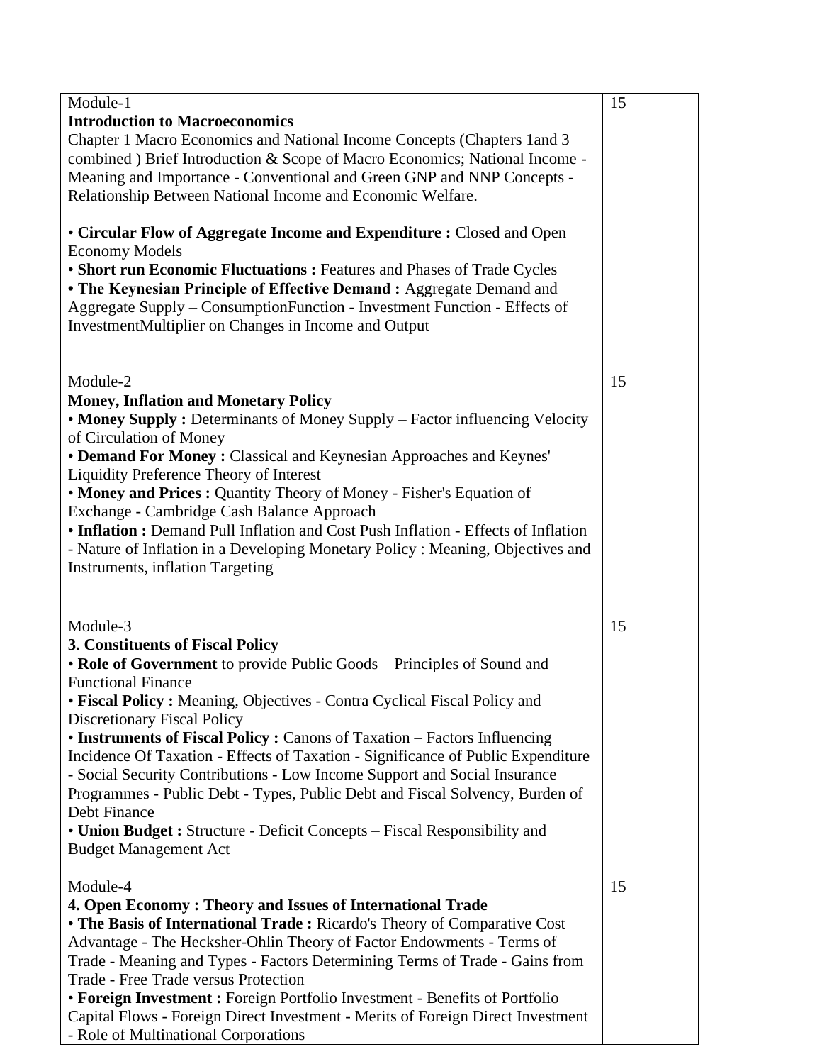| | |
|---|---|
| Module-1<br>**Introduction to Macroeconomics**<br>Chapter 1 Macro Economics and National Income Concepts (Chapters 1and 3 combined ) Brief Introduction & Scope of Macro Economics; National Income - Meaning and Importance - Conventional and Green GNP and NNP Concepts - Relationship Between National Income and Economic Welfare.<br><br>• **Circular Flow of Aggregate Income and Expenditure :** Closed and Open Economy Models<br>• **Short run Economic Fluctuations :** Features and Phases of Trade Cycles<br>**• The Keynesian Principle of Effective Demand :** Aggregate Demand and Aggregate Supply – ConsumptionFunction - Investment Function - Effects of InvestmentMultiplier on Changes in Income and Output | 15 |
| Module-2<br>**Money, Inflation and Monetary Policy**<br>• **Money Supply :** Determinants of Money Supply – Factor influencing Velocity of Circulation of Money<br>• **Demand For Money :** Classical and Keynesian Approaches and Keynes' Liquidity Preference Theory of Interest<br>• **Money and Prices :** Quantity Theory of Money - Fisher's Equation of Exchange - Cambridge Cash Balance Approach<br>• **Inflation :** Demand Pull Inflation and Cost Push Inflation - Effects of Inflation - Nature of Inflation in a Developing Monetary Policy : Meaning, Objectives and Instruments, inflation Targeting | 15 |
| Module-3<br>**3. Constituents of Fiscal Policy**<br>• **Role of Government** to provide Public Goods – Principles of Sound and Functional Finance<br>• **Fiscal Policy :** Meaning, Objectives - Contra Cyclical Fiscal Policy and Discretionary Fiscal Policy<br>• **Instruments of Fiscal Policy :** Canons of Taxation – Factors Influencing Incidence Of Taxation - Effects of Taxation - Significance of Public Expenditure - Social Security Contributions - Low Income Support and Social Insurance Programmes - Public Debt - Types, Public Debt and Fiscal Solvency, Burden of Debt Finance<br>• **Union Budget :** Structure - Deficit Concepts – Fiscal Responsibility and Budget Management Act | 15 |
| Module-4<br>**4. Open Economy : Theory and Issues of International Trade**<br>• **The Basis of International Trade :** Ricardo's Theory of Comparative Cost Advantage - The Hecksher-Ohlin Theory of Factor Endowments - Terms of Trade - Meaning and Types - Factors Determining Terms of Trade - Gains from Trade - Free Trade versus Protection<br>• **Foreign Investment :** Foreign Portfolio Investment - Benefits of Portfolio Capital Flows - Foreign Direct Investment - Merits of Foreign Direct Investment - Role of Multinational Corporations | 15 |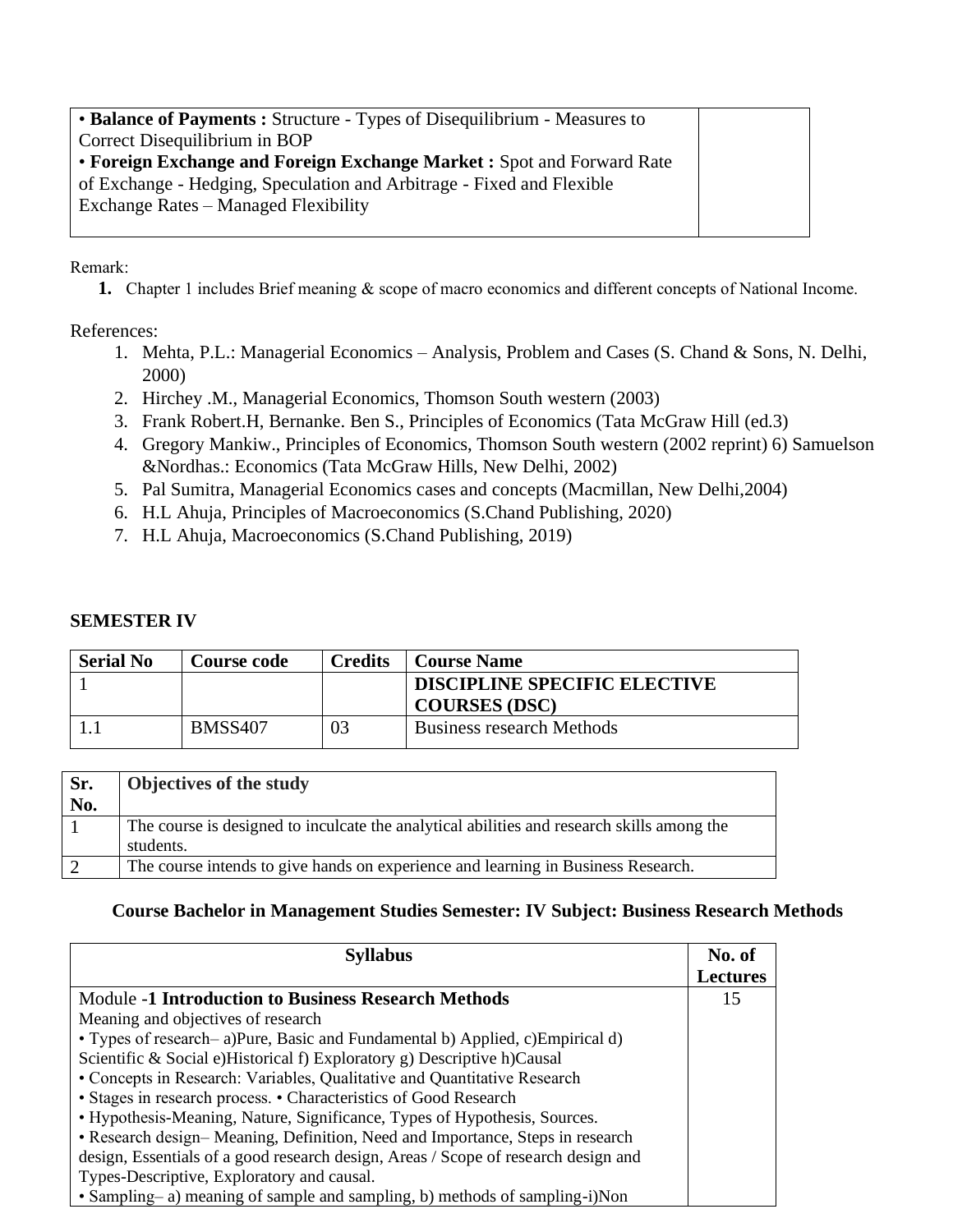| | |
|---|---|
| • **Balance of Payments :** Structure - Types of Disequilibrium - Measures to Correct Disequilibrium in BOP<br>• **Foreign Exchange and Foreign Exchange Market :** Spot and Forward Rate of Exchange - Hedging, Speculation and Arbitrage - Fixed and Flexible Exchange Rates – Managed Flexibility | |

Remark:

1. Chapter 1 includes Brief meaning & scope of macro economics and different concepts of National Income.

References:

1. Mehta, P.L.: Managerial Economics – Analysis, Problem and Cases (S. Chand & Sons, N. Delhi, 2000)
2. Hirchey .M., Managerial Economics, Thomson South western (2003)
3. Frank Robert.H, Bernanke. Ben S., Principles of Economics (Tata McGraw Hill (ed.3)
4. Gregory Mankiw., Principles of Economics, Thomson South western (2002 reprint) 6) Samuelson &Nordhas.: Economics (Tata McGraw Hills, New Delhi, 2002)
5. Pal Sumitra, Managerial Economics cases and concepts (Macmillan, New Delhi,2004)
6. H.L Ahuja, Principles of Macroeconomics (S.Chand Publishing, 2020)
7. H.L Ahuja, Macroeconomics (S.Chand Publishing, 2019)

**SEMESTER IV**

| Serial No | Course code | Credits | Course Name |
|---|---|---|---|
| 1 | | | **DISCIPLINE SPECIFIC ELECTIVE COURSES (DSC)** |
| 1.1 | BMSS407 | 03 | Business research Methods |

| Sr. No. | Objectives of the study |
|---|---|
| 1 | The course is designed to inculcate the analytical abilities and research skills among the students. |
| 2 | The course intends to give hands on experience and learning in Business Research. |

**Course Bachelor in Management Studies Semester: IV Subject: Business Research Methods**

| Syllabus | No. of Lectures |
|---|---|
| Module -**1 Introduction to Business Research Methods**<br>Meaning and objectives of research<br>• Types of research– a)Pure, Basic and Fundamental b) Applied, c)Empirical d) Scientific & Social e)Historical f) Exploratory g) Descriptive h)Causal<br>• Concepts in Research: Variables, Qualitative and Quantitative Research<br>• Stages in research process. • Characteristics of Good Research<br>• Hypothesis-Meaning, Nature, Significance, Types of Hypothesis, Sources.<br>• Research design– Meaning, Definition, Need and Importance, Steps in research design, Essentials of a good research design, Areas / Scope of research design and Types-Descriptive, Exploratory and causal.<br>• Sampling– a) meaning of sample and sampling, b) methods of sampling-i)Non | 15 |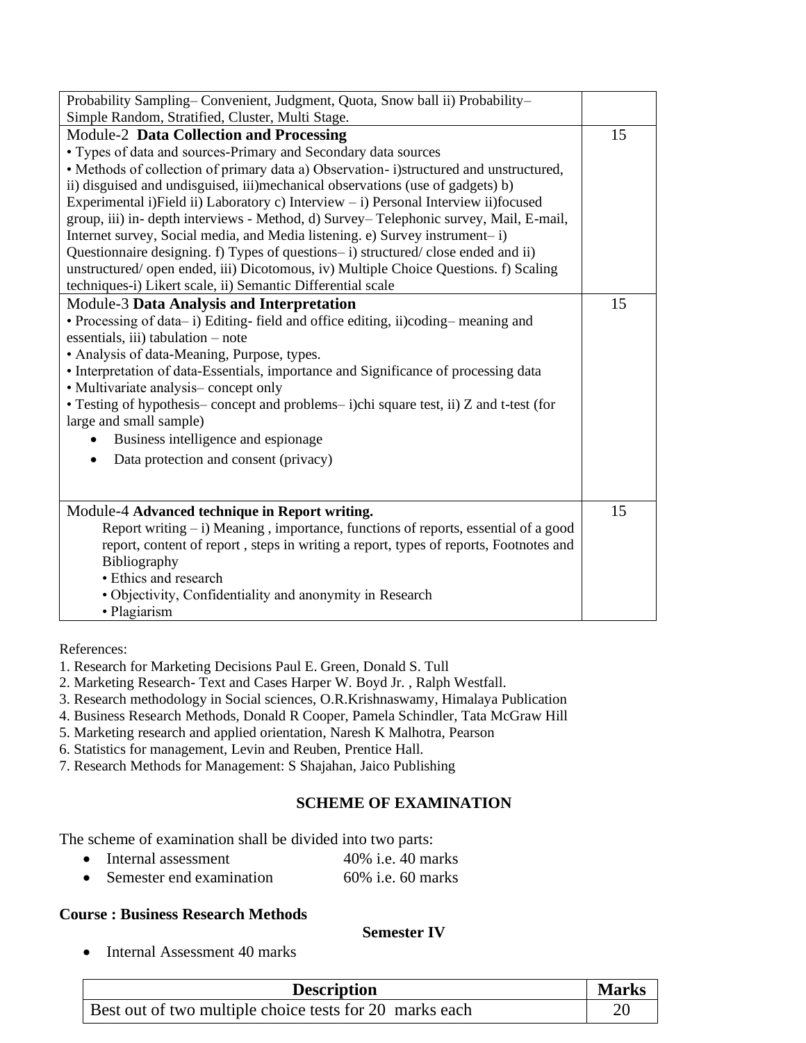| | |
|---|---|
| Probability Sampling– Convenient, Judgment, Quota, Snow ball ii) Probability– Simple Random, Stratified, Cluster, Multi Stage. | |
| Module-2 **Data Collection and Processing**<br>• Types of data and sources-Primary and Secondary data sources<br>• Methods of collection of primary data a) Observation- i)structured and unstructured, ii) disguised and undisguised, iii)mechanical observations (use of gadgets) b) Experimental i)Field ii) Laboratory c) Interview – i) Personal Interview ii)focused group, iii) in- depth interviews - Method, d) Survey– Telephonic survey, Mail, E-mail, Internet survey, Social media, and Media listening. e) Survey instrument– i) Questionnaire designing. f) Types of questions– i) structured/ close ended and ii) unstructured/ open ended, iii) Dicotomous, iv) Multiple Choice Questions. f) Scaling techniques-i) Likert scale, ii) Semantic Differential scale | 15 |
| Module-3 **Data Analysis and Interpretation**<br>• Processing of data– i) Editing- field and office editing, ii)coding– meaning and essentials, iii) tabulation – note<br>• Analysis of data-Meaning, Purpose, types.<br>• Interpretation of data-Essentials, importance and Significance of processing data<br>• Multivariate analysis– concept only<br>• Testing of hypothesis– concept and problems– i)chi square test, ii) Z and t-test (for large and small sample)<br>• Business intelligence and espionage<br>• Data protection and consent (privacy) | 15 |
| Module-4 **Advanced technique in Report writing.**<br>Report writing – i) Meaning , importance, functions of reports, essential of a good report, content of report , steps in writing a report, types of reports, Footnotes and Bibliography<br>• Ethics and research<br>• Objectivity, Confidentiality and anonymity in Research<br>• Plagiarism | 15 |

References:
1. Research for Marketing Decisions Paul E. Green, Donald S. Tull
2. Marketing Research- Text and Cases Harper W. Boyd Jr. , Ralph Westfall.
3. Research methodology in Social sciences, O.R.Krishnaswamy, Himalaya Publication
4. Business Research Methods, Donald R Cooper, Pamela Schindler, Tata McGraw Hill
5. Marketing research and applied orientation, Naresh K Malhotra, Pearson
6. Statistics for management, Levin and Reuben, Prentice Hall.
7. Research Methods for Management: S Shajahan, Jaico Publishing

## SCHEME OF EXAMINATION

The scheme of examination shall be divided into two parts:

- Internal assessment 40% i.e. 40 marks
- Semester end examination 60% i.e. 60 marks

**Course : Business Research Methods**

**Semester IV**

- Internal Assessment 40 marks

| Description | Marks |
|---|---|
| Best out of two multiple choice tests for 20 marks each | 20 |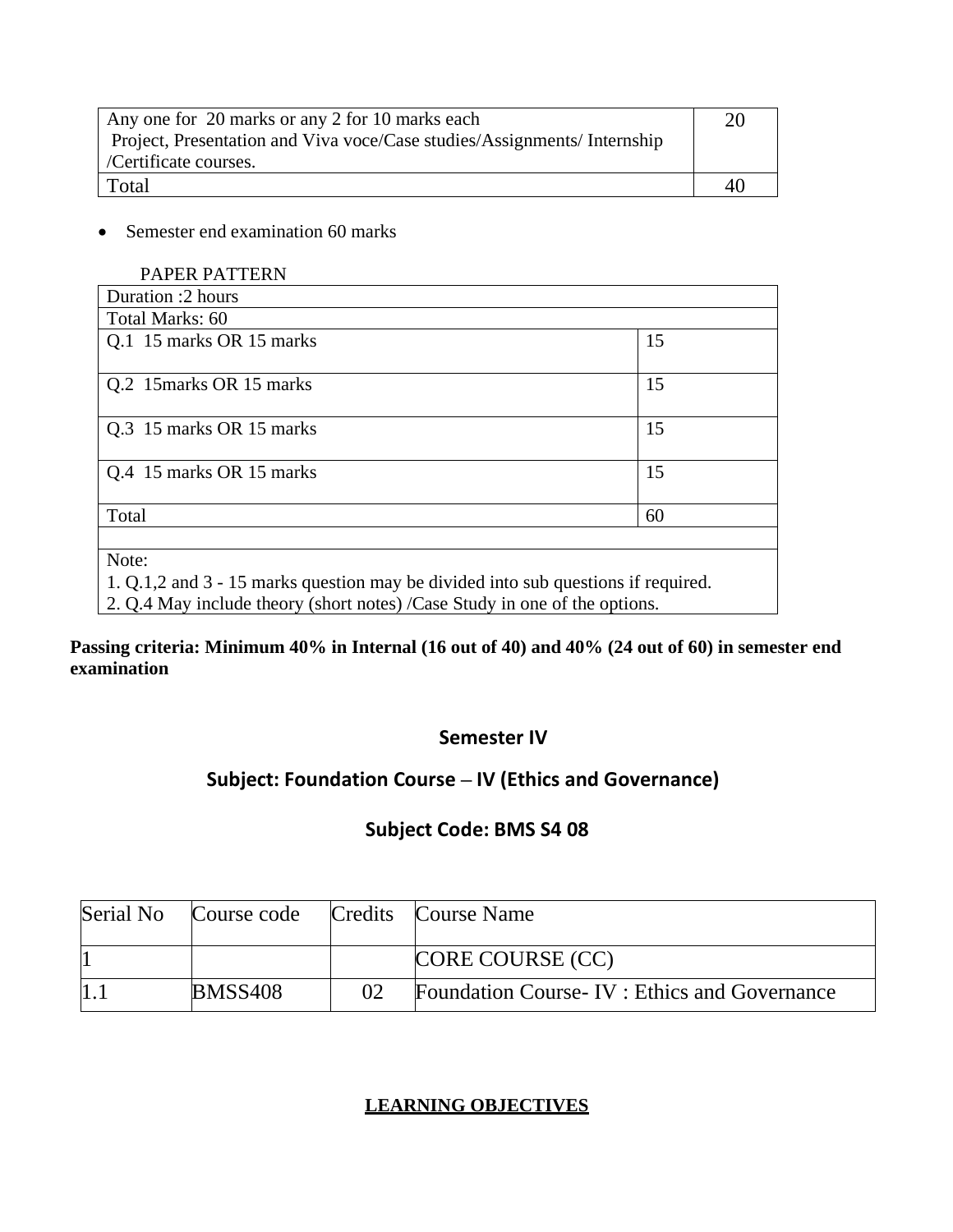| | |
|---|---|
| Any one for 20 marks or any 2 for 10 marks each<br>Project, Presentation and Viva voce/Case studies/Assignments/ Internship /Certificate courses. | 20 |
| Total | 40 |

- Semester end examination 60 marks

PAPER PATTERN

| Duration :2 hours | |
|---|---|
| Total Marks: 60 | |
| Q.1 15 marks OR 15 marks | 15 |
| Q.2 15marks OR 15 marks | 15 |
| Q.3 15 marks OR 15 marks | 15 |
| Q.4 15 marks OR 15 marks | 15 |
| Total | 60 |
| | |
| Note:<br>1. Q.1,2 and 3 - 15 marks question may be divided into sub questions if required.<br>2. Q.4 May include theory (short notes) /Case Study in one of the options. | |

**Passing criteria: Minimum 40% in Internal (16 out of 40) and 40% (24 out of 60) in semester end examination**

## Semester IV

## Subject: Foundation Course – IV (Ethics and Governance)

## Subject Code: BMS S4 08

| Serial No | Course code | Credits | Course Name |
|---|---|---|---|
| 1 | | | CORE COURSE (CC) |
| 1.1 | BMSS408 | 02 | Foundation Course- IV : Ethics and Governance |

**LEARNING OBJECTIVES**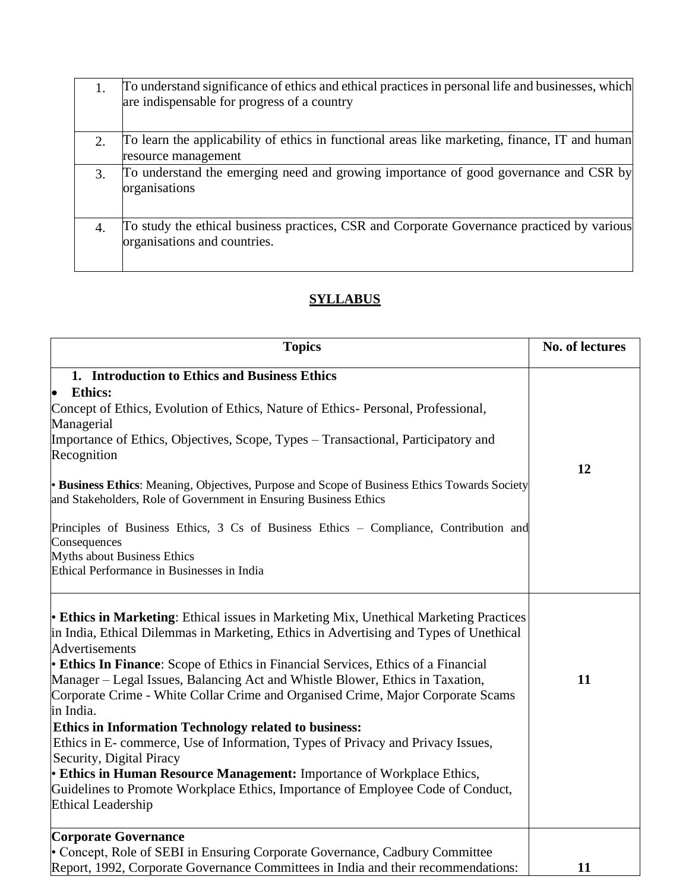| | |
|---|---|
| 1. | To understand significance of ethics and ethical practices in personal life and businesses, which are indispensable for progress of a country |
| 2. | To learn the applicability of ethics in functional areas like marketing, finance, IT and human resource management |
| 3. | To understand the emerging need and growing importance of good governance and CSR by organisations |
| 4. | To study the ethical business practices, CSR and Corporate Governance practiced by various organisations and countries. |

## SYLLABUS

| Topics | No. of lectures |
|---|---|
| **1. Introduction to Ethics and Business Ethics**<br>• **Ethics:**<br>Concept of Ethics, Evolution of Ethics, Nature of Ethics- Personal, Professional, Managerial<br>Importance of Ethics, Objectives, Scope, Types – Transactional, Participatory and Recognition<br><br>• **Business Ethics**: Meaning, Objectives, Purpose and Scope of Business Ethics Towards Society and Stakeholders, Role of Government in Ensuring Business Ethics<br><br>Principles of Business Ethics, 3 Cs of Business Ethics – Compliance, Contribution and Consequences<br>Myths about Business Ethics<br>Ethical Performance in Businesses in India | **12** |
| • **Ethics in Marketing**: Ethical issues in Marketing Mix, Unethical Marketing Practices in India, Ethical Dilemmas in Marketing, Ethics in Advertising and Types of Unethical Advertisements<br>• **Ethics In Finance**: Scope of Ethics in Financial Services, Ethics of a Financial Manager – Legal Issues, Balancing Act and Whistle Blower, Ethics in Taxation, Corporate Crime - White Collar Crime and Organised Crime, Major Corporate Scams in India.<br>**Ethics in Information Technology related to business:**<br>Ethics in E- commerce, Use of Information, Types of Privacy and Privacy Issues, Security, Digital Piracy<br>• **Ethics in Human Resource Management:** Importance of Workplace Ethics, Guidelines to Promote Workplace Ethics, Importance of Employee Code of Conduct, Ethical Leadership | **11** |
| **Corporate Governance**<br>• Concept, Role of SEBI in Ensuring Corporate Governance, Cadbury Committee Report, 1992, Corporate Governance Committees in India and their recommendations: | **11** |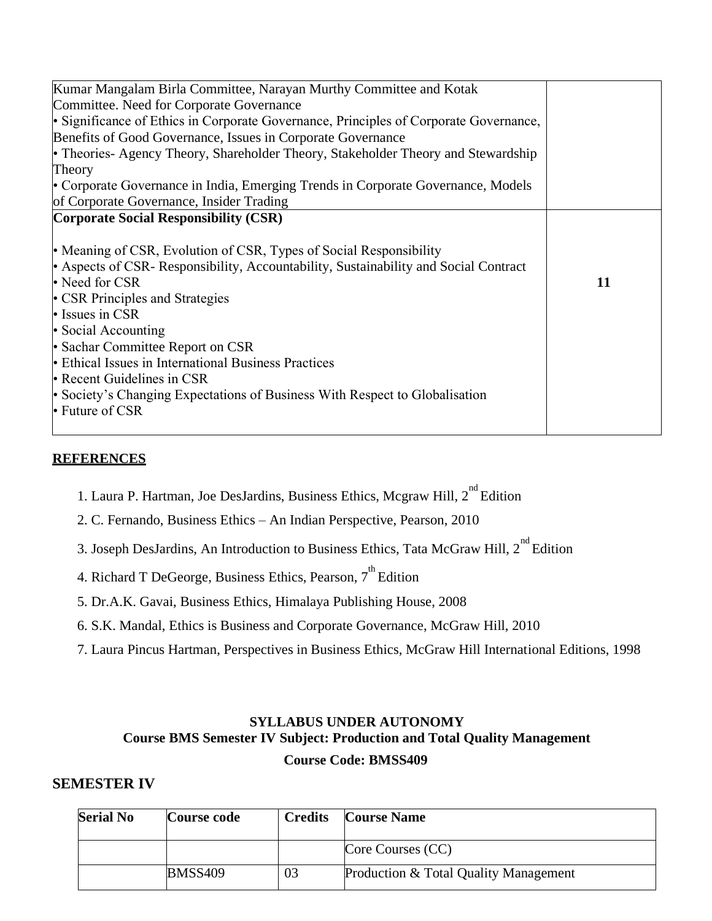| | |
|---|---|
| Kumar Mangalam Birla Committee, Narayan Murthy Committee and Kotak Committee. Need for Corporate Governance<br>• Significance of Ethics in Corporate Governance, Principles of Corporate Governance, Benefits of Good Governance, Issues in Corporate Governance<br>• Theories- Agency Theory, Shareholder Theory, Stakeholder Theory and Stewardship Theory<br>• Corporate Governance in India, Emerging Trends in Corporate Governance, Models of Corporate Governance, Insider Trading | |
| **Corporate Social Responsibility (CSR)**<br><br>• Meaning of CSR, Evolution of CSR, Types of Social Responsibility<br>• Aspects of CSR- Responsibility, Accountability, Sustainability and Social Contract<br>• Need for CSR<br>• CSR Principles and Strategies<br>• Issues in CSR<br>• Social Accounting<br>• Sachar Committee Report on CSR<br>• Ethical Issues in International Business Practices<br>• Recent Guidelines in CSR<br>• Society's Changing Expectations of Business With Respect to Globalisation<br>• Future of CSR | **11** |

**REFERENCES**

1. Laura P. Hartman, Joe DesJardins, Business Ethics, Mcgraw Hill, 2nd Edition
2. C. Fernando, Business Ethics – An Indian Perspective, Pearson, 2010
3. Joseph DesJardins, An Introduction to Business Ethics, Tata McGraw Hill, 2nd Edition
4. Richard T DeGeorge, Business Ethics, Pearson, 7th Edition
5. Dr.A.K. Gavai, Business Ethics, Himalaya Publishing House, 2008
6. S.K. Mandal, Ethics is Business and Corporate Governance, McGraw Hill, 2010
7. Laura Pincus Hartman, Perspectives in Business Ethics, McGraw Hill International Editions, 1998

**SYLLABUS UNDER AUTONOMY**
**Course BMS Semester IV Subject: Production and Total Quality Management**

**Course Code: BMSS409**

## SEMESTER IV

| Serial No | Course code | Credits | Course Name |
|---|---|---|---|
| | | | Core Courses (CC) |
| | BMSS409 | 03 | Production & Total Quality Management |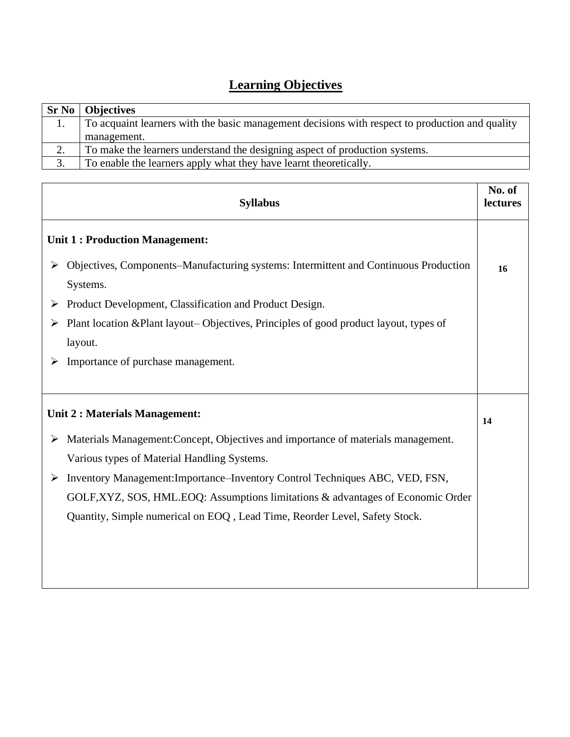## Learning Objectives

| Sr No | Objectives |
|---|---|
| 1. | To acquaint learners with the basic management decisions with respect to production and quality management. |
| 2. | To make the learners understand the designing aspect of production systems. |
| 3. | To enable the learners apply what they have learnt theoretically. |

| Syllabus | No. of lectures |
|---|---|
| **Unit 1 : Production Management:**<br>➢ Objectives, Components–Manufacturing systems: Intermittent and Continuous Production Systems.<br>➢ Product Development, Classification and Product Design.<br>➢ Plant location &Plant layout– Objectives, Principles of good product layout, types of layout.<br>➢ Importance of purchase management. | **16** |
| **Unit 2 : Materials Management:**<br>➢ Materials Management:Concept, Objectives and importance of materials management. Various types of Material Handling Systems.<br>➢ Inventory Management:Importance–Inventory Control Techniques ABC, VED, FSN, GOLF,XYZ, SOS, HML.EOQ: Assumptions limitations & advantages of Economic Order Quantity, Simple numerical on EOQ , Lead Time, Reorder Level, Safety Stock. | **14** |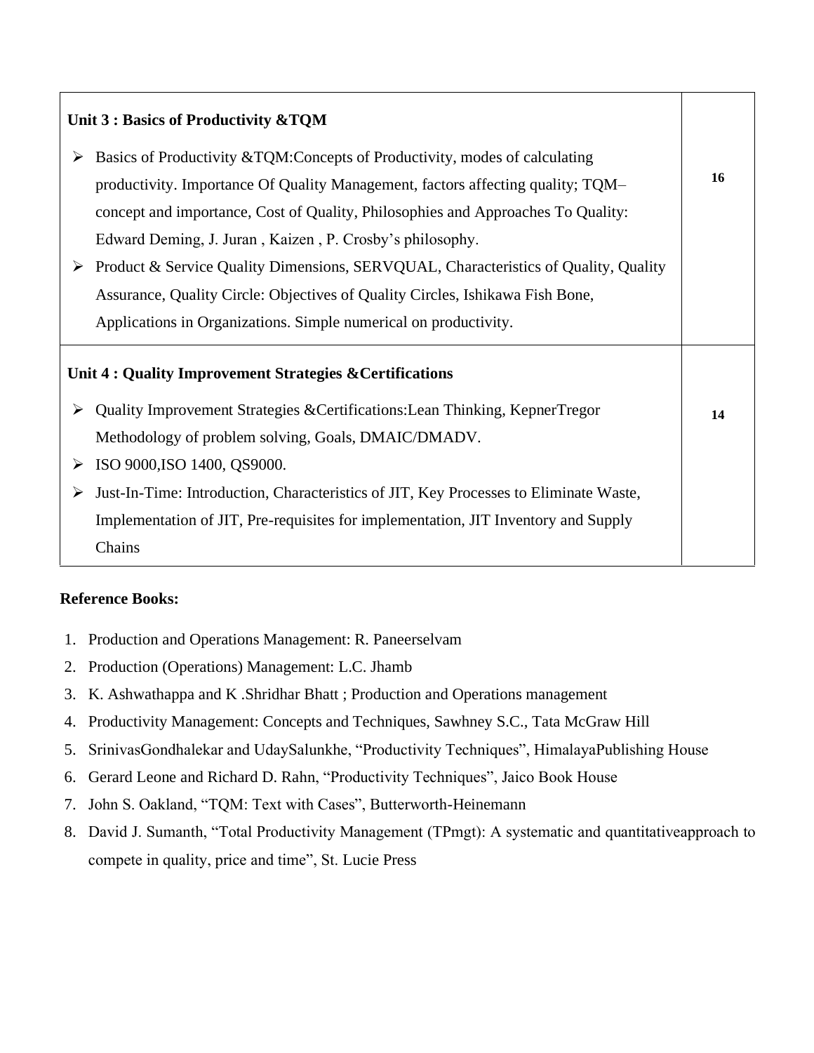| Unit 3 : Basics of Productivity &TQM | |
|---|---|
| ➢ Basics of Productivity &TQM:Concepts of Productivity, modes of calculating productivity. Importance Of Quality Management, factors affecting quality; TQM– concept and importance, Cost of Quality, Philosophies and Approaches To Quality: Edward Deming, J. Juran , Kaizen , P. Crosby's philosophy.<br>➢ Product & Service Quality Dimensions, SERVQUAL, Characteristics of Quality, Quality Assurance, Quality Circle: Objectives of Quality Circles, Ishikawa Fish Bone, Applications in Organizations. Simple numerical on productivity. | 16 |
| **Unit 4 : Quality Improvement Strategies &Certifications** | |
| ➢ Quality Improvement Strategies &Certifications:Lean Thinking, KepnerTregor Methodology of problem solving, Goals, DMAIC/DMADV.<br>➢ ISO 9000,ISO 1400, QS9000.<br>➢ Just-In-Time: Introduction, Characteristics of JIT, Key Processes to Eliminate Waste, Implementation of JIT, Pre-requisites for implementation, JIT Inventory and Supply Chains | 14 |

**Reference Books:**

1. Production and Operations Management: R. Paneerselvam
2. Production (Operations) Management: L.C. Jhamb
3. K. Ashwathappa and K .Shridhar Bhatt ; Production and Operations management
4. Productivity Management: Concepts and Techniques, Sawhney S.C., Tata McGraw Hill
5. SrinivasGondhalekar and UdaySalunkhe, "Productivity Techniques", HimalayaPublishing House
6. Gerard Leone and Richard D. Rahn, "Productivity Techniques", Jaico Book House
7. John S. Oakland, "TQM: Text with Cases", Butterworth-Heinemann
8. David J. Sumanth, "Total Productivity Management (TPmgt): A systematic and quantitativeapproach to compete in quality, price and time", St. Lucie Press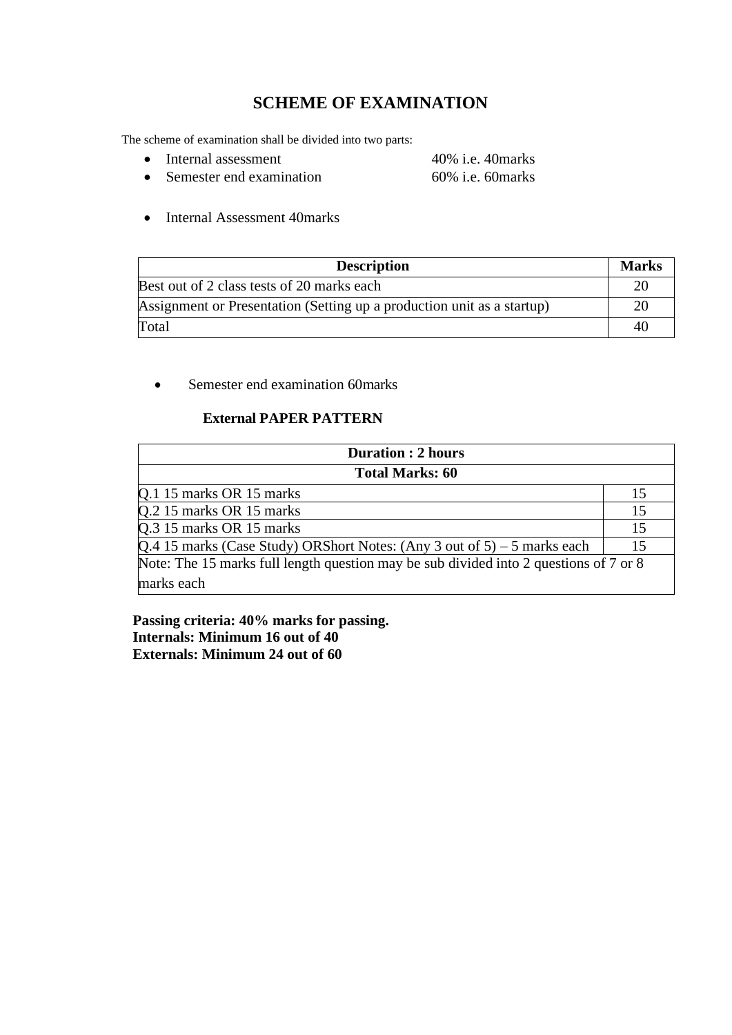# SCHEME OF EXAMINATION

The scheme of examination shall be divided into two parts:

- Internal assessment 40% i.e. 40marks
- Semester end examination 60% i.e. 60marks

- Internal Assessment 40marks

| Description | Marks |
|---|---|
| Best out of 2 class tests of 20 marks each | 20 |
| Assignment or Presentation (Setting up a production unit as a startup) | 20 |
| Total | 40 |

- Semester end examination 60marks

**External PAPER PATTERN**

| Duration : 2 hours | |
|---|---|
| **Total Marks: 60** | |
| Q.1 15 marks OR 15 marks | 15 |
| Q.2 15 marks OR 15 marks | 15 |
| Q.3 15 marks OR 15 marks | 15 |
| Q.4 15 marks (Case Study) ORShort Notes: (Any 3 out of 5) – 5 marks each | 15 |
| Note: The 15 marks full length question may be sub divided into 2 questions of 7 or 8 marks each | |

**Passing criteria: 40% marks for passing.**
**Internals: Minimum 16 out of 40**
**Externals: Minimum 24 out of 60**